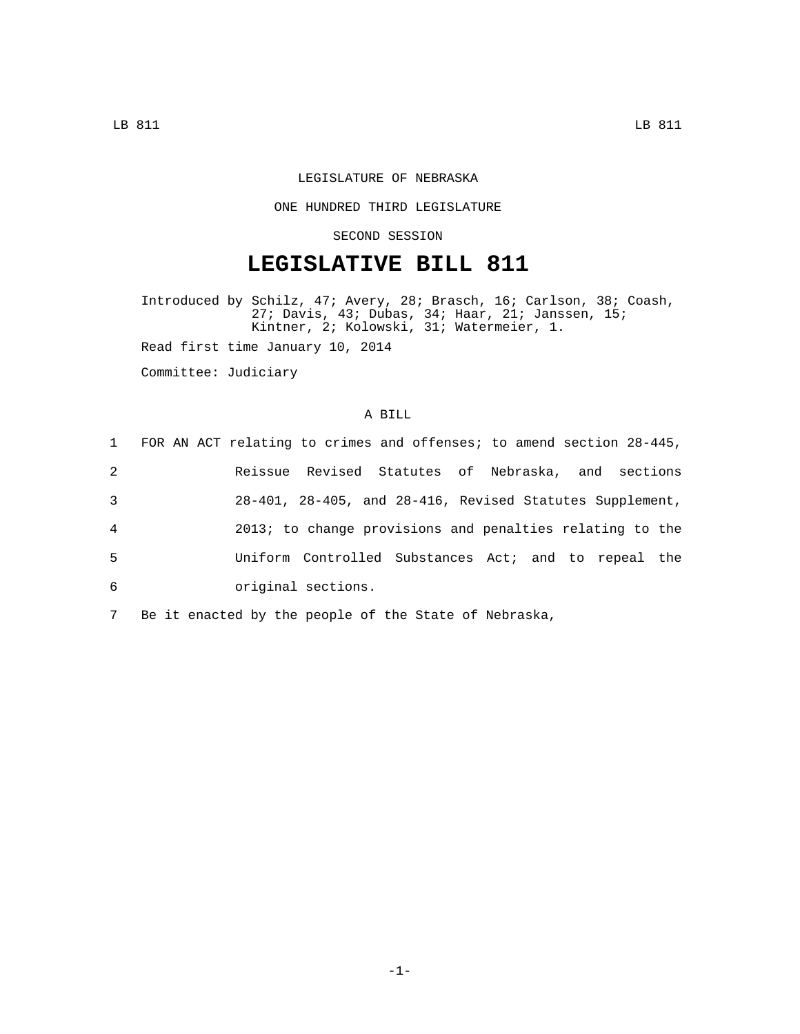LEGISLATURE OF NEBRASKA

ONE HUNDRED THIRD LEGISLATURE

SECOND SESSION

# LEGISLATIVE BILL 811

Introduced by Schilz, 47; Avery, 28; Brasch, 16; Carlson, 38; Coash, 27; Davis, 43; Dubas, 34; Haar, 21; Janssen, 15; Kintner, 2; Kolowski, 31; Watermeier, 1.

Read first time January 10, 2014

Committee: Judiciary

A BILL

1 FOR AN ACT relating to crimes and offenses; to amend section 28-445,
2 Reissue Revised Statutes of Nebraska, and sections
3 28-401, 28-405, and 28-416, Revised Statutes Supplement,
4 2013; to change provisions and penalties relating to the
5 Uniform Controlled Substances Act; and to repeal the
6 original sections.

7 Be it enacted by the people of the State of Nebraska,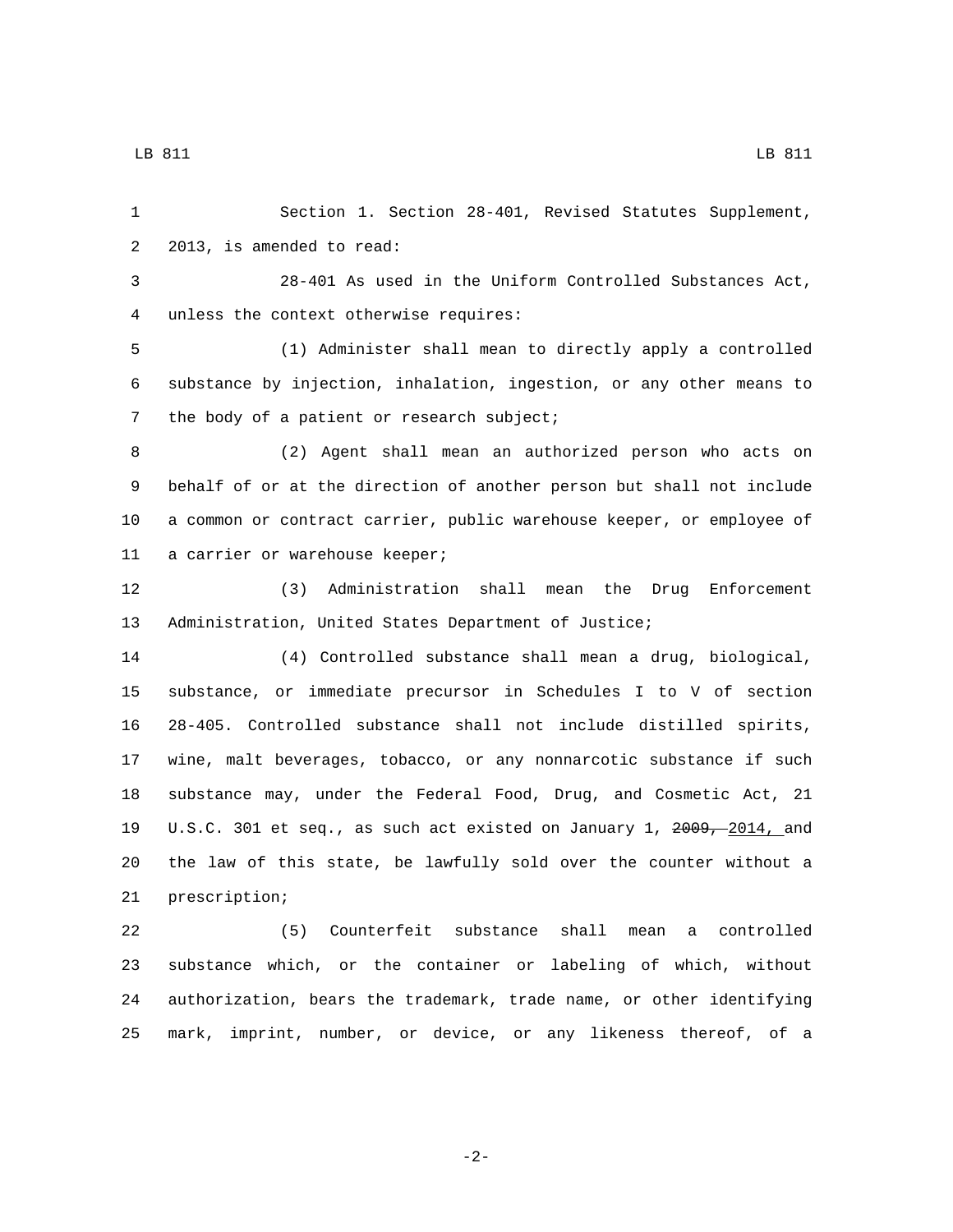Section 1. Section 28-401, Revised Statutes Supplement, 2013, is amended to read:

28-401 As used in the Uniform Controlled Substances Act, unless the context otherwise requires:

(1) Administer shall mean to directly apply a controlled substance by injection, inhalation, ingestion, or any other means to the body of a patient or research subject;

(2) Agent shall mean an authorized person who acts on behalf of or at the direction of another person but shall not include a common or contract carrier, public warehouse keeper, or employee of a carrier or warehouse keeper;

(3) Administration shall mean the Drug Enforcement Administration, United States Department of Justice;

(4) Controlled substance shall mean a drug, biological, substance, or immediate precursor in Schedules I to V of section 28-405. Controlled substance shall not include distilled spirits, wine, malt beverages, tobacco, or any nonnarcotic substance if such substance may, under the Federal Food, Drug, and Cosmetic Act, 21 U.S.C. 301 et seq., as such act existed on January 1, ~~2009,~~ 2014, and the law of this state, be lawfully sold over the counter without a prescription;

(5) Counterfeit substance shall mean a controlled substance which, or the container or labeling of which, without authorization, bears the trademark, trade name, or other identifying mark, imprint, number, or device, or any likeness thereof, of a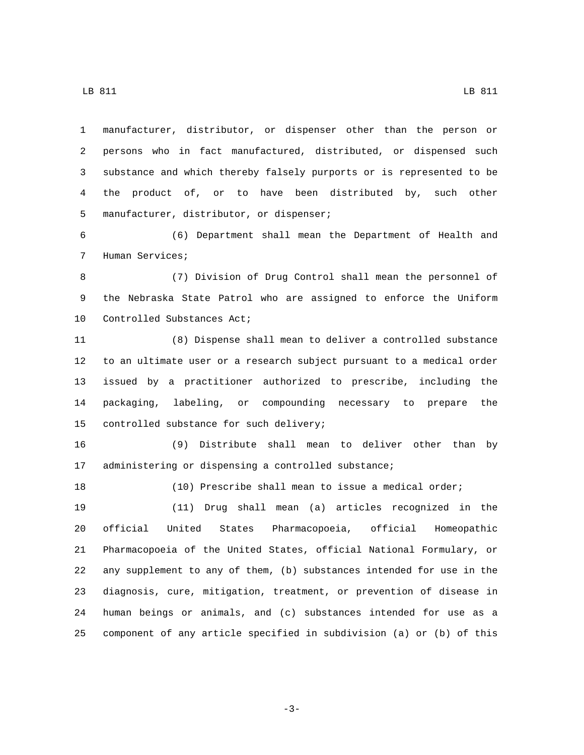manufacturer, distributor, or dispenser other than the person or persons who in fact manufactured, distributed, or dispensed such substance and which thereby falsely purports or is represented to be the product of, or to have been distributed by, such other manufacturer, distributor, or dispenser;

(6) Department shall mean the Department of Health and Human Services;

(7) Division of Drug Control shall mean the personnel of the Nebraska State Patrol who are assigned to enforce the Uniform Controlled Substances Act;

(8) Dispense shall mean to deliver a controlled substance to an ultimate user or a research subject pursuant to a medical order issued by a practitioner authorized to prescribe, including the packaging, labeling, or compounding necessary to prepare the controlled substance for such delivery;

(9) Distribute shall mean to deliver other than by administering or dispensing a controlled substance;

(10) Prescribe shall mean to issue a medical order;

(11) Drug shall mean (a) articles recognized in the official United States Pharmacopoeia, official Homeopathic Pharmacopoeia of the United States, official National Formulary, or any supplement to any of them, (b) substances intended for use in the diagnosis, cure, mitigation, treatment, or prevention of disease in human beings or animals, and (c) substances intended for use as a component of any article specified in subdivision (a) or (b) of this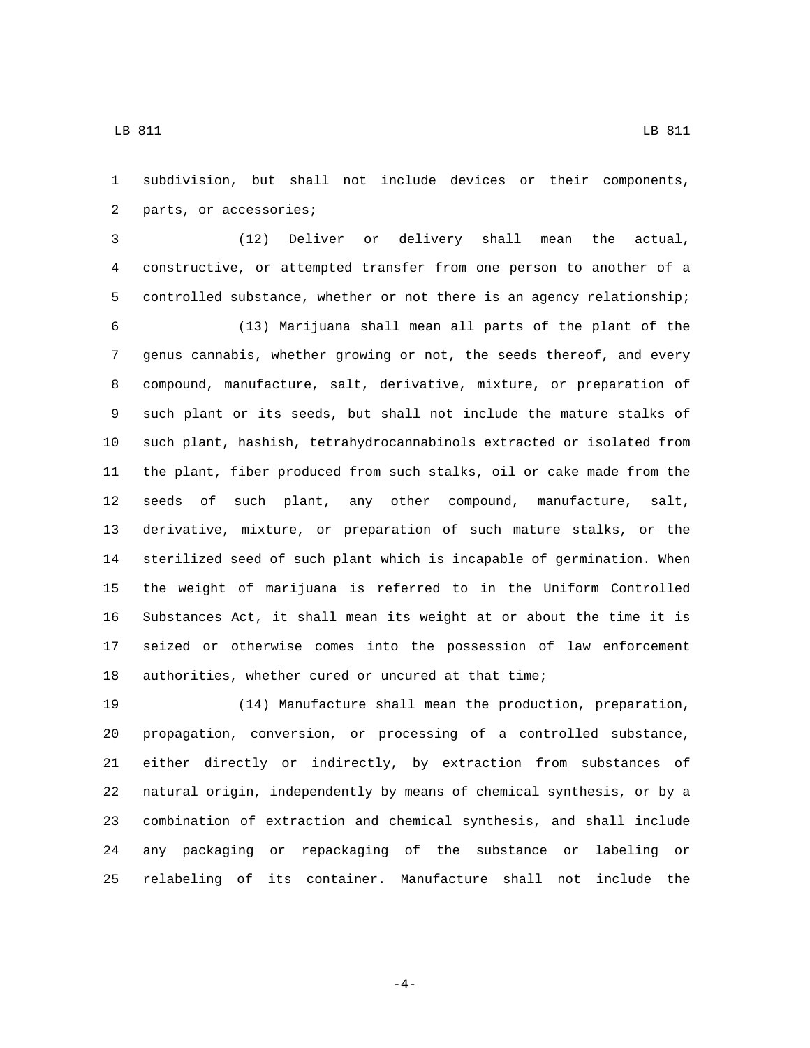subdivision, but shall not include devices or their components, parts, or accessories;

(12) Deliver or delivery shall mean the actual, constructive, or attempted transfer from one person to another of a controlled substance, whether or not there is an agency relationship;

(13) Marijuana shall mean all parts of the plant of the genus cannabis, whether growing or not, the seeds thereof, and every compound, manufacture, salt, derivative, mixture, or preparation of such plant or its seeds, but shall not include the mature stalks of such plant, hashish, tetrahydrocannabinols extracted or isolated from the plant, fiber produced from such stalks, oil or cake made from the seeds of such plant, any other compound, manufacture, salt, derivative, mixture, or preparation of such mature stalks, or the sterilized seed of such plant which is incapable of germination. When the weight of marijuana is referred to in the Uniform Controlled Substances Act, it shall mean its weight at or about the time it is seized or otherwise comes into the possession of law enforcement authorities, whether cured or uncured at that time;

(14) Manufacture shall mean the production, preparation, propagation, conversion, or processing of a controlled substance, either directly or indirectly, by extraction from substances of natural origin, independently by means of chemical synthesis, or by a combination of extraction and chemical synthesis, and shall include any packaging or repackaging of the substance or labeling or relabeling of its container. Manufacture shall not include the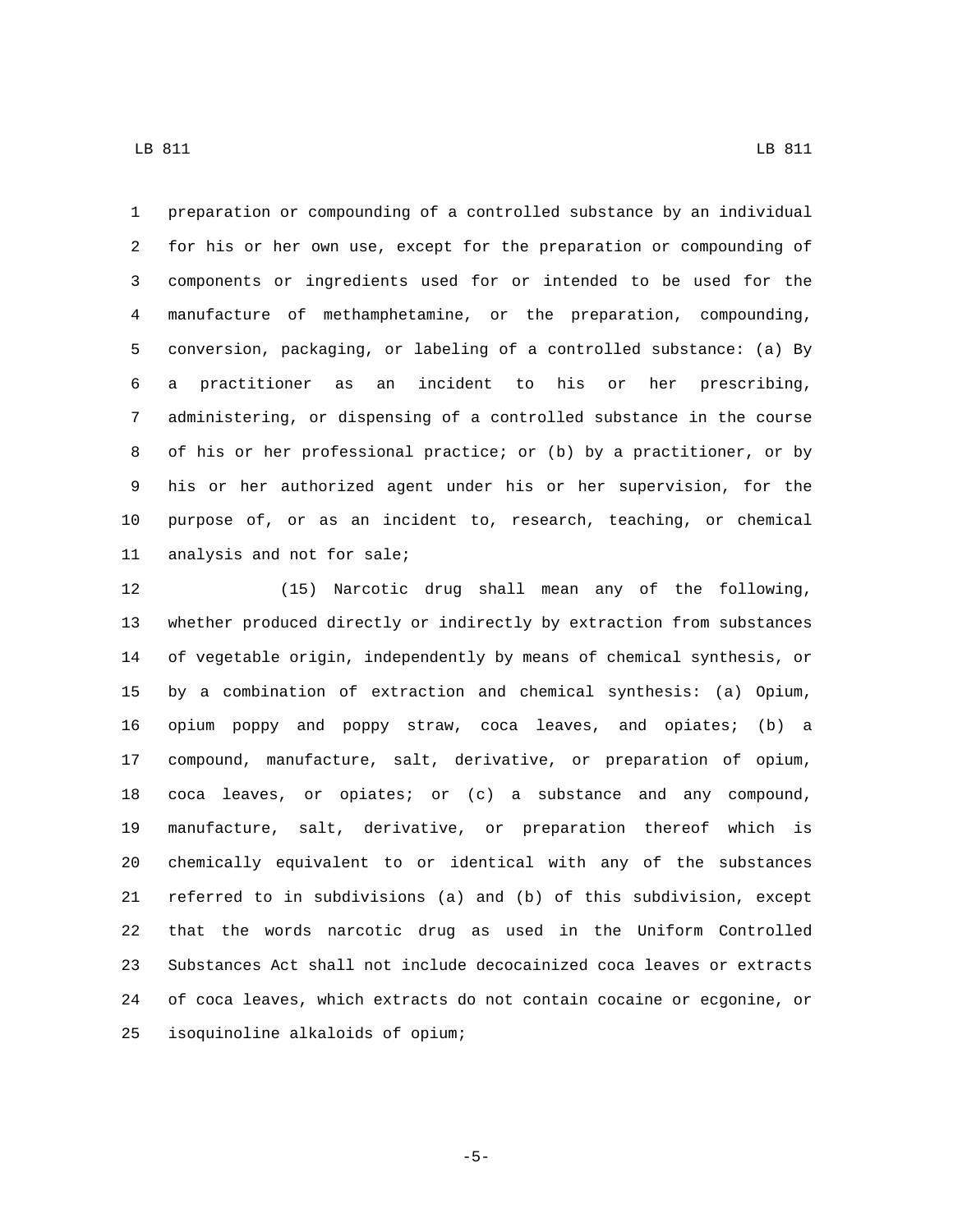preparation or compounding of a controlled substance by an individual for his or her own use, except for the preparation or compounding of components or ingredients used for or intended to be used for the manufacture of methamphetamine, or the preparation, compounding, conversion, packaging, or labeling of a controlled substance: (a) By a practitioner as an incident to his or her prescribing, administering, or dispensing of a controlled substance in the course of his or her professional practice; or (b) by a practitioner, or by his or her authorized agent under his or her supervision, for the purpose of, or as an incident to, research, teaching, or chemical analysis and not for sale;

(15) Narcotic drug shall mean any of the following, whether produced directly or indirectly by extraction from substances of vegetable origin, independently by means of chemical synthesis, or by a combination of extraction and chemical synthesis: (a) Opium, opium poppy and poppy straw, coca leaves, and opiates; (b) a compound, manufacture, salt, derivative, or preparation of opium, coca leaves, or opiates; or (c) a substance and any compound, manufacture, salt, derivative, or preparation thereof which is chemically equivalent to or identical with any of the substances referred to in subdivisions (a) and (b) of this subdivision, except that the words narcotic drug as used in the Uniform Controlled Substances Act shall not include decocainized coca leaves or extracts of coca leaves, which extracts do not contain cocaine or ecgonine, or isoquinoline alkaloids of opium;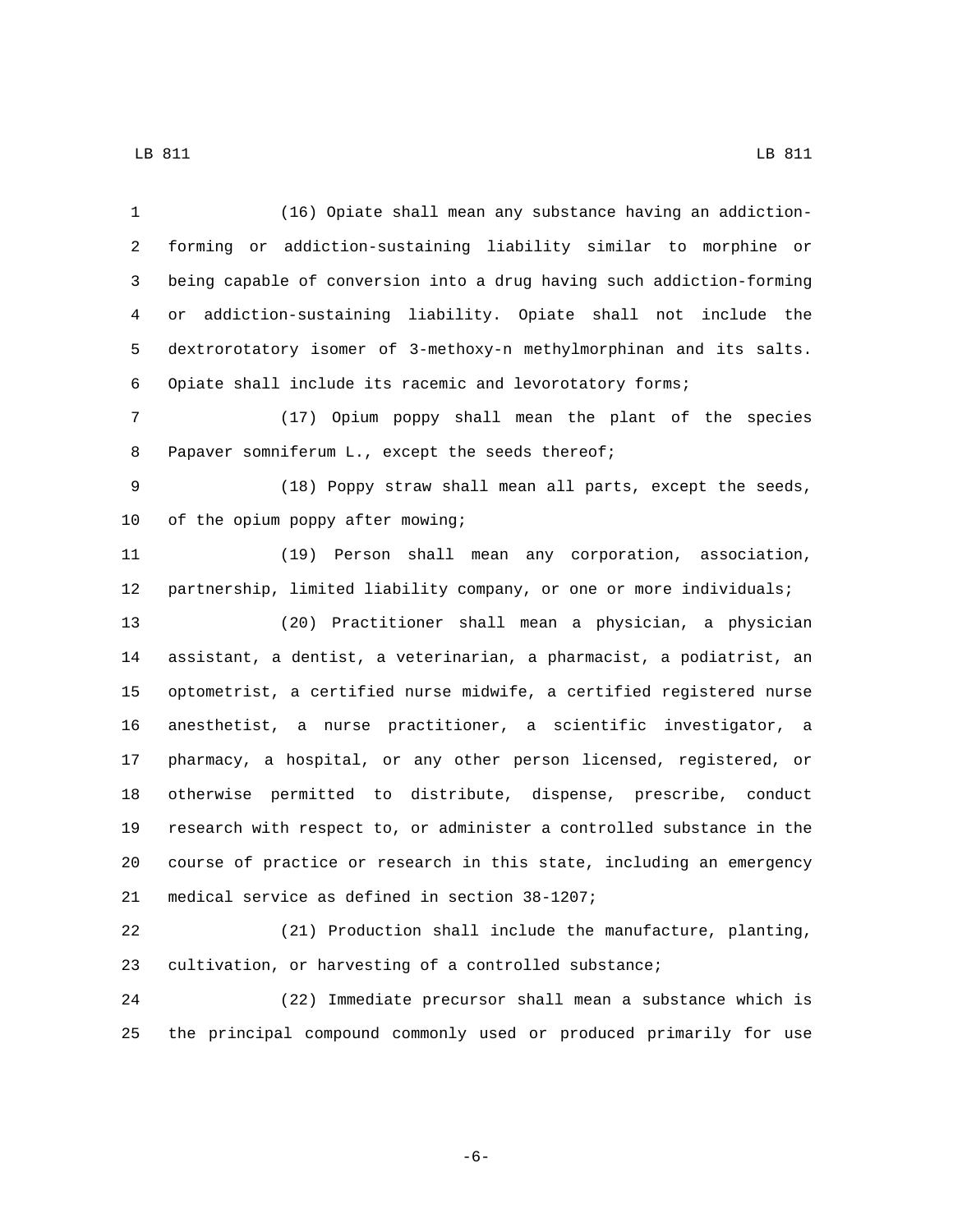(16) Opiate shall mean any substance having an addiction-forming or addiction-sustaining liability similar to morphine or being capable of conversion into a drug having such addiction-forming or addiction-sustaining liability. Opiate shall not include the dextrorotatory isomer of 3-methoxy-n methylmorphinan and its salts. Opiate shall include its racemic and levorotatory forms;

(17) Opium poppy shall mean the plant of the species Papaver somniferum L., except the seeds thereof;

(18) Poppy straw shall mean all parts, except the seeds, of the opium poppy after mowing;

(19) Person shall mean any corporation, association, partnership, limited liability company, or one or more individuals;

(20) Practitioner shall mean a physician, a physician assistant, a dentist, a veterinarian, a pharmacist, a podiatrist, an optometrist, a certified nurse midwife, a certified registered nurse anesthetist, a nurse practitioner, a scientific investigator, a pharmacy, a hospital, or any other person licensed, registered, or otherwise permitted to distribute, dispense, prescribe, conduct research with respect to, or administer a controlled substance in the course of practice or research in this state, including an emergency medical service as defined in section 38-1207;

(21) Production shall include the manufacture, planting, cultivation, or harvesting of a controlled substance;

(22) Immediate precursor shall mean a substance which is the principal compound commonly used or produced primarily for use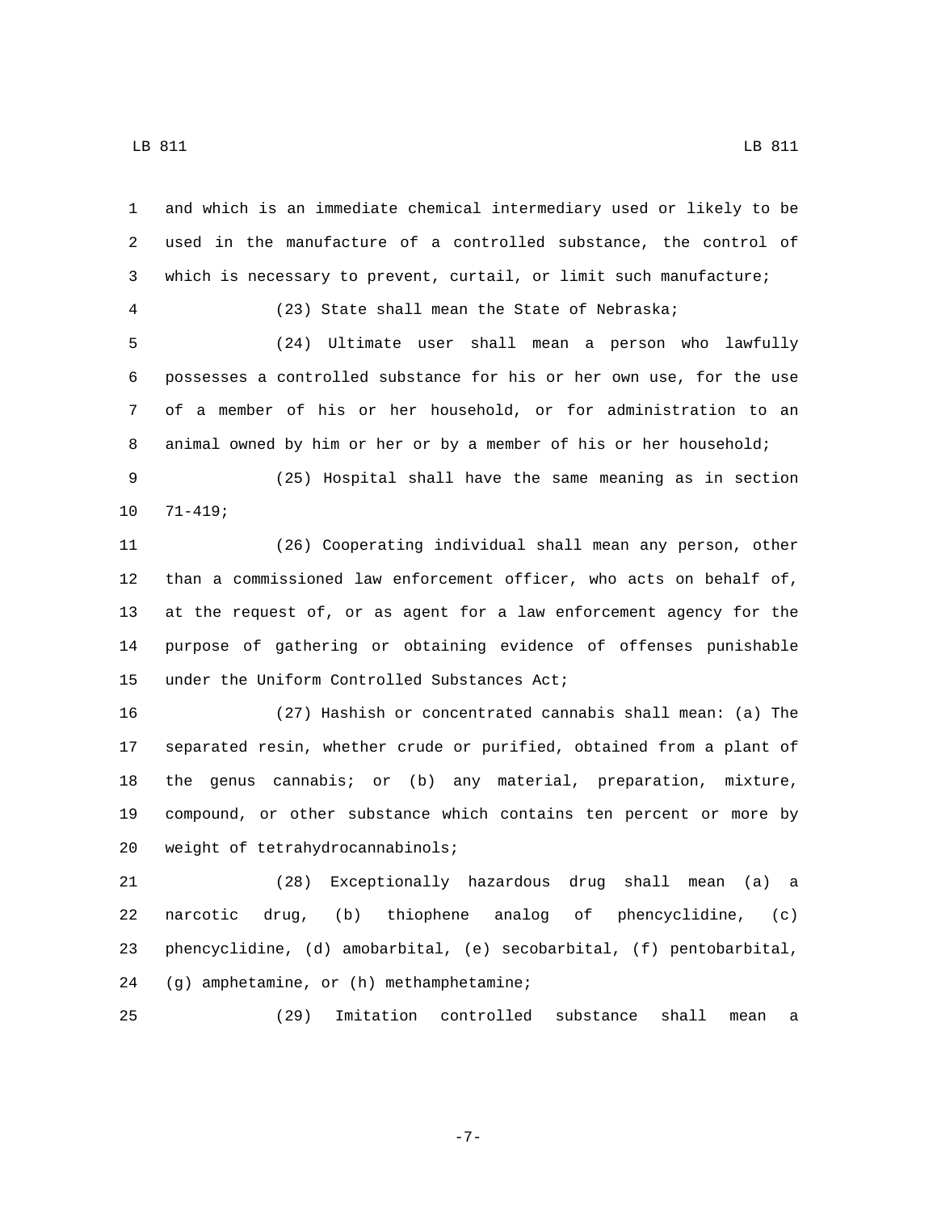and which is an immediate chemical intermediary used or likely to be used in the manufacture of a controlled substance, the control of which is necessary to prevent, curtail, or limit such manufacture;

(23) State shall mean the State of Nebraska;

(24) Ultimate user shall mean a person who lawfully possesses a controlled substance for his or her own use, for the use of a member of his or her household, or for administration to an animal owned by him or her or by a member of his or her household;

(25) Hospital shall have the same meaning as in section 71-419;

(26) Cooperating individual shall mean any person, other than a commissioned law enforcement officer, who acts on behalf of, at the request of, or as agent for a law enforcement agency for the purpose of gathering or obtaining evidence of offenses punishable under the Uniform Controlled Substances Act;

(27) Hashish or concentrated cannabis shall mean: (a) The separated resin, whether crude or purified, obtained from a plant of the genus cannabis; or (b) any material, preparation, mixture, compound, or other substance which contains ten percent or more by weight of tetrahydrocannabinols;

(28) Exceptionally hazardous drug shall mean (a) a narcotic drug, (b) thiophene analog of phencyclidine, (c) phencyclidine, (d) amobarbital, (e) secobarbital, (f) pentobarbital, (g) amphetamine, or (h) methamphetamine;

(29) Imitation controlled substance shall mean a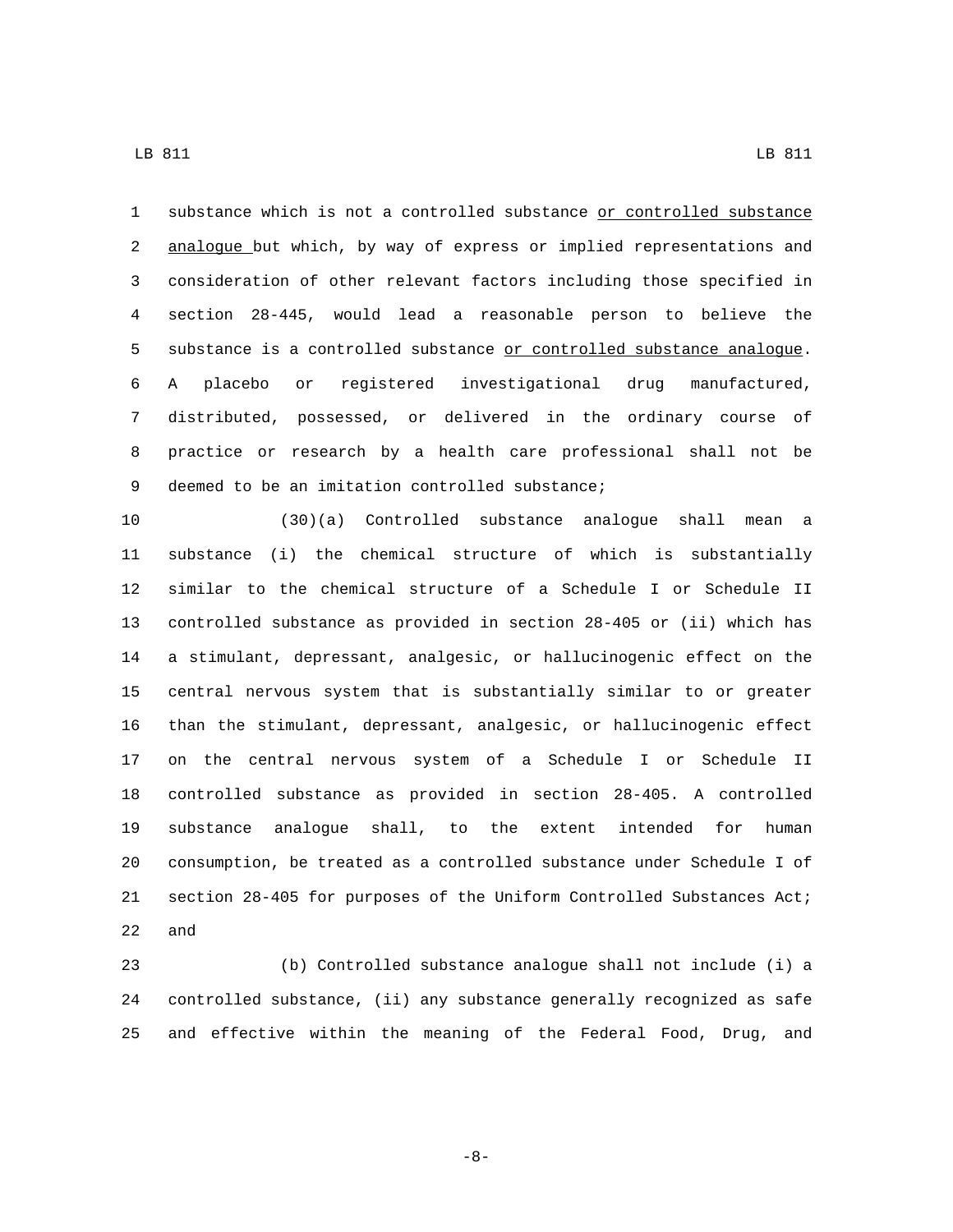substance which is not a controlled substance <u>or controlled substance analogue</u> but which, by way of express or implied representations and consideration of other relevant factors including those specified in section 28-445, would lead a reasonable person to believe the substance is a controlled substance <u>or controlled substance analogue</u>. A placebo or registered investigational drug manufactured, distributed, possessed, or delivered in the ordinary course of practice or research by a health care professional shall not be deemed to be an imitation controlled substance;

(30)(a) Controlled substance analogue shall mean a substance (i) the chemical structure of which is substantially similar to the chemical structure of a Schedule I or Schedule II controlled substance as provided in section 28-405 or (ii) which has a stimulant, depressant, analgesic, or hallucinogenic effect on the central nervous system that is substantially similar to or greater than the stimulant, depressant, analgesic, or hallucinogenic effect on the central nervous system of a Schedule I or Schedule II controlled substance as provided in section 28-405. A controlled substance analogue shall, to the extent intended for human consumption, be treated as a controlled substance under Schedule I of section 28-405 for purposes of the Uniform Controlled Substances Act; and

(b) Controlled substance analogue shall not include (i) a controlled substance, (ii) any substance generally recognized as safe and effective within the meaning of the Federal Food, Drug, and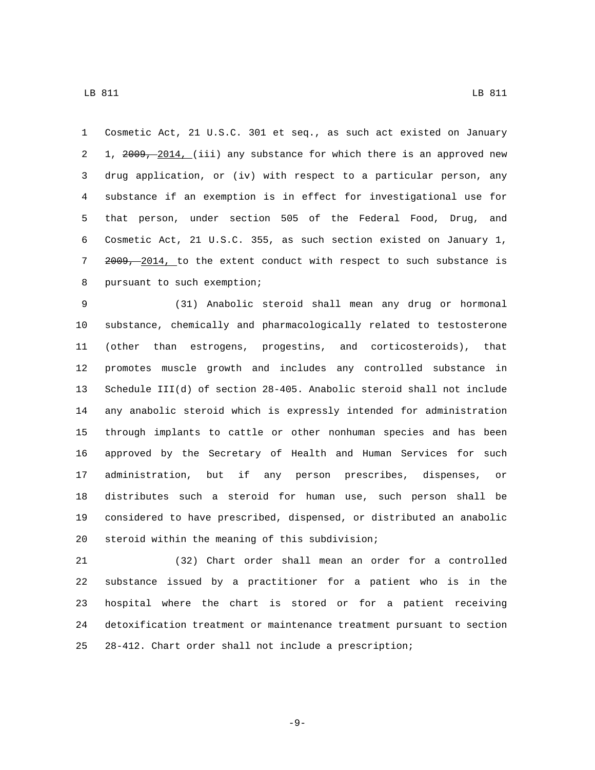Cosmetic Act, 21 U.S.C. 301 et seq., as such act existed on January 1, ~~2009,~~ 2014, (iii) any substance for which there is an approved new drug application, or (iv) with respect to a particular person, any substance if an exemption is in effect for investigational use for that person, under section 505 of the Federal Food, Drug, and Cosmetic Act, 21 U.S.C. 355, as such section existed on January 1, ~~2009,~~ 2014, to the extent conduct with respect to such substance is pursuant to such exemption;

(31) Anabolic steroid shall mean any drug or hormonal substance, chemically and pharmacologically related to testosterone (other than estrogens, progestins, and corticosteroids), that promotes muscle growth and includes any controlled substance in Schedule III(d) of section 28-405. Anabolic steroid shall not include any anabolic steroid which is expressly intended for administration through implants to cattle or other nonhuman species and has been approved by the Secretary of Health and Human Services for such administration, but if any person prescribes, dispenses, or distributes such a steroid for human use, such person shall be considered to have prescribed, dispensed, or distributed an anabolic steroid within the meaning of this subdivision;

(32) Chart order shall mean an order for a controlled substance issued by a practitioner for a patient who is in the hospital where the chart is stored or for a patient receiving detoxification treatment or maintenance treatment pursuant to section 28-412. Chart order shall not include a prescription;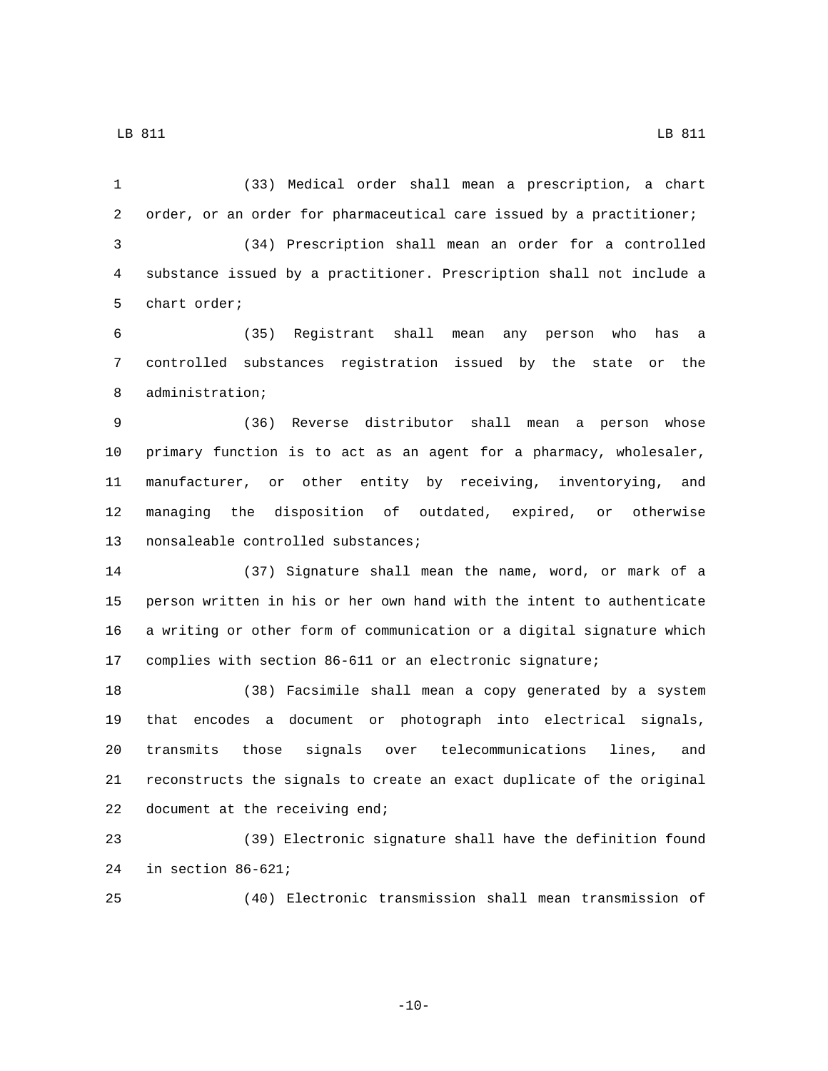(33) Medical order shall mean a prescription, a chart order, or an order for pharmaceutical care issued by a practitioner;

(34) Prescription shall mean an order for a controlled substance issued by a practitioner. Prescription shall not include a chart order;

(35) Registrant shall mean any person who has a controlled substances registration issued by the state or the administration;

(36) Reverse distributor shall mean a person whose primary function is to act as an agent for a pharmacy, wholesaler, manufacturer, or other entity by receiving, inventorying, and managing the disposition of outdated, expired, or otherwise nonsaleable controlled substances;

(37) Signature shall mean the name, word, or mark of a person written in his or her own hand with the intent to authenticate a writing or other form of communication or a digital signature which complies with section 86-611 or an electronic signature;

(38) Facsimile shall mean a copy generated by a system that encodes a document or photograph into electrical signals, transmits those signals over telecommunications lines, and reconstructs the signals to create an exact duplicate of the original document at the receiving end;

(39) Electronic signature shall have the definition found in section 86-621;

(40) Electronic transmission shall mean transmission of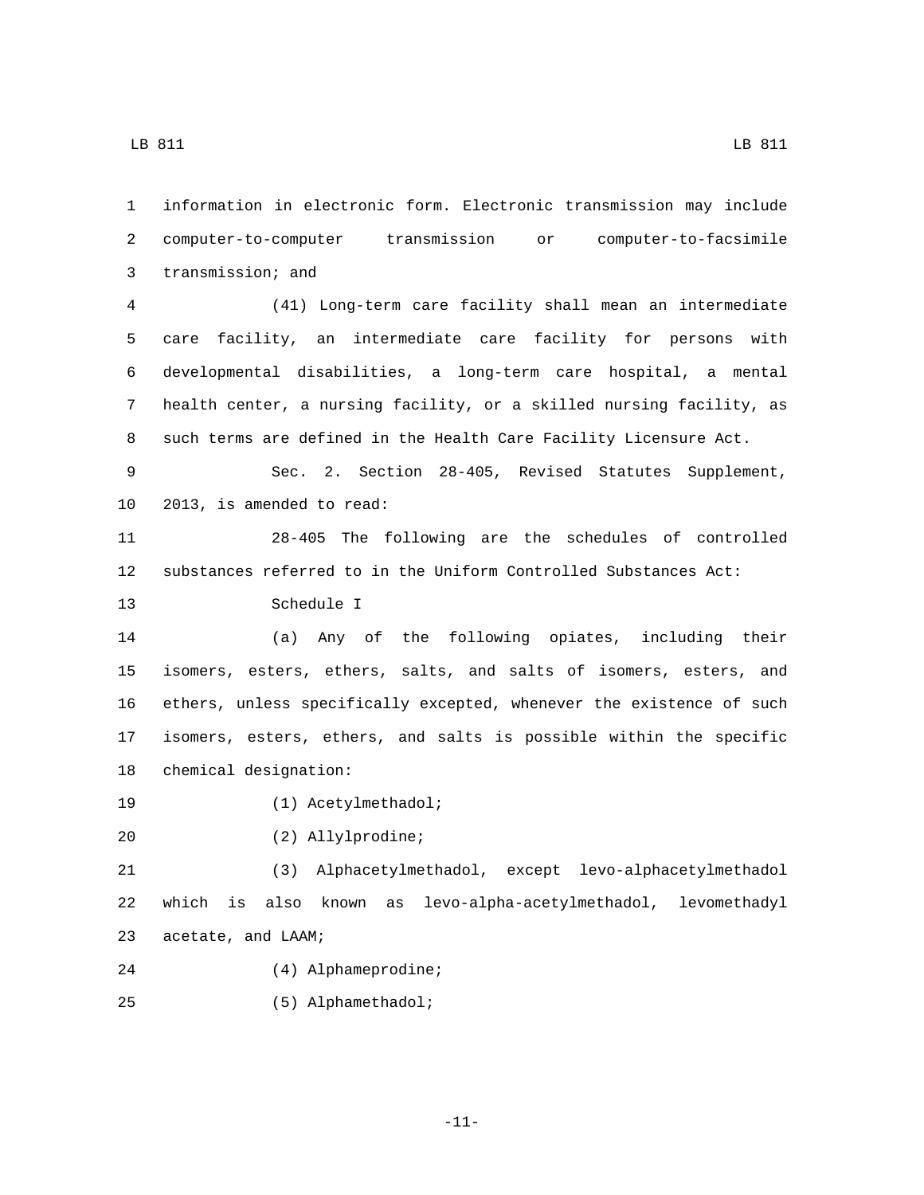information in electronic form. Electronic transmission may include computer-to-computer transmission or computer-to-facsimile transmission; and

(41) Long-term care facility shall mean an intermediate care facility, an intermediate care facility for persons with developmental disabilities, a long-term care hospital, a mental health center, a nursing facility, or a skilled nursing facility, as such terms are defined in the Health Care Facility Licensure Act.

Sec. 2. Section 28-405, Revised Statutes Supplement, 2013, is amended to read:

28-405 The following are the schedules of controlled substances referred to in the Uniform Controlled Substances Act:

Schedule I

(a) Any of the following opiates, including their isomers, esters, ethers, salts, and salts of isomers, esters, and ethers, unless specifically excepted, whenever the existence of such isomers, esters, ethers, and salts is possible within the specific chemical designation:

(1) Acetylmethadol;

(2) Allylprodine;

(3) Alphacetylmethadol, except levo-alphacetylmethadol which is also known as levo-alpha-acetylmethadol, levomethadyl acetate, and LAAM;

(4) Alphameprodine;

(5) Alphamethadol;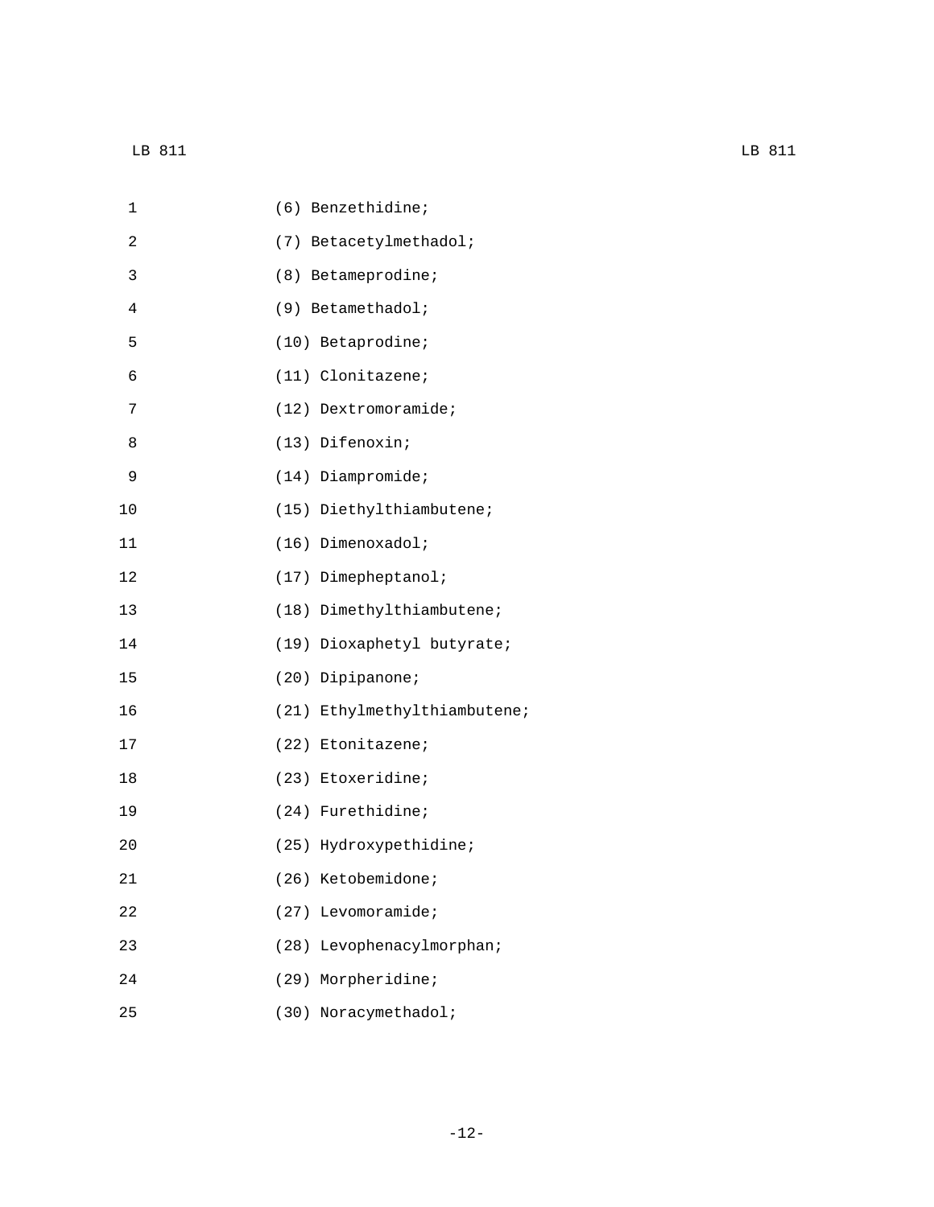(6) Benzethidine;

(7) Betacetylmethadol;

(8) Betameprodine;

(9) Betamethadol;

(10) Betaprodine;

(11) Clonitazene;

(12) Dextromoramide;

(13) Difenoxin;

(14) Diampromide;

(15) Diethylthiambutene;

(16) Dimenoxadol;

(17) Dimepheptanol;

(18) Dimethylthiambutene;

(19) Dioxaphetyl butyrate;

(20) Dipipanone;

(21) Ethylmethylthiambutene;

(22) Etonitazene;

(23) Etoxeridine;

(24) Furethidine;

(25) Hydroxypethidine;

(26) Ketobemidone;

(27) Levomoramide;

(28) Levophenacylmorphan;

(29) Morpheridine;

(30) Noracymethadol;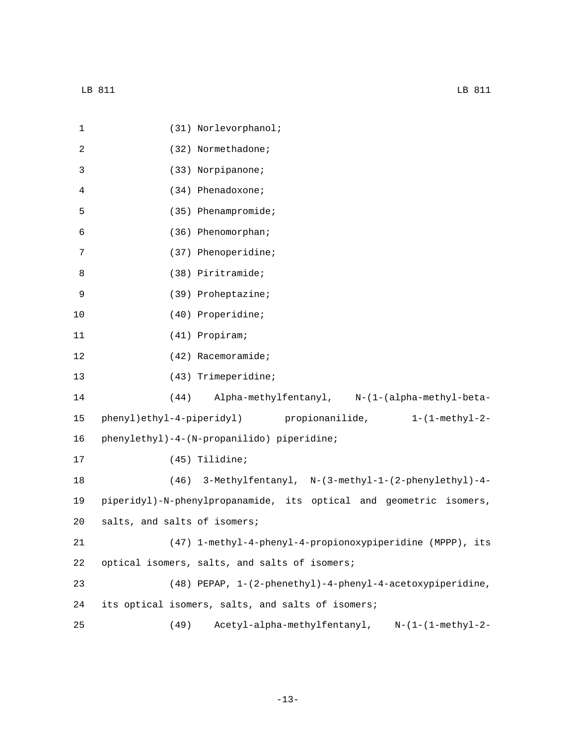(31) Norlevorphanol;

(32) Normethadone;

(33) Norpipanone;

(34) Phenadoxone;

(35) Phenampromide;

(36) Phenomorphan;

(37) Phenoperidine;

(38) Piritramide;

(39) Proheptazine;

(40) Properidine;

(41) Propiram;

(42) Racemoramide;

(43) Trimeperidine;

(44) Alpha-methylfentanyl, N-(1-(alpha-methyl-beta-phenyl)ethyl-4-piperidyl) propionanilide, 1-(1-methyl-2-phenylethyl)-4-(N-propanilido) piperidine;

(45) Tilidine;

(46) 3-Methylfentanyl, N-(3-methyl-1-(2-phenylethyl)-4-piperidyl)-N-phenylpropanamide, its optical and geometric isomers, salts, and salts of isomers;

(47) 1-methyl-4-phenyl-4-propionoxypiperidine (MPPP), its optical isomers, salts, and salts of isomers;

(48) PEPAP, 1-(2-phenethyl)-4-phenyl-4-acetoxypiperidine, its optical isomers, salts, and salts of isomers;

(49) Acetyl-alpha-methylfentanyl, N-(1-(1-methyl-2-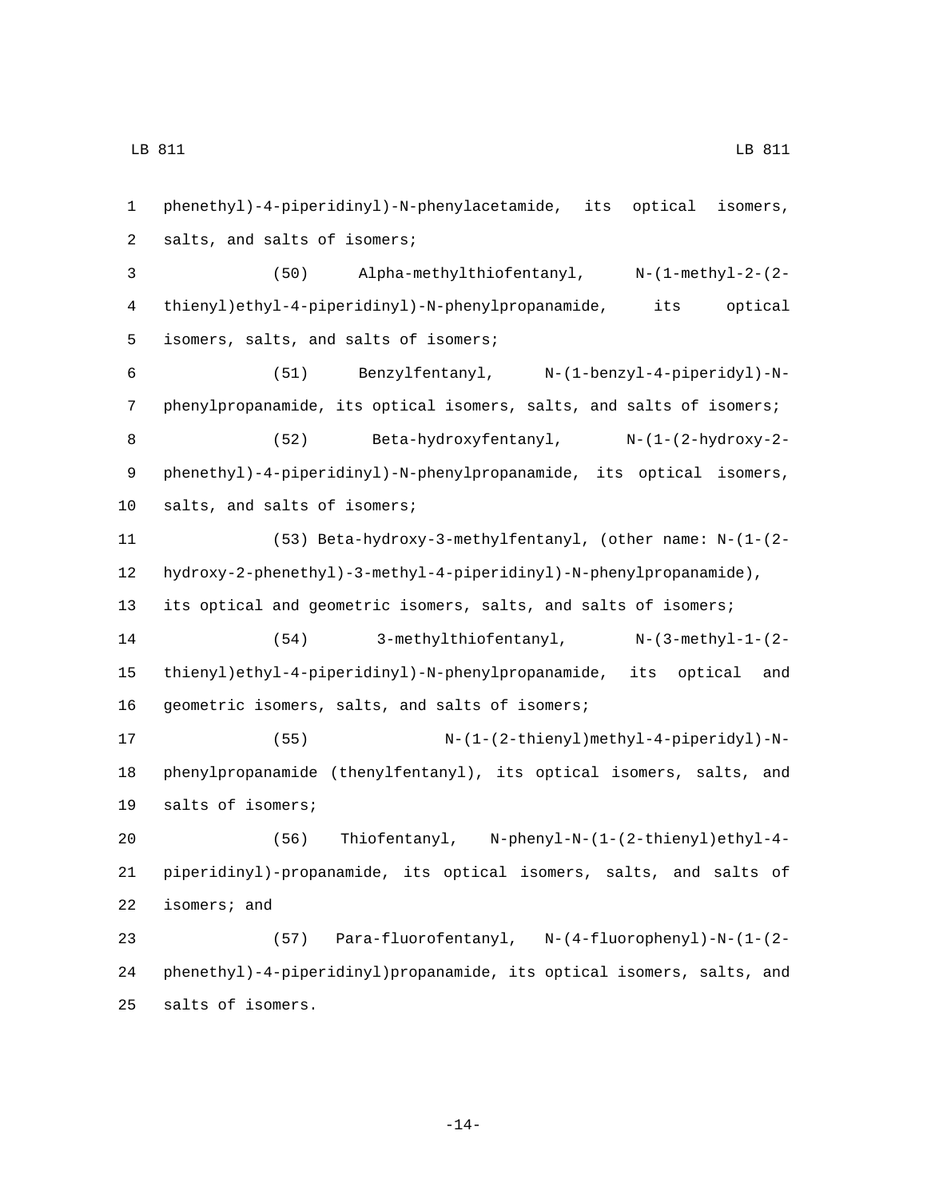phenethyl)-4-piperidinyl)-N-phenylacetamide, its optical isomers, salts, and salts of isomers;

(50) Alpha-methylthiofentanyl, N-(1-methyl-2-(2-thienyl)ethyl-4-piperidinyl)-N-phenylpropanamide, its optical isomers, salts, and salts of isomers;

(51) Benzylfentanyl, N-(1-benzyl-4-piperidyl)-N-phenylpropanamide, its optical isomers, salts, and salts of isomers;

(52) Beta-hydroxyfentanyl, N-(1-(2-hydroxy-2-phenethyl)-4-piperidinyl)-N-phenylpropanamide, its optical isomers, salts, and salts of isomers;

(53) Beta-hydroxy-3-methylfentanyl, (other name: N-(1-(2-hydroxy-2-phenethyl)-3-methyl-4-piperidinyl)-N-phenylpropanamide), its optical and geometric isomers, salts, and salts of isomers;

(54) 3-methylthiofentanyl, N-(3-methyl-1-(2-thienyl)ethyl-4-piperidinyl)-N-phenylpropanamide, its optical and geometric isomers, salts, and salts of isomers;

(55) N-(1-(2-thienyl)methyl-4-piperidyl)-N-phenylpropanamide (thenylfentanyl), its optical isomers, salts, and salts of isomers;

(56) Thiofentanyl, N-phenyl-N-(1-(2-thienyl)ethyl-4-piperidinyl)-propanamide, its optical isomers, salts, and salts of isomers; and

(57) Para-fluorofentanyl, N-(4-fluorophenyl)-N-(1-(2-phenethyl)-4-piperidinyl)propanamide, its optical isomers, salts, and salts of isomers.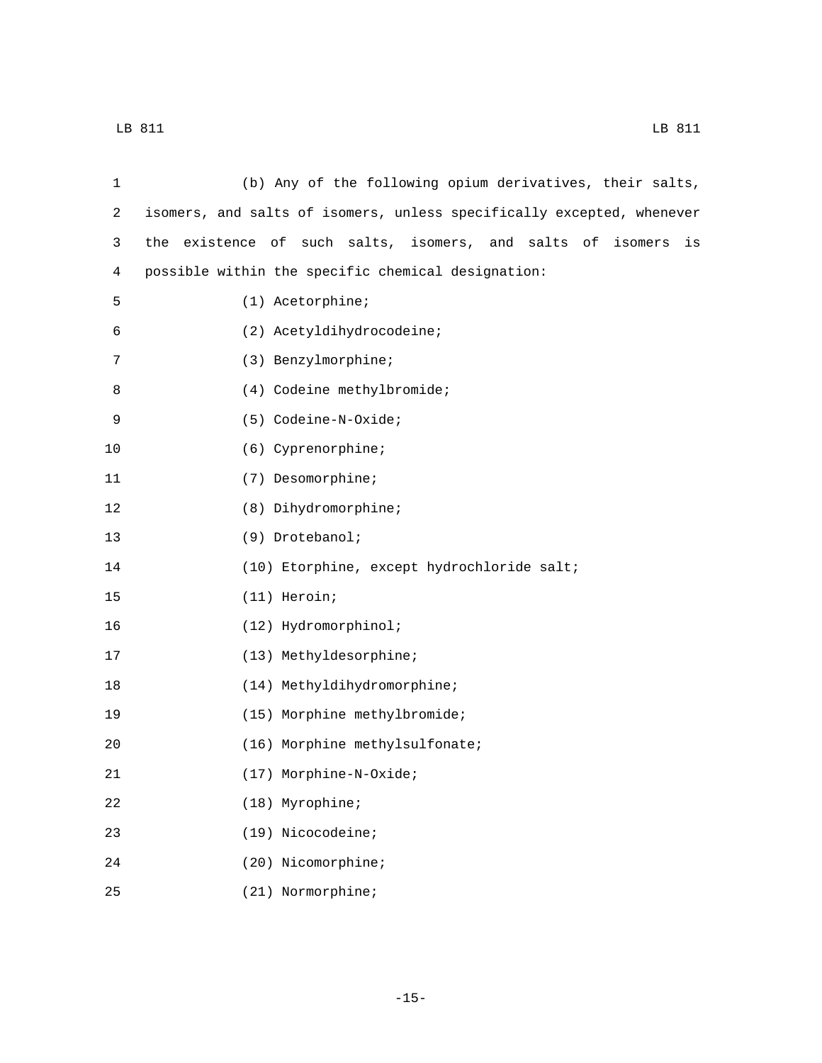(b) Any of the following opium derivatives, their salts, isomers, and salts of isomers, unless specifically excepted, whenever the existence of such salts, isomers, and salts of isomers is possible within the specific chemical designation:

(1) Acetorphine;

(2) Acetyldihydrocodeine;

(3) Benzylmorphine;

(4) Codeine methylbromide;

(5) Codeine-N-Oxide;

(6) Cyprenorphine;

(7) Desomorphine;

(8) Dihydromorphine;

(9) Drotebanol;

(10) Etorphine, except hydrochloride salt;

(11) Heroin;

(12) Hydromorphinol;

(13) Methyldesorphine;

(14) Methyldihydromorphine;

(15) Morphine methylbromide;

(16) Morphine methylsulfonate;

(17) Morphine-N-Oxide;

(18) Myrophine;

(19) Nicocodeine;

(20) Nicomorphine;

(21) Normorphine;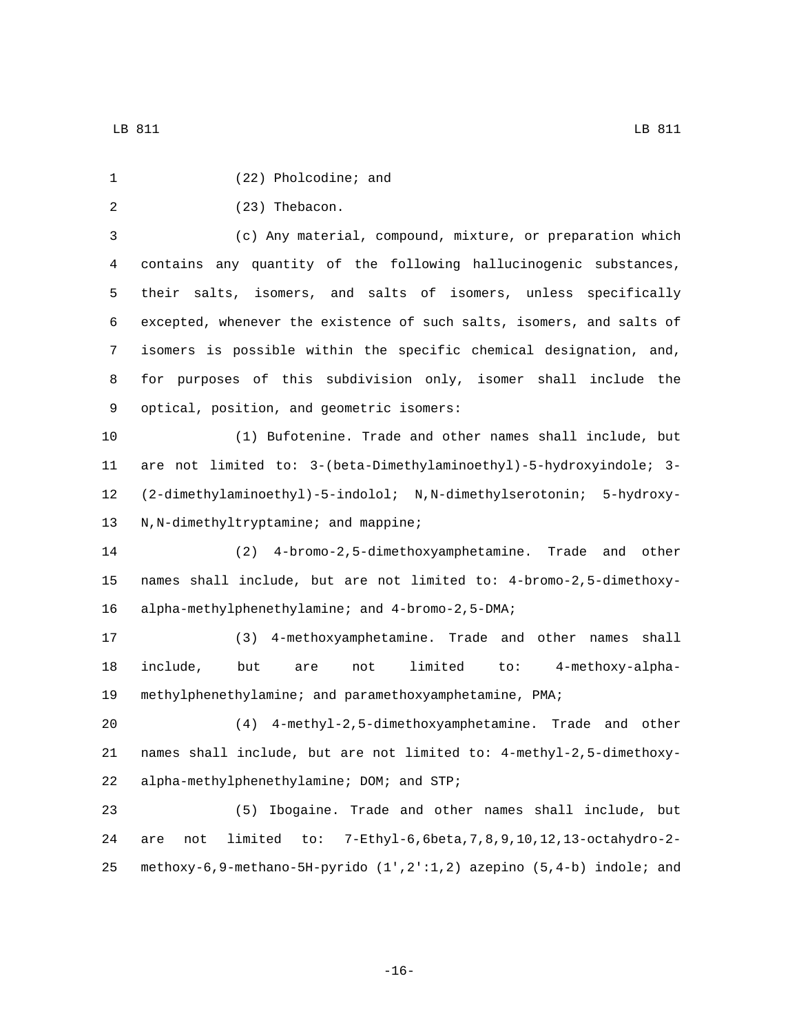(22) Pholcodine; and

(23) Thebacon.

(c) Any material, compound, mixture, or preparation which contains any quantity of the following hallucinogenic substances, their salts, isomers, and salts of isomers, unless specifically excepted, whenever the existence of such salts, isomers, and salts of isomers is possible within the specific chemical designation, and, for purposes of this subdivision only, isomer shall include the optical, position, and geometric isomers:

(1) Bufotenine. Trade and other names shall include, but are not limited to: 3-(beta-Dimethylaminoethyl)-5-hydroxyindole; 3-(2-dimethylaminoethyl)-5-indolol; N,N-dimethylserotonin; 5-hydroxy-N,N-dimethyltryptamine; and mappine;

(2) 4-bromo-2,5-dimethoxyamphetamine. Trade and other names shall include, but are not limited to: 4-bromo-2,5-dimethoxy-alpha-methylphenethylamine; and 4-bromo-2,5-DMA;

(3) 4-methoxyamphetamine. Trade and other names shall include, but are not limited to: 4-methoxy-alpha-methylphenethylamine; and paramethoxyamphetamine, PMA;

(4) 4-methyl-2,5-dimethoxyamphetamine. Trade and other names shall include, but are not limited to: 4-methyl-2,5-dimethoxy-alpha-methylphenethylamine; DOM; and STP;

(5) Ibogaine. Trade and other names shall include, but are not limited to: 7-Ethyl-6,6beta,7,8,9,10,12,13-octahydro-2-methoxy-6,9-methano-5H-pyrido (1',2':1,2) azepino (5,4-b) indole; and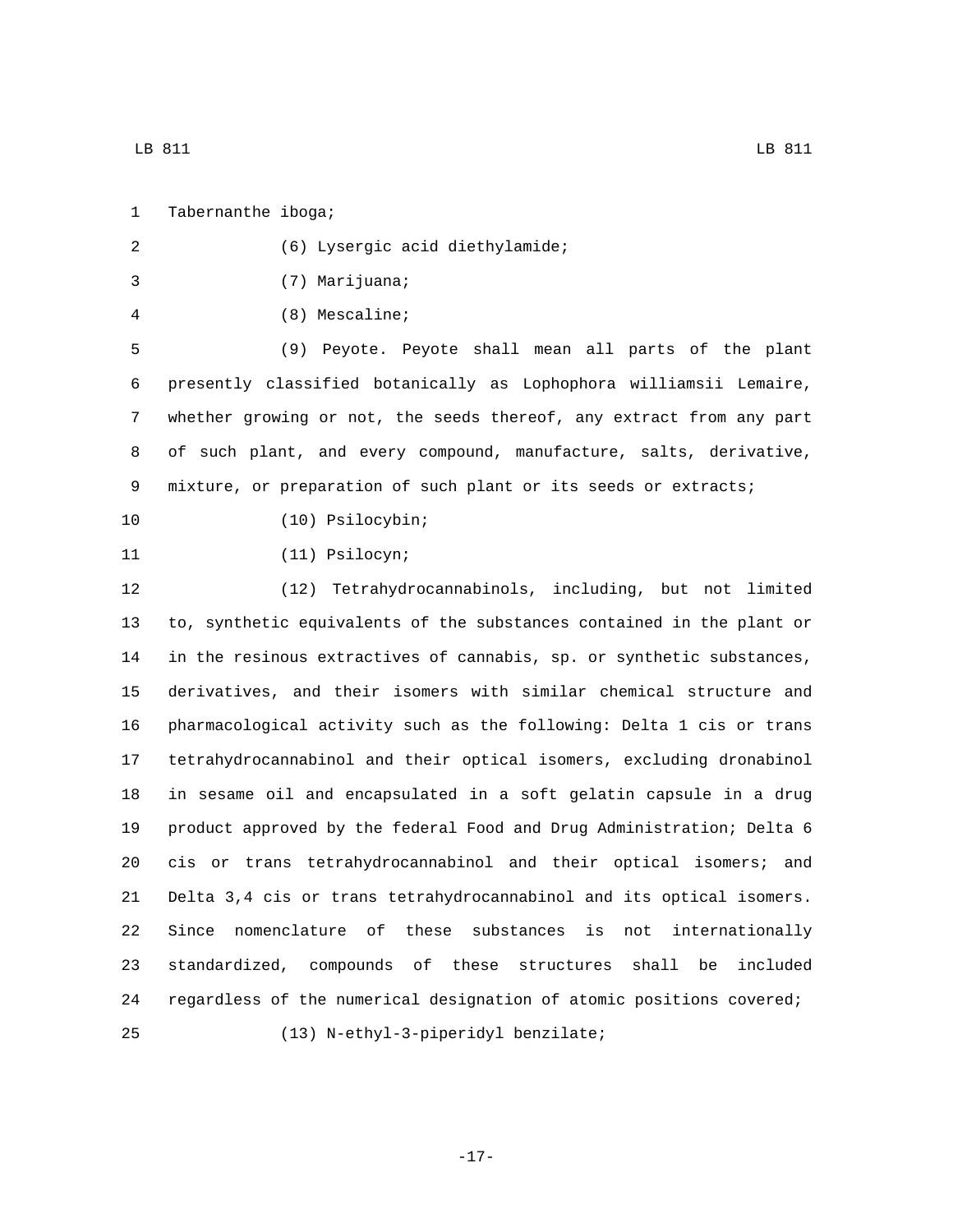Tabernanthe iboga;

(6) Lysergic acid diethylamide;

(7) Marijuana;

(8) Mescaline;

(9) Peyote. Peyote shall mean all parts of the plant presently classified botanically as Lophophora williamsii Lemaire, whether growing or not, the seeds thereof, any extract from any part of such plant, and every compound, manufacture, salts, derivative, mixture, or preparation of such plant or its seeds or extracts;

(10) Psilocybin;

(11) Psilocyn;

(12) Tetrahydrocannabinols, including, but not limited to, synthetic equivalents of the substances contained in the plant or in the resinous extractives of cannabis, sp. or synthetic substances, derivatives, and their isomers with similar chemical structure and pharmacological activity such as the following: Delta 1 cis or trans tetrahydrocannabinol and their optical isomers, excluding dronabinol in sesame oil and encapsulated in a soft gelatin capsule in a drug product approved by the federal Food and Drug Administration; Delta 6 cis or trans tetrahydrocannabinol and their optical isomers; and Delta 3,4 cis or trans tetrahydrocannabinol and its optical isomers. Since nomenclature of these substances is not internationally standardized, compounds of these structures shall be included regardless of the numerical designation of atomic positions covered;

(13) N-ethyl-3-piperidyl benzilate;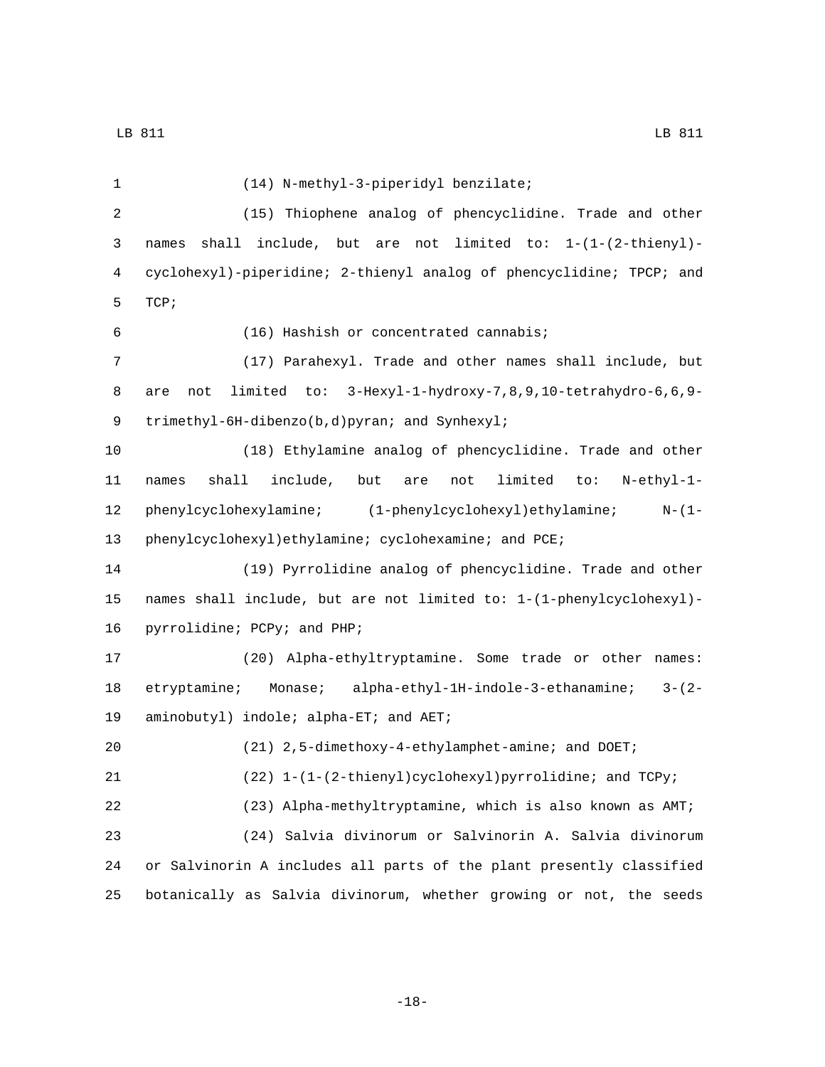(14) N-methyl-3-piperidyl benzilate;

(15) Thiophene analog of phencyclidine. Trade and other names shall include, but are not limited to: 1-(1-(2-thienyl)-cyclohexyl)-piperidine; 2-thienyl analog of phencyclidine; TPCP; and TCP;

(16) Hashish or concentrated cannabis;

(17) Parahexyl. Trade and other names shall include, but are not limited to: 3-Hexyl-1-hydroxy-7,8,9,10-tetrahydro-6,6,9-trimethyl-6H-dibenzo(b,d)pyran; and Synhexyl;

(18) Ethylamine analog of phencyclidine. Trade and other names shall include, but are not limited to: N-ethyl-1-phenylcyclohexylamine; (1-phenylcyclohexyl)ethylamine; N-(1-phenylcyclohexyl)ethylamine; cyclohexamine; and PCE;

(19) Pyrrolidine analog of phencyclidine. Trade and other names shall include, but are not limited to: 1-(1-phenylcyclohexyl)-pyrrolidine; PCPy; and PHP;

(20) Alpha-ethyltryptamine. Some trade or other names: etryptamine; Monase; alpha-ethyl-1H-indole-3-ethanamine; 3-(2-aminobutyl) indole; alpha-ET; and AET;

(21) 2,5-dimethoxy-4-ethylamphet-amine; and DOET;

(22) 1-(1-(2-thienyl)cyclohexyl)pyrrolidine; and TCPy;

(23) Alpha-methyltryptamine, which is also known as AMT;

(24) Salvia divinorum or Salvinorin A. Salvia divinorum or Salvinorin A includes all parts of the plant presently classified botanically as Salvia divinorum, whether growing or not, the seeds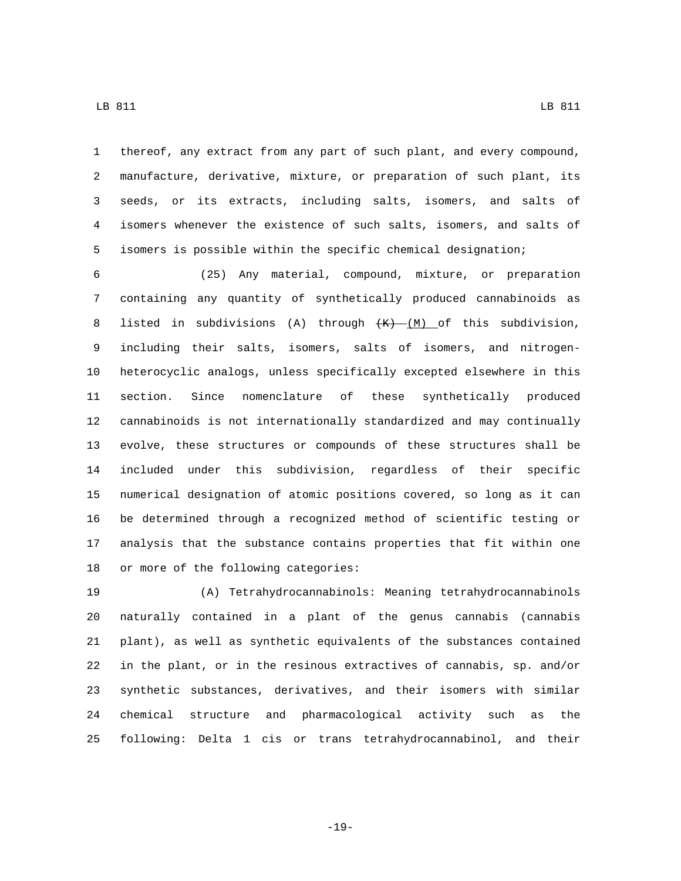thereof, any extract from any part of such plant, and every compound, manufacture, derivative, mixture, or preparation of such plant, its seeds, or its extracts, including salts, isomers, and salts of isomers whenever the existence of such salts, isomers, and salts of isomers is possible within the specific chemical designation;

(25) Any material, compound, mixture, or preparation containing any quantity of synthetically produced cannabinoids as listed in subdivisions (A) through ~~(K)~~ (M) of this subdivision, including their salts, isomers, salts of isomers, and nitrogen-heterocyclic analogs, unless specifically excepted elsewhere in this section. Since nomenclature of these synthetically produced cannabinoids is not internationally standardized and may continually evolve, these structures or compounds of these structures shall be included under this subdivision, regardless of their specific numerical designation of atomic positions covered, so long as it can be determined through a recognized method of scientific testing or analysis that the substance contains properties that fit within one or more of the following categories:

(A) Tetrahydrocannabinols: Meaning tetrahydrocannabinols naturally contained in a plant of the genus cannabis (cannabis plant), as well as synthetic equivalents of the substances contained in the plant, or in the resinous extractives of cannabis, sp. and/or synthetic substances, derivatives, and their isomers with similar chemical structure and pharmacological activity such as the following: Delta 1 cis or trans tetrahydrocannabinol, and their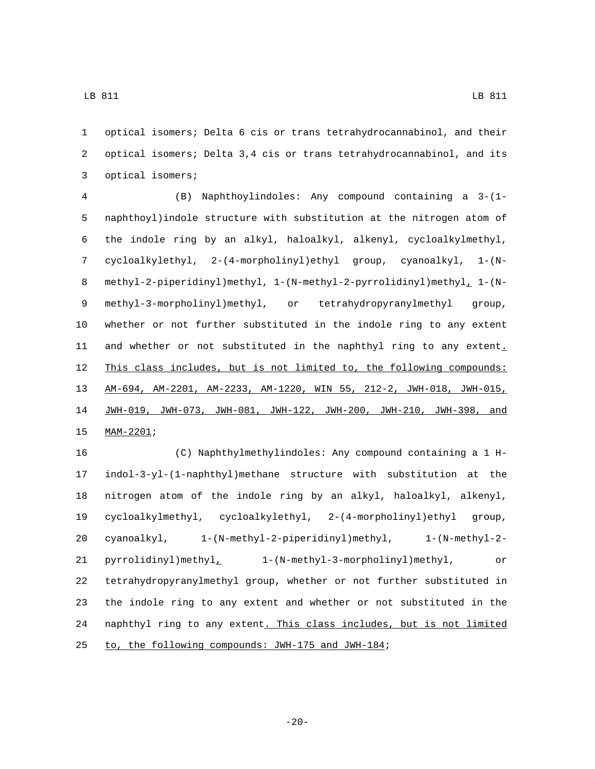optical isomers; Delta 6 cis or trans tetrahydrocannabinol, and their optical isomers; Delta 3,4 cis or trans tetrahydrocannabinol, and its optical isomers;

(B) Naphthoylindoles: Any compound containing a 3-(1-naphthoyl)indole structure with substitution at the nitrogen atom of the indole ring by an alkyl, haloalkyl, alkenyl, cycloalkylmethyl, cycloalkylethyl, 2-(4-morpholinyl)ethyl group, cyanoalkyl, 1-(N-methyl-2-piperidinyl)methyl, 1-(N-methyl-2-pyrrolidinyl)methyl, 1-(N-methyl-3-morpholinyl)methyl, or tetrahydropyranylmethyl group, whether or not further substituted in the indole ring to any extent and whether or not substituted in the naphthyl ring to any extent. This class includes, but is not limited to, the following compounds: AM-694, AM-2201, AM-2233, AM-1220, WIN 55, 212-2, JWH-018, JWH-015, JWH-019, JWH-073, JWH-081, JWH-122, JWH-200, JWH-210, JWH-398, and MAM-2201;

(C) Naphthylmethylindoles: Any compound containing a 1 H-indol-3-yl-(1-naphthyl)methane structure with substitution at the nitrogen atom of the indole ring by an alkyl, haloalkyl, alkenyl, cycloalkylmethyl, cycloalkylethyl, 2-(4-morpholinyl)ethyl group, cyanoalkyl, 1-(N-methyl-2-piperidinyl)methyl, 1-(N-methyl-2-pyrrolidinyl)methyl, 1-(N-methyl-3-morpholinyl)methyl, or tetrahydropyranylmethyl group, whether or not further substituted in the indole ring to any extent and whether or not substituted in the naphthyl ring to any extent. This class includes, but is not limited to, the following compounds: JWH-175 and JWH-184;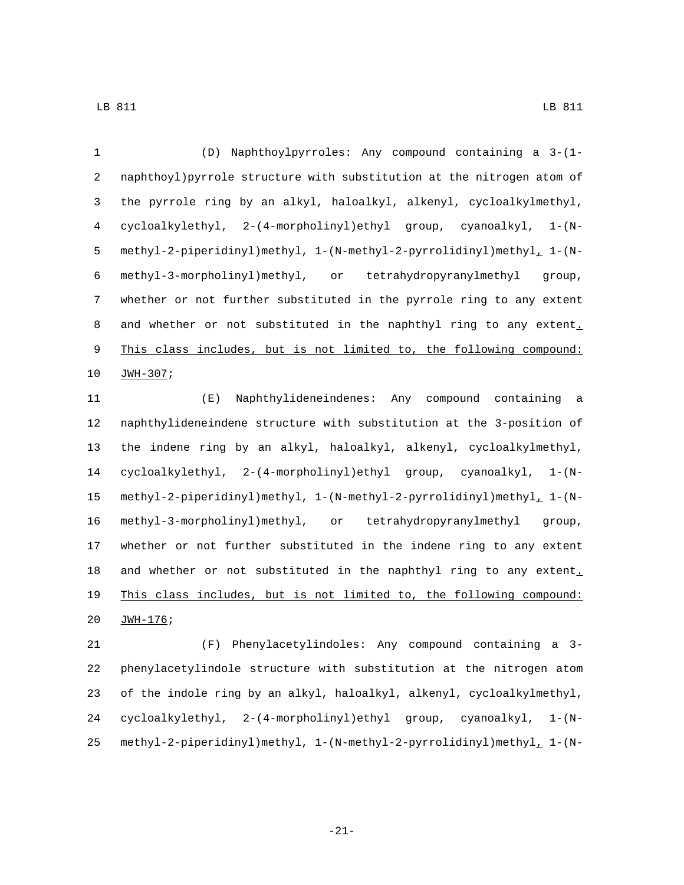(D) Naphthoylpyrroles: Any compound containing a 3-(1-naphthoyl)pyrrole structure with substitution at the nitrogen atom of the pyrrole ring by an alkyl, haloalkyl, alkenyl, cycloalkylmethyl, cycloalkylethyl, 2-(4-morpholinyl)ethyl group, cyanoalkyl, 1-(N-methyl-2-piperidinyl)methyl, 1-(N-methyl-2-pyrrolidinyl)methyl, 1-(N-methyl-3-morpholinyl)methyl, or tetrahydropyranylmethyl group, whether or not further substituted in the pyrrole ring to any extent and whether or not substituted in the naphthyl ring to any extent. This class includes, but is not limited to, the following compound: JWH-307;

(E) Naphthylideneindenes: Any compound containing a naphthylideneindene structure with substitution at the 3-position of the indene ring by an alkyl, haloalkyl, alkenyl, cycloalkylmethyl, cycloalkylethyl, 2-(4-morpholinyl)ethyl group, cyanoalkyl, 1-(N-methyl-2-piperidinyl)methyl, 1-(N-methyl-2-pyrrolidinyl)methyl, 1-(N-methyl-3-morpholinyl)methyl, or tetrahydropyranylmethyl group, whether or not further substituted in the indene ring to any extent and whether or not substituted in the naphthyl ring to any extent. This class includes, but is not limited to, the following compound: JWH-176;

(F) Phenylacetylindoles: Any compound containing a 3-phenylacetylindole structure with substitution at the nitrogen atom of the indole ring by an alkyl, haloalkyl, alkenyl, cycloalkylmethyl, cycloalkylethyl, 2-(4-morpholinyl)ethyl group, cyanoalkyl, 1-(N-methyl-2-piperidinyl)methyl, 1-(N-methyl-2-pyrrolidinyl)methyl, 1-(N-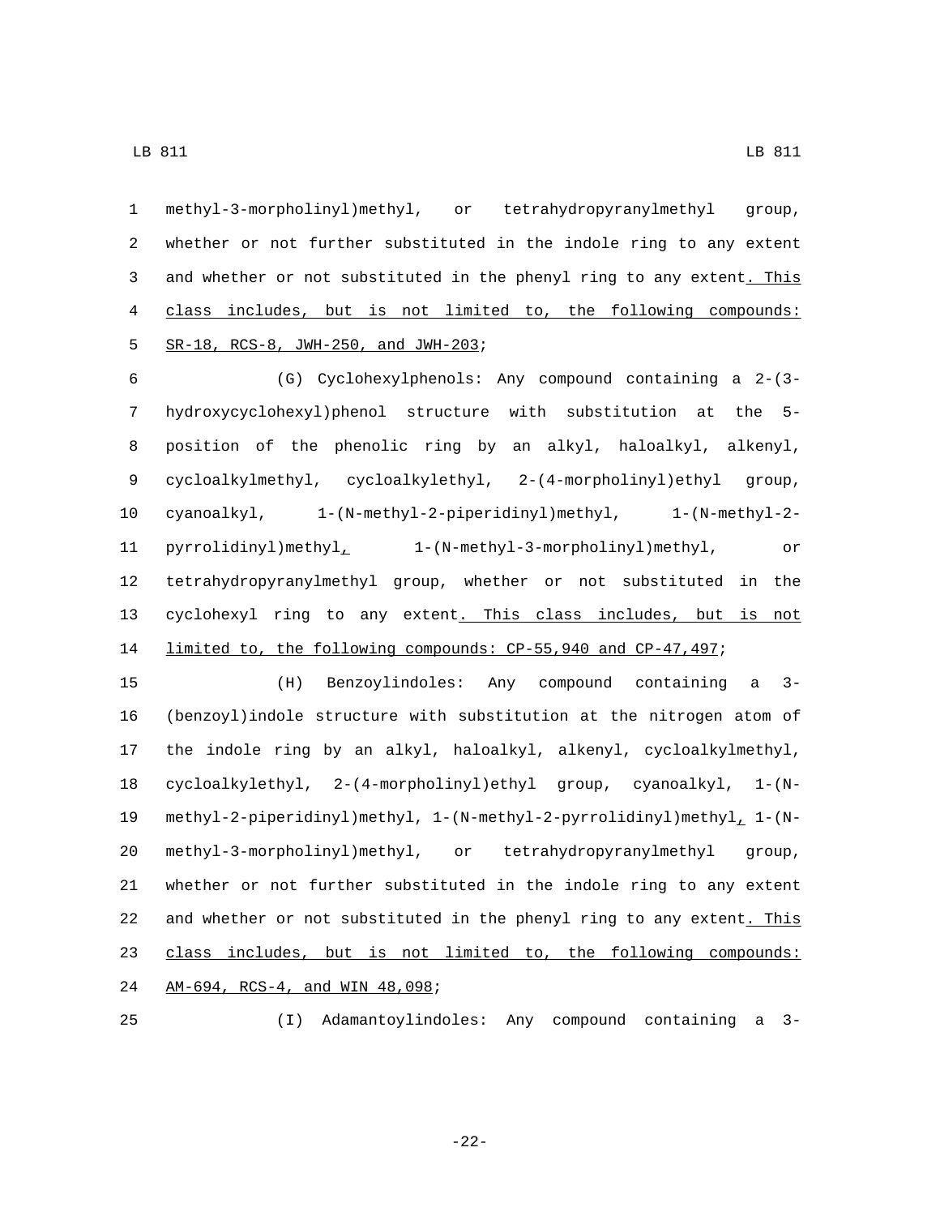methyl-3-morpholinyl)methyl, or tetrahydropyranylmethyl group, whether or not further substituted in the indole ring to any extent and whether or not substituted in the phenyl ring to any extent. This class includes, but is not limited to, the following compounds: SR-18, RCS-8, JWH-250, and JWH-203;

(G) Cyclohexylphenols: Any compound containing a 2-(3-hydroxycyclohexyl)phenol structure with substitution at the 5-position of the phenolic ring by an alkyl, haloalkyl, alkenyl, cycloalkylmethyl, cycloalkylethyl, 2-(4-morpholinyl)ethyl group, cyanoalkyl, 1-(N-methyl-2-piperidinyl)methyl, 1-(N-methyl-2-pyrrolidinyl)methyl, 1-(N-methyl-3-morpholinyl)methyl, or tetrahydropyranylmethyl group, whether or not substituted in the cyclohexyl ring to any extent. This class includes, but is not limited to, the following compounds: CP-55,940 and CP-47,497;

(H) Benzoylindoles: Any compound containing a 3-(benzoyl)indole structure with substitution at the nitrogen atom of the indole ring by an alkyl, haloalkyl, alkenyl, cycloalkylmethyl, cycloalkylethyl, 2-(4-morpholinyl)ethyl group, cyanoalkyl, 1-(N-methyl-2-piperidinyl)methyl, 1-(N-methyl-2-pyrrolidinyl)methyl, 1-(N-methyl-3-morpholinyl)methyl, or tetrahydropyranylmethyl group, whether or not further substituted in the indole ring to any extent and whether or not substituted in the phenyl ring to any extent. This class includes, but is not limited to, the following compounds: AM-694, RCS-4, and WIN 48,098;

(I) Adamantoylindoles: Any compound containing a 3-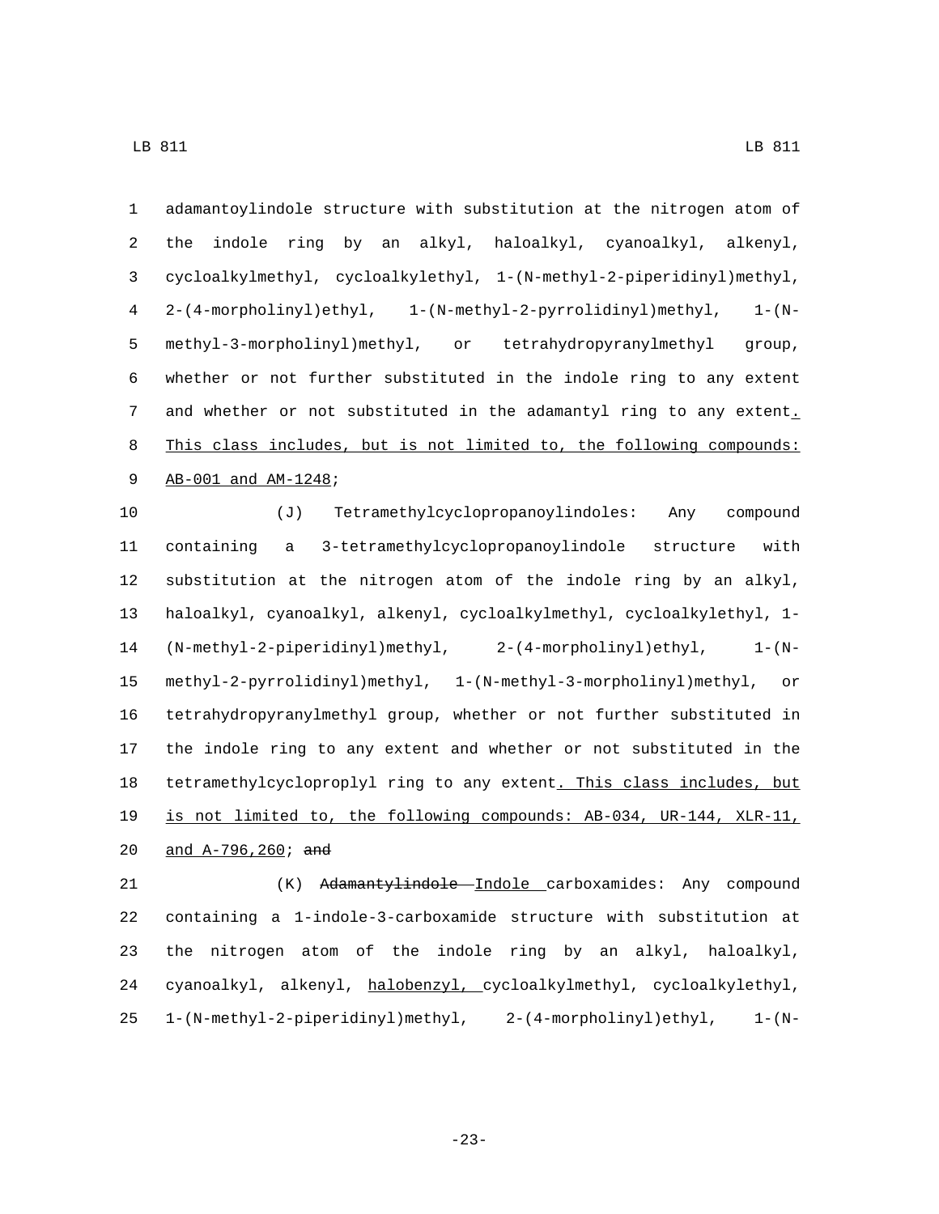adamantoylindole structure with substitution at the nitrogen atom of the indole ring by an alkyl, haloalkyl, cyanoalkyl, alkenyl, cycloalkylmethyl, cycloalkylethyl, 1-(N-methyl-2-piperidinyl)methyl, 2-(4-morpholinyl)ethyl, 1-(N-methyl-2-pyrrolidinyl)methyl, 1-(N-methyl-3-morpholinyl)methyl, or tetrahydropyranylmethyl group, whether or not further substituted in the indole ring to any extent and whether or not substituted in the adamantyl ring to any extent. This class includes, but is not limited to, the following compounds: AB-001 and AM-1248;

(J) Tetramethylcyclopropanoylindoles: Any compound containing a 3-tetramethylcyclopropanoylindole structure with substitution at the nitrogen atom of the indole ring by an alkyl, haloalkyl, cyanoalkyl, alkenyl, cycloalkylmethyl, cycloalkylethyl, 1-(N-methyl-2-piperidinyl)methyl, 2-(4-morpholinyl)ethyl, 1-(N-methyl-2-pyrrolidinyl)methyl, 1-(N-methyl-3-morpholinyl)methyl, or tetrahydropyranylmethyl group, whether or not further substituted in the indole ring to any extent and whether or not substituted in the tetramethylcycloproplyl ring to any extent. This class includes, but is not limited to, the following compounds: AB-034, UR-144, XLR-11, and A-796,260; ~~and~~

(K) ~~Adamantylindole~~ Indole carboxamides: Any compound containing a 1-indole-3-carboxamide structure with substitution at the nitrogen atom of the indole ring by an alkyl, haloalkyl, cyanoalkyl, alkenyl, halobenzyl, cycloalkylmethyl, cycloalkylethyl, 1-(N-methyl-2-piperidinyl)methyl, 2-(4-morpholinyl)ethyl, 1-(N-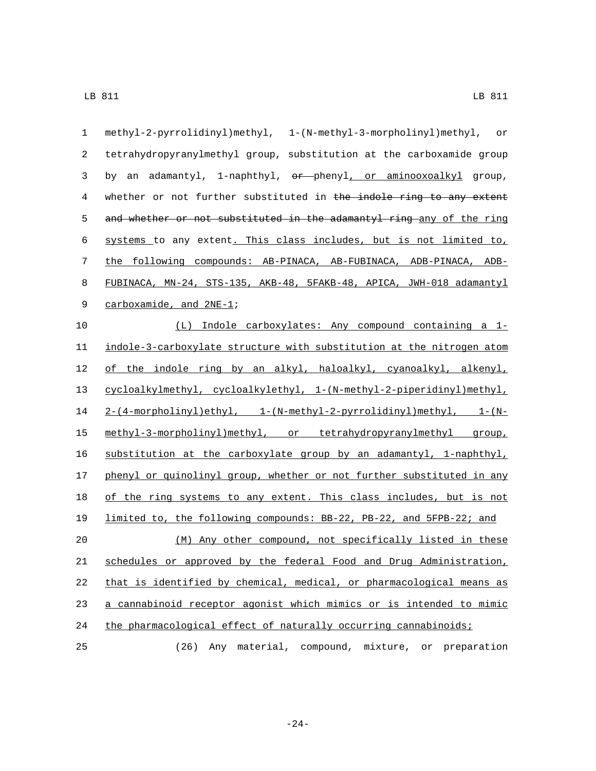methyl-2-pyrrolidinyl)methyl, 1-(N-methyl-3-morpholinyl)methyl, or tetrahydropyranylmethyl group, substitution at the carboxamide group by an adamantyl, 1-naphthyl, ~~or~~ phenyl, or aminooxoalkyl group, whether or not further substituted in ~~the indole ring to any extent and whether or not substituted in the adamantyl ring~~ any of the ring systems to any extent. This class includes, but is not limited to, the following compounds: AB-PINACA, AB-FUBINACA, ADB-PINACA, ADB-FUBINACA, MN-24, STS-135, AKB-48, 5FAKB-48, APICA, JWH-018 adamantyl carboxamide, and 2NE-1;

(L) Indole carboxylates: Any compound containing a 1-indole-3-carboxylate structure with substitution at the nitrogen atom of the indole ring by an alkyl, haloalkyl, cyanoalkyl, alkenyl, cycloalkylmethyl, cycloalkylethyl, 1-(N-methyl-2-piperidinyl)methyl, 2-(4-morpholinyl)ethyl, 1-(N-methyl-2-pyrrolidinyl)methyl, 1-(N-methyl-3-morpholinyl)methyl, or tetrahydropyranylmethyl group, substitution at the carboxylate group by an adamantyl, 1-naphthyl, phenyl or quinolinyl group, whether or not further substituted in any of the ring systems to any extent. This class includes, but is not limited to, the following compounds: BB-22, PB-22, and 5FPB-22; and

(M) Any other compound, not specifically listed in these schedules or approved by the federal Food and Drug Administration, that is identified by chemical, medical, or pharmacological means as a cannabinoid receptor agonist which mimics or is intended to mimic the pharmacological effect of naturally occurring cannabinoids;

(26) Any material, compound, mixture, or preparation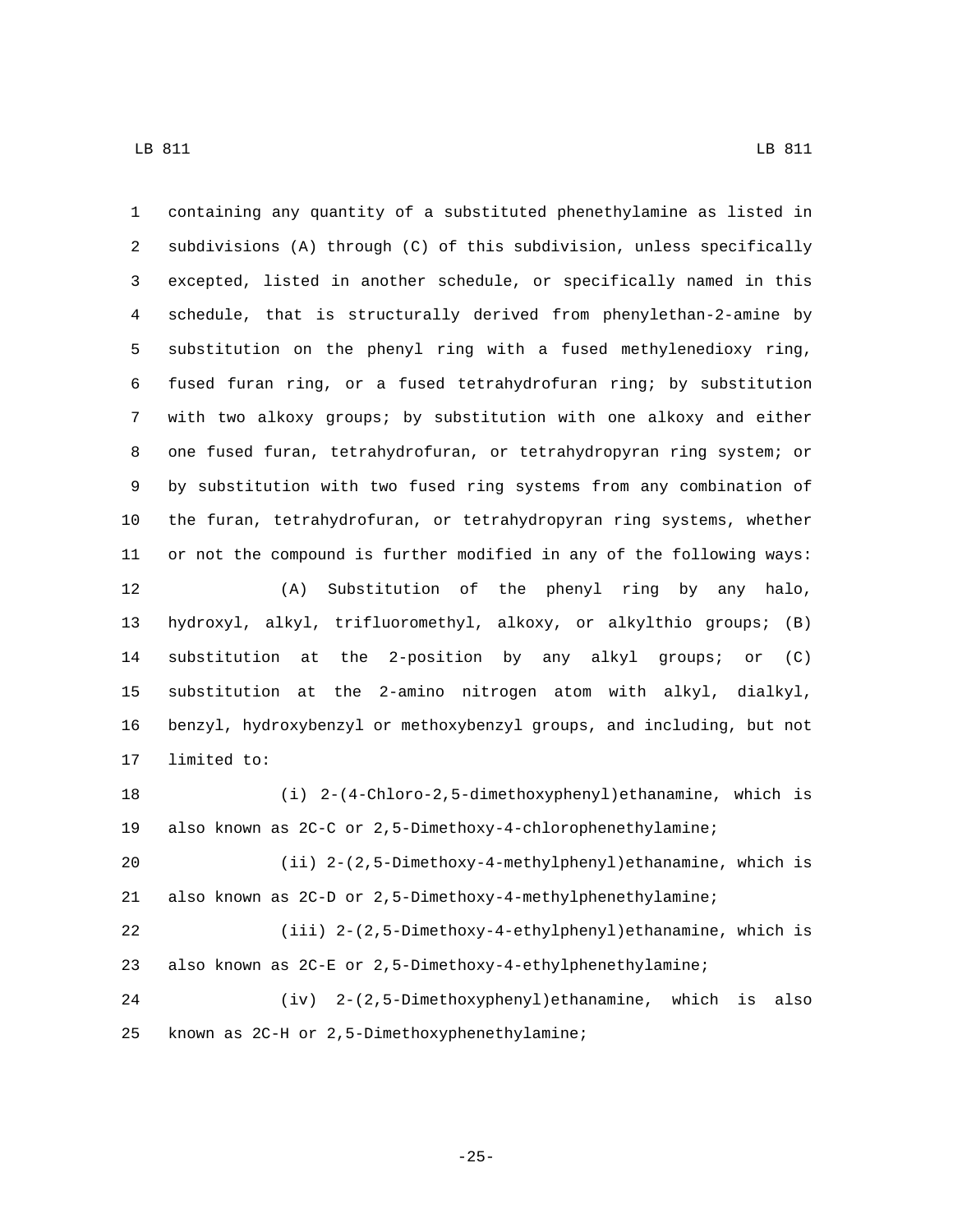containing any quantity of a substituted phenethylamine as listed in subdivisions (A) through (C) of this subdivision, unless specifically excepted, listed in another schedule, or specifically named in this schedule, that is structurally derived from phenylethan-2-amine by substitution on the phenyl ring with a fused methylenedioxy ring, fused furan ring, or a fused tetrahydrofuran ring; by substitution with two alkoxy groups; by substitution with one alkoxy and either one fused furan, tetrahydrofuran, or tetrahydropyran ring system; or by substitution with two fused ring systems from any combination of the furan, tetrahydrofuran, or tetrahydropyran ring systems, whether or not the compound is further modified in any of the following ways:

(A) Substitution of the phenyl ring by any halo, hydroxyl, alkyl, trifluoromethyl, alkoxy, or alkylthio groups; (B) substitution at the 2-position by any alkyl groups; or (C) substitution at the 2-amino nitrogen atom with alkyl, dialkyl, benzyl, hydroxybenzyl or methoxybenzyl groups, and including, but not limited to:

(i) 2-(4-Chloro-2,5-dimethoxyphenyl)ethanamine, which is also known as 2C-C or 2,5-Dimethoxy-4-chlorophenethylamine;

(ii) 2-(2,5-Dimethoxy-4-methylphenyl)ethanamine, which is also known as 2C-D or 2,5-Dimethoxy-4-methylphenethylamine;

(iii) 2-(2,5-Dimethoxy-4-ethylphenyl)ethanamine, which is also known as 2C-E or 2,5-Dimethoxy-4-ethylphenethylamine;

(iv) 2-(2,5-Dimethoxyphenyl)ethanamine, which is also known as 2C-H or 2,5-Dimethoxyphenethylamine;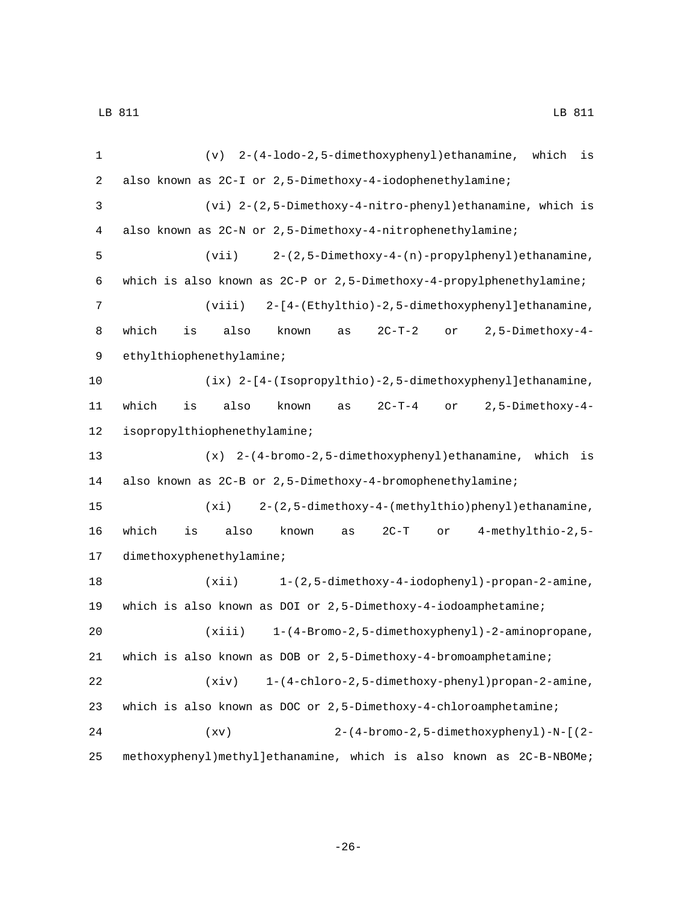(v) 2-(4-lodo-2,5-dimethoxyphenyl)ethanamine, which is also known as 2C-I or 2,5-Dimethoxy-4-iodophenethylamine;

(vi) 2-(2,5-Dimethoxy-4-nitro-phenyl)ethanamine, which is also known as 2C-N or 2,5-Dimethoxy-4-nitrophenethylamine;

(vii) 2-(2,5-Dimethoxy-4-(n)-propylphenyl)ethanamine, which is also known as 2C-P or 2,5-Dimethoxy-4-propylphenethylamine;

(viii) 2-[4-(Ethylthio)-2,5-dimethoxyphenyl]ethanamine, which is also known as 2C-T-2 or 2,5-Dimethoxy-4-ethylthiophenethylamine;

(ix) 2-[4-(Isopropylthio)-2,5-dimethoxyphenyl]ethanamine, which is also known as 2C-T-4 or 2,5-Dimethoxy-4-isopropylthiophenethylamine;

(x) 2-(4-bromo-2,5-dimethoxyphenyl)ethanamine, which is also known as 2C-B or 2,5-Dimethoxy-4-bromophenethylamine;

(xi) 2-(2,5-dimethoxy-4-(methylthio)phenyl)ethanamine, which is also known as 2C-T or 4-methylthio-2,5-dimethoxyphenethylamine;

(xii) 1-(2,5-dimethoxy-4-iodophenyl)-propan-2-amine, which is also known as DOI or 2,5-Dimethoxy-4-iodoamphetamine;

(xiii) 1-(4-Bromo-2,5-dimethoxyphenyl)-2-aminopropane, which is also known as DOB or 2,5-Dimethoxy-4-bromoamphetamine;

(xiv) 1-(4-chloro-2,5-dimethoxy-phenyl)propan-2-amine, which is also known as DOC or 2,5-Dimethoxy-4-chloroamphetamine;

(xv) 2-(4-bromo-2,5-dimethoxyphenyl)-N-[(2-methoxyphenyl)methyl]ethanamine, which is also known as 2C-B-NBOMe;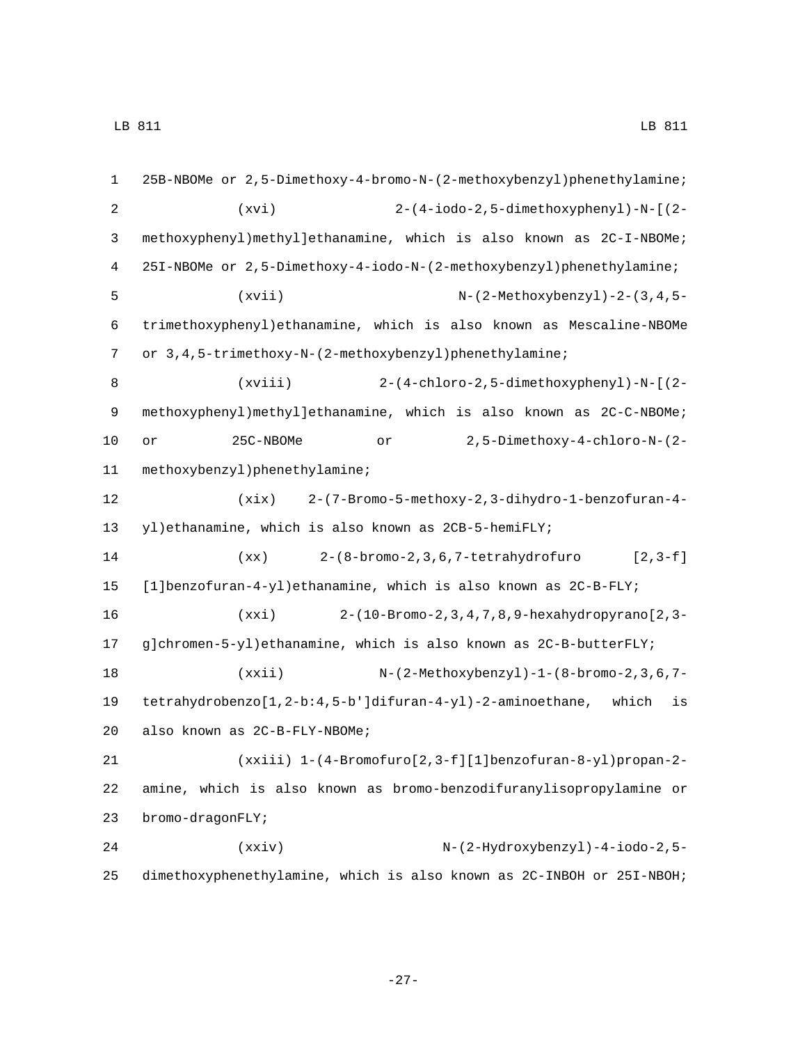25B-NBOMe or 2,5-Dimethoxy-4-bromo-N-(2-methoxybenzyl)phenethylamine;

(xvi) 2-(4-iodo-2,5-dimethoxyphenyl)-N-[(2-methoxyphenyl)methyl]ethanamine, which is also known as 2C-I-NBOMe; 25I-NBOMe or 2,5-Dimethoxy-4-iodo-N-(2-methoxybenzyl)phenethylamine;

(xvii) N-(2-Methoxybenzyl)-2-(3,4,5-trimethoxyphenyl)ethanamine, which is also known as Mescaline-NBOMe or 3,4,5-trimethoxy-N-(2-methoxybenzyl)phenethylamine;

(xviii) 2-(4-chloro-2,5-dimethoxyphenyl)-N-[(2-methoxyphenyl)methyl]ethanamine, which is also known as 2C-C-NBOMe; or 25C-NBOMe or 2,5-Dimethoxy-4-chloro-N-(2-methoxybenzyl)phenethylamine;

(xix) 2-(7-Bromo-5-methoxy-2,3-dihydro-1-benzofuran-4-yl)ethanamine, which is also known as 2CB-5-hemiFLY;

(xx) 2-(8-bromo-2,3,6,7-tetrahydrofuro [2,3-f] [1]benzofuran-4-yl)ethanamine, which is also known as 2C-B-FLY;

(xxi) 2-(10-Bromo-2,3,4,7,8,9-hexahydropyrano[2,3-g]chromen-5-yl)ethanamine, which is also known as 2C-B-butterFLY;

(xxii) N-(2-Methoxybenzyl)-1-(8-bromo-2,3,6,7-tetrahydrobenzo[1,2-b:4,5-b']difuran-4-yl)-2-aminoethane, which is also known as 2C-B-FLY-NBOMe;

(xxiii) 1-(4-Bromofuro[2,3-f][1]benzofuran-8-yl)propan-2-amine, which is also known as bromo-benzodifuranylisopropylamine or bromo-dragonFLY;

(xxiv) N-(2-Hydroxybenzyl)-4-iodo-2,5-dimethoxyphenethylamine, which is also known as 2C-INBOH or 25I-NBOH;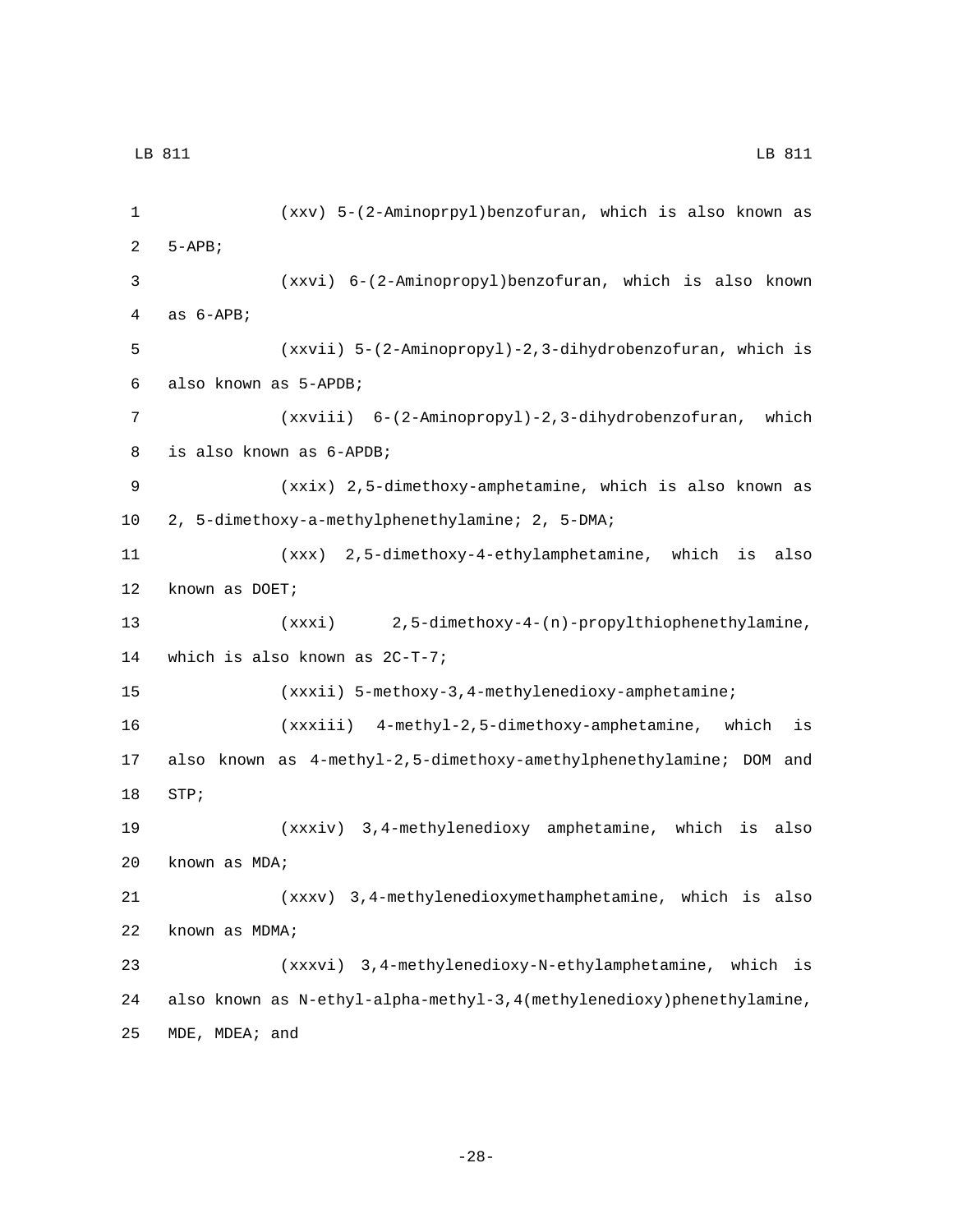(xxv) 5-(2-Aminoprpyl)benzofuran, which is also known as 5-APB;

(xxvi) 6-(2-Aminopropyl)benzofuran, which is also known as 6-APB;

(xxvii) 5-(2-Aminopropyl)-2,3-dihydrobenzofuran, which is also known as 5-APDB;

(xxviii) 6-(2-Aminopropyl)-2,3-dihydrobenzofuran, which is also known as 6-APDB;

(xxix) 2,5-dimethoxy-amphetamine, which is also known as 2, 5-dimethoxy-a-methylphenethylamine; 2, 5-DMA;

(xxx) 2,5-dimethoxy-4-ethylamphetamine, which is also known as DOET;

(xxxi) 2,5-dimethoxy-4-(n)-propylthiophenethylamine, which is also known as 2C-T-7;

(xxxii) 5-methoxy-3,4-methylenedioxy-amphetamine;

(xxxiii) 4-methyl-2,5-dimethoxy-amphetamine, which is also known as 4-methyl-2,5-dimethoxy-amethylphenethylamine; DOM and STP;

(xxxiv) 3,4-methylenedioxy amphetamine, which is also known as MDA;

(xxxv) 3,4-methylenedioxymethamphetamine, which is also known as MDMA;

(xxxvi) 3,4-methylenedioxy-N-ethylamphetamine, which is also known as N-ethyl-alpha-methyl-3,4(methylenedioxy)phenethylamine, MDE, MDEA; and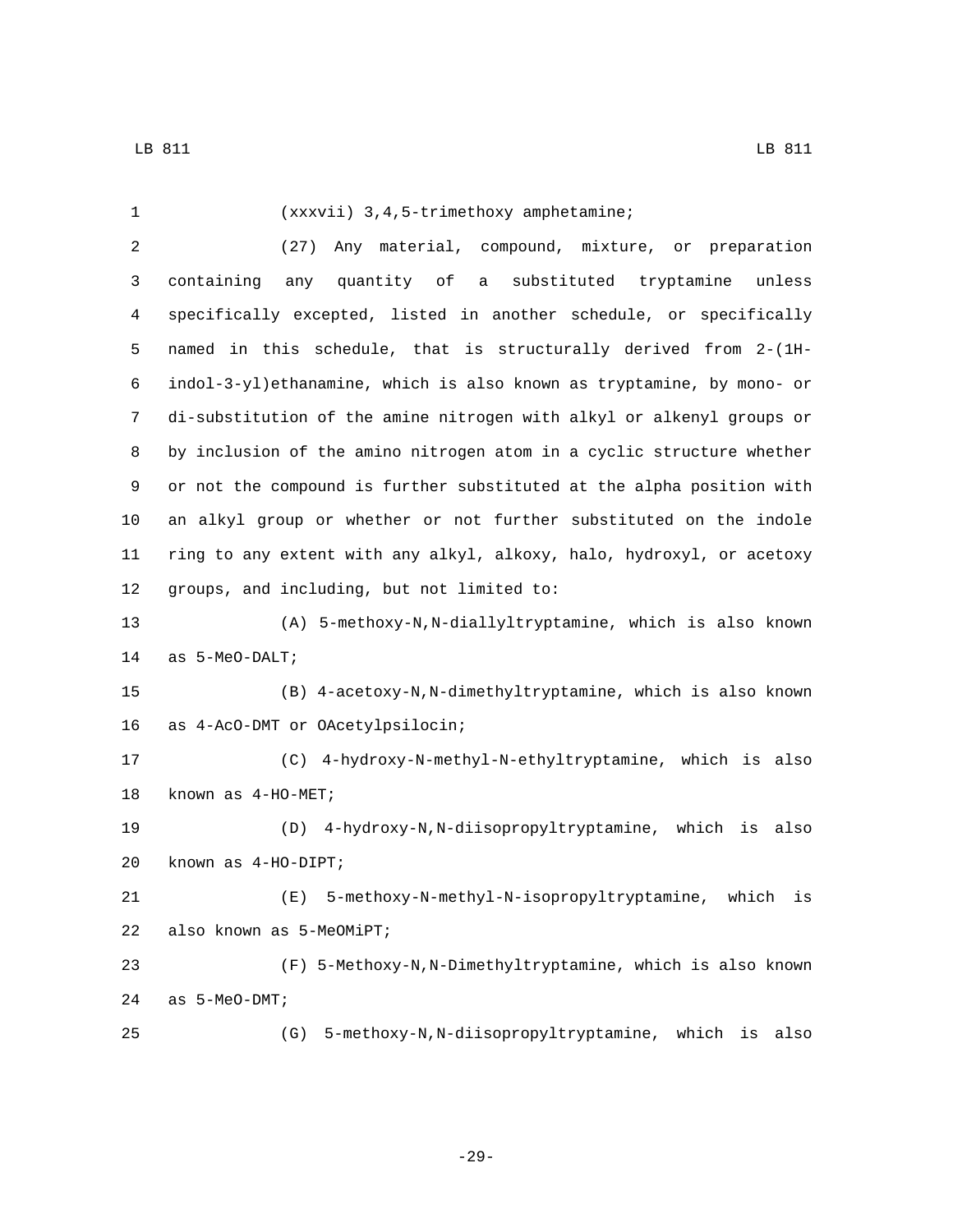(xxxvii) 3,4,5-trimethoxy amphetamine;

(27) Any material, compound, mixture, or preparation containing any quantity of a substituted tryptamine unless specifically excepted, listed in another schedule, or specifically named in this schedule, that is structurally derived from 2-(1H-indol-3-yl)ethanamine, which is also known as tryptamine, by mono- or di-substitution of the amine nitrogen with alkyl or alkenyl groups or by inclusion of the amino nitrogen atom in a cyclic structure whether or not the compound is further substituted at the alpha position with an alkyl group or whether or not further substituted on the indole ring to any extent with any alkyl, alkoxy, halo, hydroxyl, or acetoxy groups, and including, but not limited to:

(A) 5-methoxy-N,N-diallyltryptamine, which is also known as 5-MeO-DALT;

(B) 4-acetoxy-N,N-dimethyltryptamine, which is also known as 4-AcO-DMT or OAcetylpsilocin;

(C) 4-hydroxy-N-methyl-N-ethyltryptamine, which is also known as 4-HO-MET;

(D) 4-hydroxy-N,N-diisopropyltryptamine, which is also known as 4-HO-DIPT;

(E) 5-methoxy-N-methyl-N-isopropyltryptamine, which is also known as 5-MeOMiPT;

(F) 5-Methoxy-N,N-Dimethyltryptamine, which is also known as 5-MeO-DMT;

(G) 5-methoxy-N,N-diisopropyltryptamine, which is also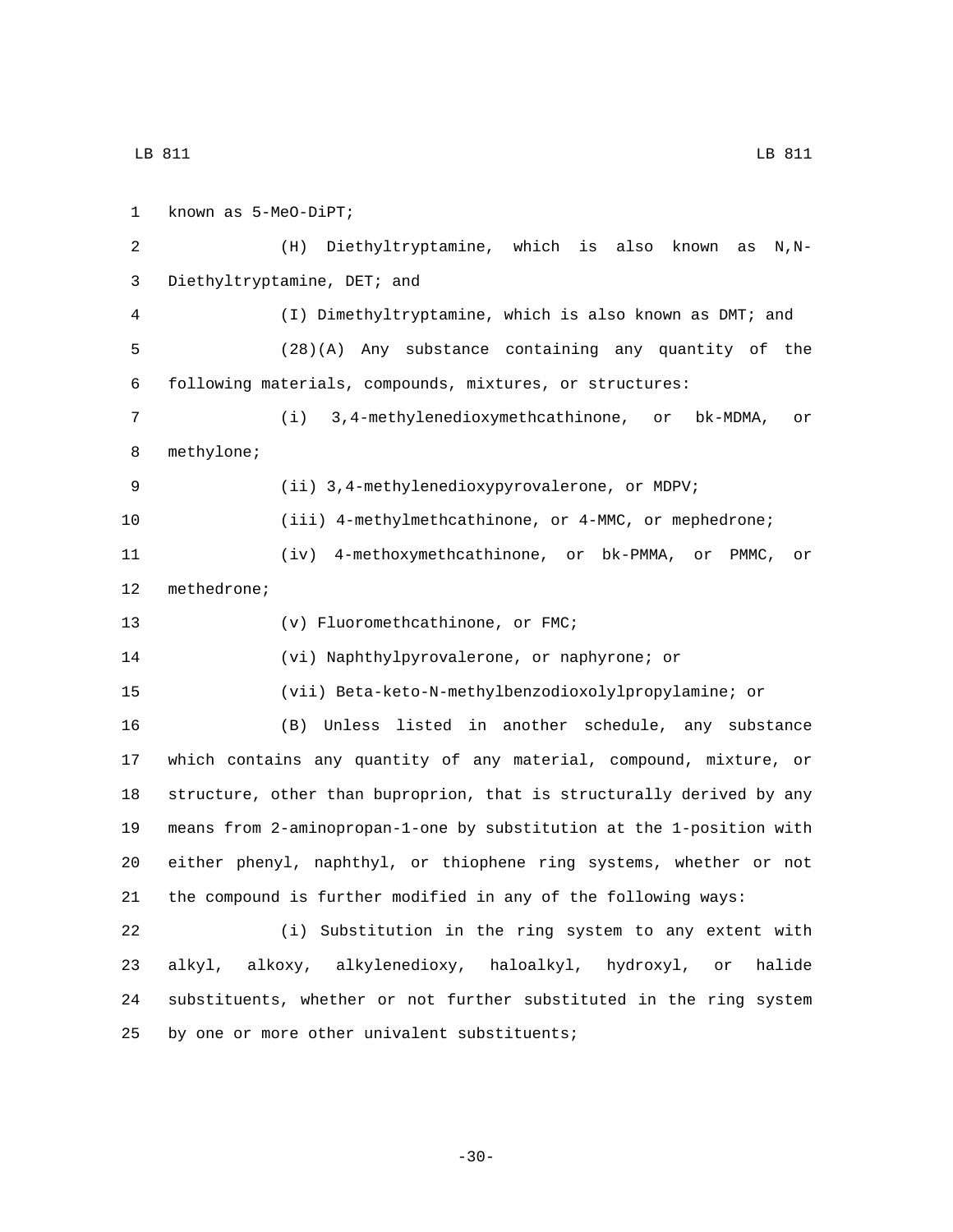known as 5-MeO-DiPT;

(H) Diethyltryptamine, which is also known as N,N-Diethyltryptamine, DET; and

(I) Dimethyltryptamine, which is also known as DMT; and

(28)(A) Any substance containing any quantity of the following materials, compounds, mixtures, or structures:

(i) 3,4-methylenedioxymethcathinone, or bk-MDMA, or methylone;

(ii) 3,4-methylenedioxypyrovalerone, or MDPV;

(iii) 4-methylmethcathinone, or 4-MMC, or mephedrone;

(iv) 4-methoxymethcathinone, or bk-PMMA, or PMMC, or methedrone;

(v) Fluoromethcathinone, or FMC;

(vi) Naphthylpyrovalerone, or naphyrone; or

(vii) Beta-keto-N-methylbenzodioxolylpropylamine; or

(B) Unless listed in another schedule, any substance which contains any quantity of any material, compound, mixture, or structure, other than buproprion, that is structurally derived by any means from 2-aminopropan-1-one by substitution at the 1-position with either phenyl, naphthyl, or thiophene ring systems, whether or not the compound is further modified in any of the following ways:

(i) Substitution in the ring system to any extent with alkyl, alkoxy, alkylenedioxy, haloalkyl, hydroxyl, or halide substituents, whether or not further substituted in the ring system by one or more other univalent substituents;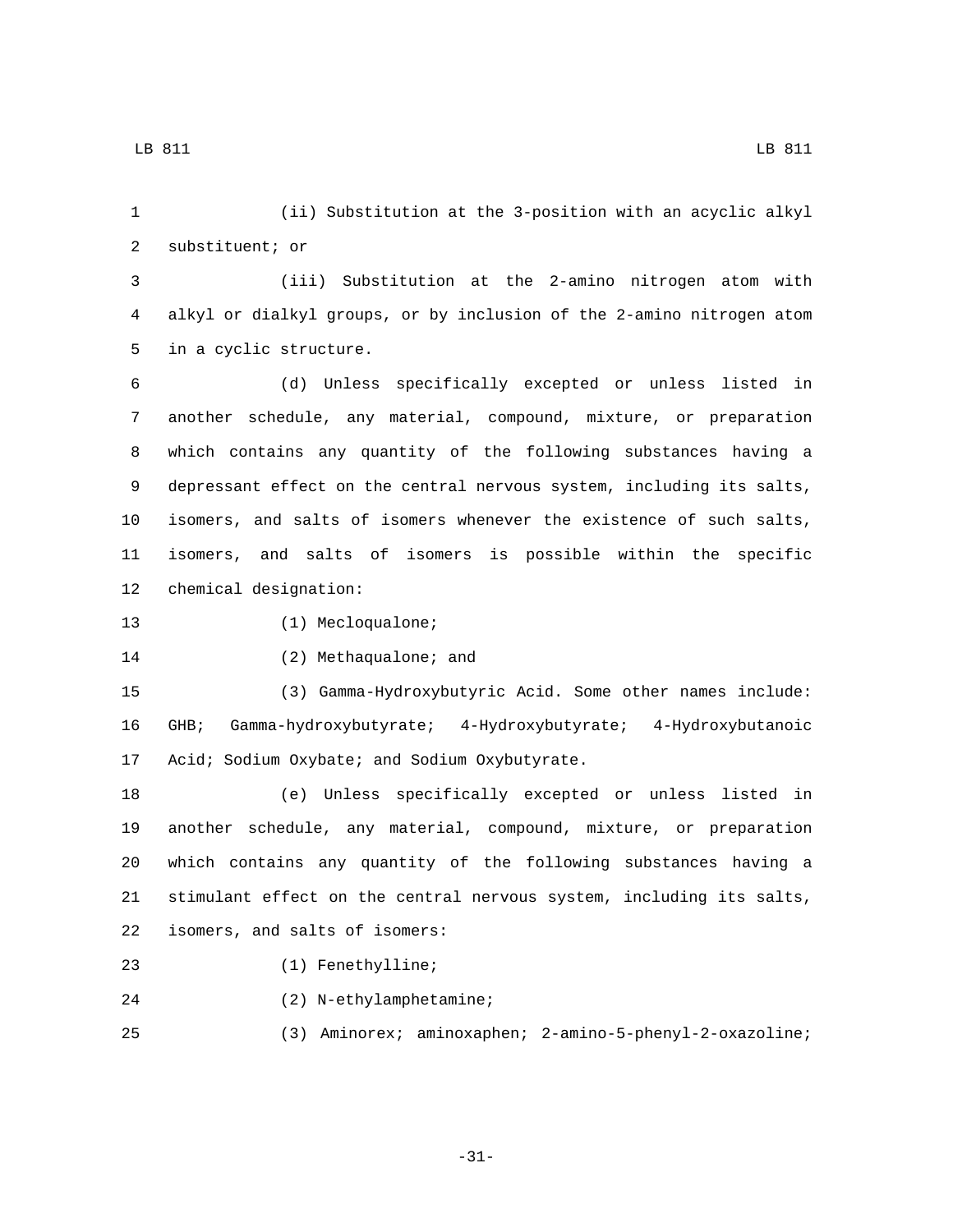(ii) Substitution at the 3-position with an acyclic alkyl substituent; or

(iii) Substitution at the 2-amino nitrogen atom with alkyl or dialkyl groups, or by inclusion of the 2-amino nitrogen atom in a cyclic structure.

(d) Unless specifically excepted or unless listed in another schedule, any material, compound, mixture, or preparation which contains any quantity of the following substances having a depressant effect on the central nervous system, including its salts, isomers, and salts of isomers whenever the existence of such salts, isomers, and salts of isomers is possible within the specific chemical designation:

(1) Mecloqualone;

(2) Methaqualone; and

(3) Gamma-Hydroxybutyric Acid. Some other names include: GHB; Gamma-hydroxybutyrate; 4-Hydroxybutyrate; 4-Hydroxybutanoic Acid; Sodium Oxybate; and Sodium Oxybutyrate.

(e) Unless specifically excepted or unless listed in another schedule, any material, compound, mixture, or preparation which contains any quantity of the following substances having a stimulant effect on the central nervous system, including its salts, isomers, and salts of isomers:

(1) Fenethylline;

(2) N-ethylamphetamine;

(3) Aminorex; aminoxaphen; 2-amino-5-phenyl-2-oxazoline;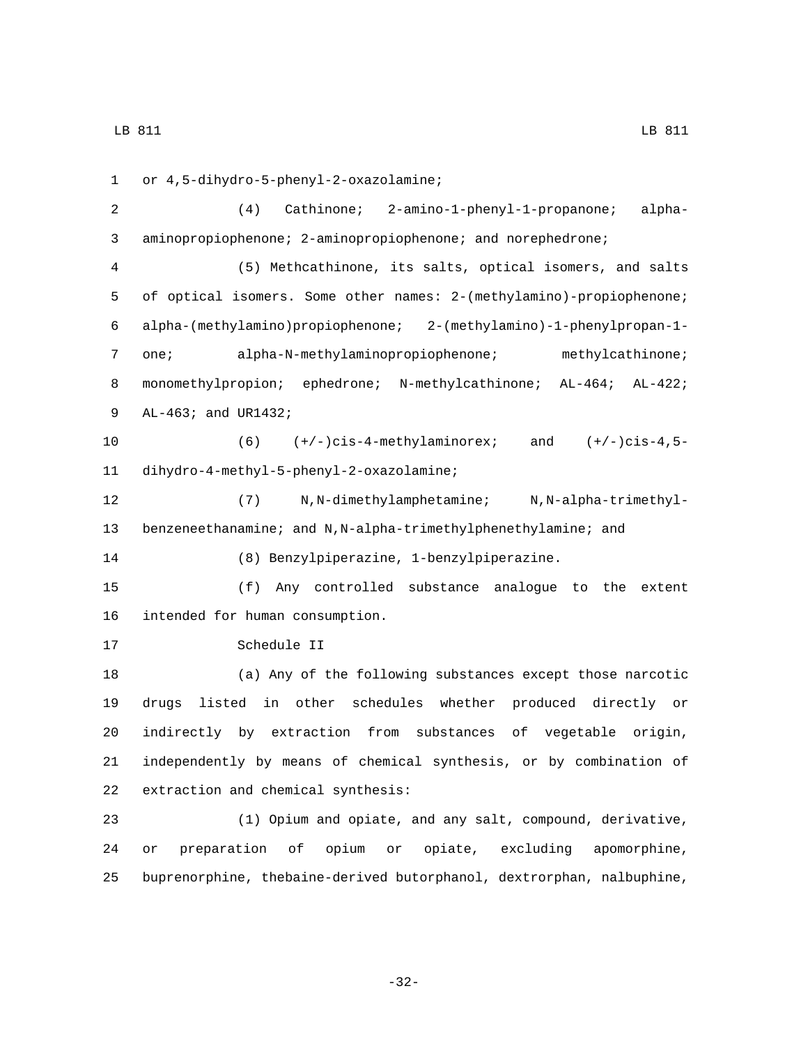or 4,5-dihydro-5-phenyl-2-oxazolamine;

(4) Cathinone; 2-amino-1-phenyl-1-propanone; alpha-aminopropiophenone; 2-aminopropiophenone; and norephedrone;

(5) Methcathinone, its salts, optical isomers, and salts of optical isomers. Some other names: 2-(methylamino)-propiophenone; alpha-(methylamino)propiophenone; 2-(methylamino)-1-phenylpropan-1-one; alpha-N-methylaminopropiophenone; methylcathinone; monomethylpropion; ephedrone; N-methylcathinone; AL-464; AL-422; AL-463; and UR1432;

(6) (+/-)cis-4-methylaminorex; and (+/-)cis-4,5-dihydro-4-methyl-5-phenyl-2-oxazolamine;

(7) N,N-dimethylamphetamine; N,N-alpha-trimethyl-benzeneethanamine; and N,N-alpha-trimethylphenethylamine; and

(8) Benzylpiperazine, 1-benzylpiperazine.

(f) Any controlled substance analogue to the extent intended for human consumption.

Schedule II

(a) Any of the following substances except those narcotic drugs listed in other schedules whether produced directly or indirectly by extraction from substances of vegetable origin, independently by means of chemical synthesis, or by combination of extraction and chemical synthesis:

(1) Opium and opiate, and any salt, compound, derivative, or preparation of opium or opiate, excluding apomorphine, buprenorphine, thebaine-derived butorphanol, dextrorphan, nalbuphine,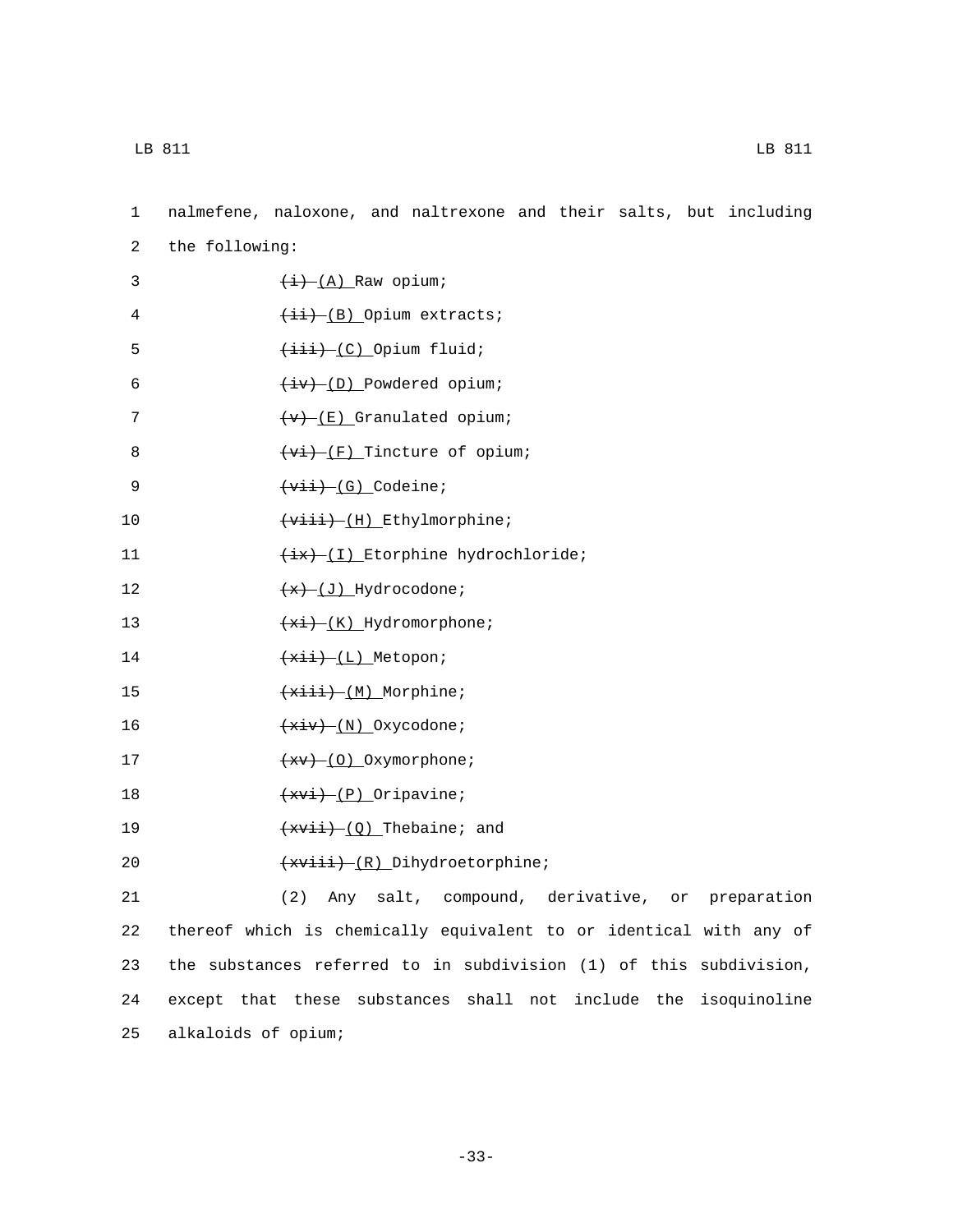nalmefene, naloxone, and naltrexone and their salts, but including the following:

~~(i)~~ (A) Raw opium;

~~(ii)~~ (B) Opium extracts;

~~(iii)~~ (C) Opium fluid;

~~(iv)~~ (D) Powdered opium;

~~(v)~~ (E) Granulated opium;

~~(vi)~~ (F) Tincture of opium;

~~(vii)~~ (G) Codeine;

~~(viii)~~ (H) Ethylmorphine;

~~(ix)~~ (I) Etorphine hydrochloride;

~~(x)~~ (J) Hydrocodone;

~~(xi)~~ (K) Hydromorphone;

~~(xii)~~ (L) Metopon;

~~(xiii)~~ (M) Morphine;

~~(xiv)~~ (N) Oxycodone;

~~(xv)~~ (O) Oxymorphone;

~~(xvi)~~ (P) Oripavine;

~~(xvii)~~ (Q) Thebaine; and

~~(xviii)~~ (R) Dihydroetorphine;

(2) Any salt, compound, derivative, or preparation thereof which is chemically equivalent to or identical with any of the substances referred to in subdivision (1) of this subdivision, except that these substances shall not include the isoquinoline alkaloids of opium;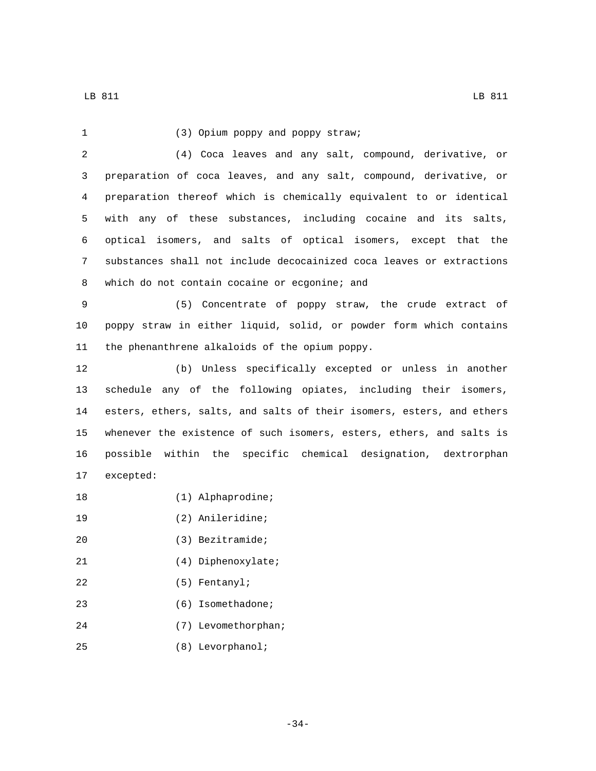(3) Opium poppy and poppy straw;

(4) Coca leaves and any salt, compound, derivative, or preparation of coca leaves, and any salt, compound, derivative, or preparation thereof which is chemically equivalent to or identical with any of these substances, including cocaine and its salts, optical isomers, and salts of optical isomers, except that the substances shall not include decocainized coca leaves or extractions which do not contain cocaine or ecgonine; and

(5) Concentrate of poppy straw, the crude extract of poppy straw in either liquid, solid, or powder form which contains the phenanthrene alkaloids of the opium poppy.

(b) Unless specifically excepted or unless in another schedule any of the following opiates, including their isomers, esters, ethers, salts, and salts of their isomers, esters, and ethers whenever the existence of such isomers, esters, ethers, and salts is possible within the specific chemical designation, dextrorphan excepted:

(1) Alphaprodine;

(2) Anileridine;

(3) Bezitramide;

(4) Diphenoxylate;

(5) Fentanyl;

(6) Isomethadone;

(7) Levomethorphan;

(8) Levorphanol;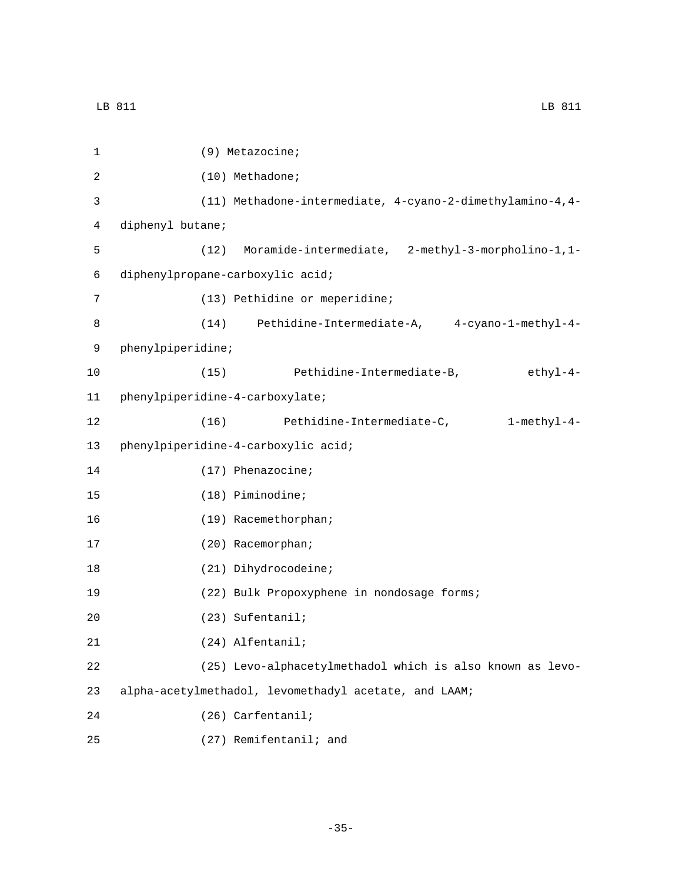(9) Metazocine;

(10) Methadone;

(11) Methadone-intermediate, 4-cyano-2-dimethylamino-4,4-diphenyl butane;

(12) Moramide-intermediate, 2-methyl-3-morpholino-1,1-diphenylpropane-carboxylic acid;

(13) Pethidine or meperidine;

(14) Pethidine-Intermediate-A, 4-cyano-1-methyl-4-phenylpiperidine;

(15) Pethidine-Intermediate-B, ethyl-4-phenylpiperidine-4-carboxylate;

(16) Pethidine-Intermediate-C, 1-methyl-4-phenylpiperidine-4-carboxylic acid;

(17) Phenazocine;

(18) Piminodine;

(19) Racemethorphan;

(20) Racemorphan;

(21) Dihydrocodeine;

(22) Bulk Propoxyphene in nondosage forms;

(23) Sufentanil;

(24) Alfentanil;

(25) Levo-alphacetylmethadol which is also known as levo-alpha-acetylmethadol, levomethadyl acetate, and LAAM;

(26) Carfentanil;

(27) Remifentanil; and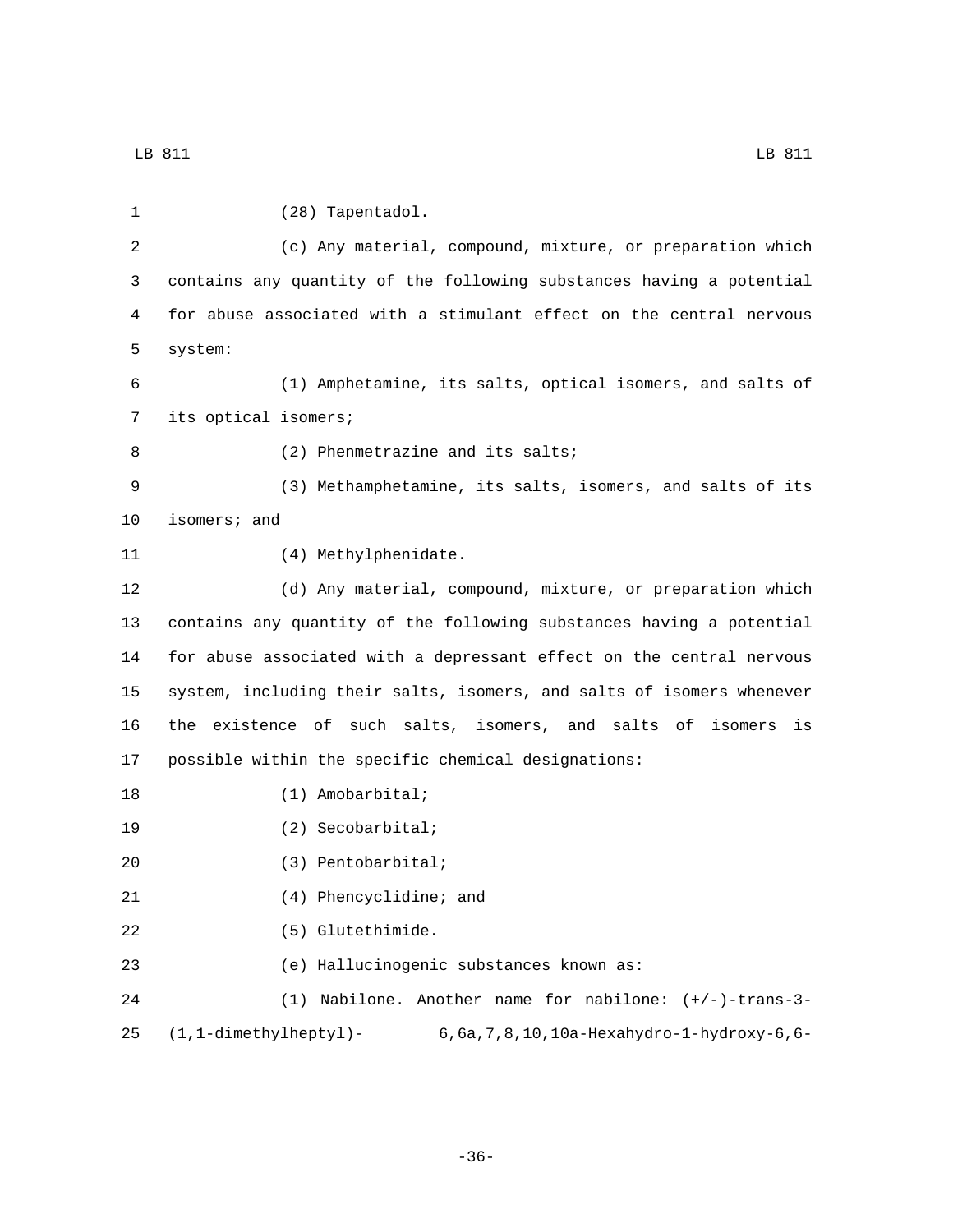(28) Tapentadol.

(c) Any material, compound, mixture, or preparation which contains any quantity of the following substances having a potential for abuse associated with a stimulant effect on the central nervous system:

(1) Amphetamine, its salts, optical isomers, and salts of its optical isomers;

(2) Phenmetrazine and its salts;

(3) Methamphetamine, its salts, isomers, and salts of its isomers; and

(4) Methylphenidate.

(d) Any material, compound, mixture, or preparation which contains any quantity of the following substances having a potential for abuse associated with a depressant effect on the central nervous system, including their salts, isomers, and salts of isomers whenever the existence of such salts, isomers, and salts of isomers is possible within the specific chemical designations:

(1) Amobarbital;

(2) Secobarbital;

(3) Pentobarbital;

(4) Phencyclidine; and

(5) Glutethimide.

(e) Hallucinogenic substances known as:

(1) Nabilone. Another name for nabilone: (+/-)-trans-3-(1,1-dimethylheptyl)- 6,6a,7,8,10,10a-Hexahydro-1-hydroxy-6,6-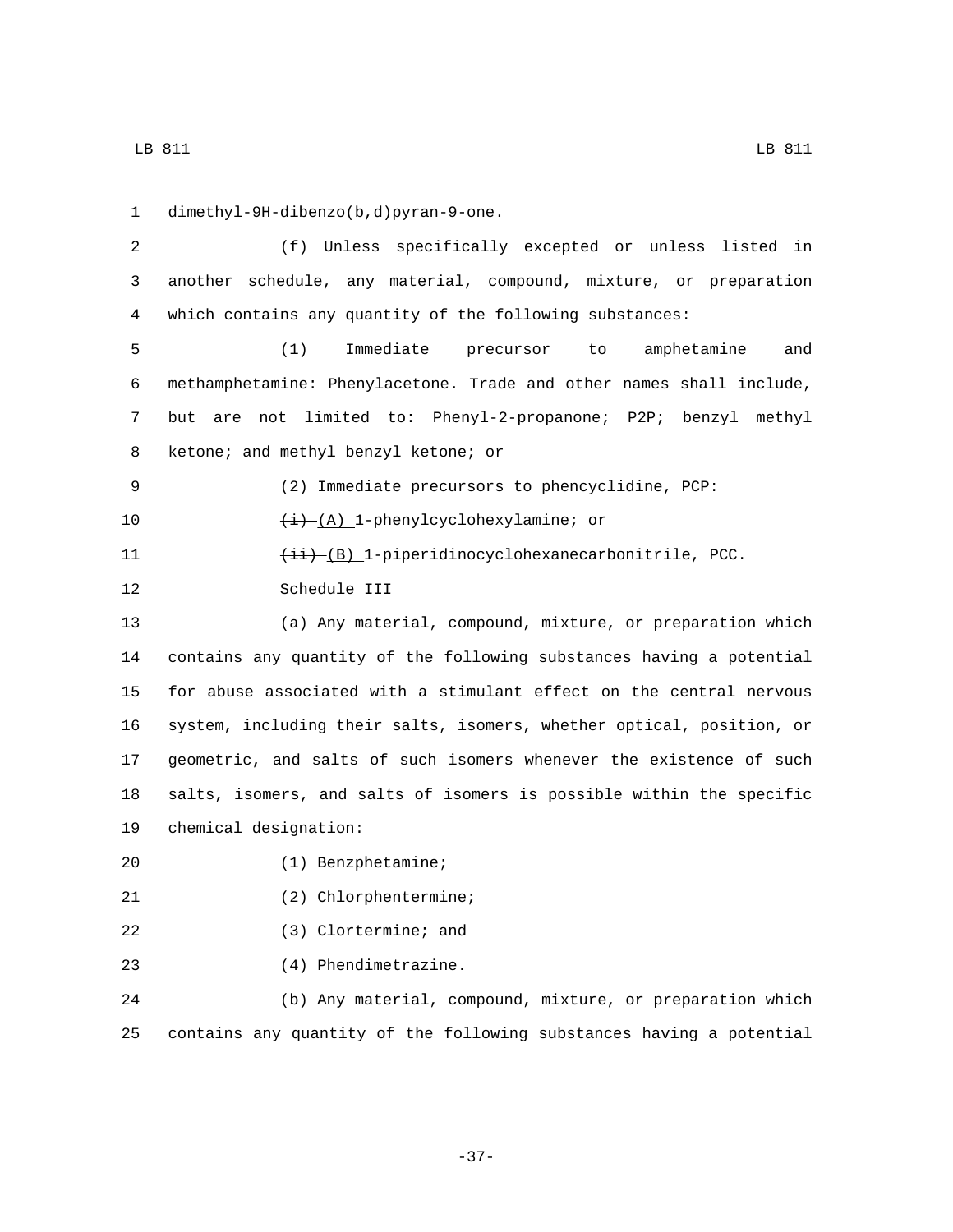dimethyl-9H-dibenzo(b,d)pyran-9-one.

(f) Unless specifically excepted or unless listed in another schedule, any material, compound, mixture, or preparation which contains any quantity of the following substances:

(1) Immediate precursor to amphetamine and methamphetamine: Phenylacetone. Trade and other names shall include, but are not limited to: Phenyl-2-propanone; P2P; benzyl methyl ketone; and methyl benzyl ketone; or

(2) Immediate precursors to phencyclidine, PCP:

~~(i)~~ (A) 1-phenylcyclohexylamine; or

~~(ii)~~ (B) 1-piperidinocyclohexanecarbonitrile, PCC.

Schedule III

(a) Any material, compound, mixture, or preparation which contains any quantity of the following substances having a potential for abuse associated with a stimulant effect on the central nervous system, including their salts, isomers, whether optical, position, or geometric, and salts of such isomers whenever the existence of such salts, isomers, and salts of isomers is possible within the specific chemical designation:

(1) Benzphetamine;

(2) Chlorphentermine;

(3) Clortermine; and

(4) Phendimetrazine.

(b) Any material, compound, mixture, or preparation which contains any quantity of the following substances having a potential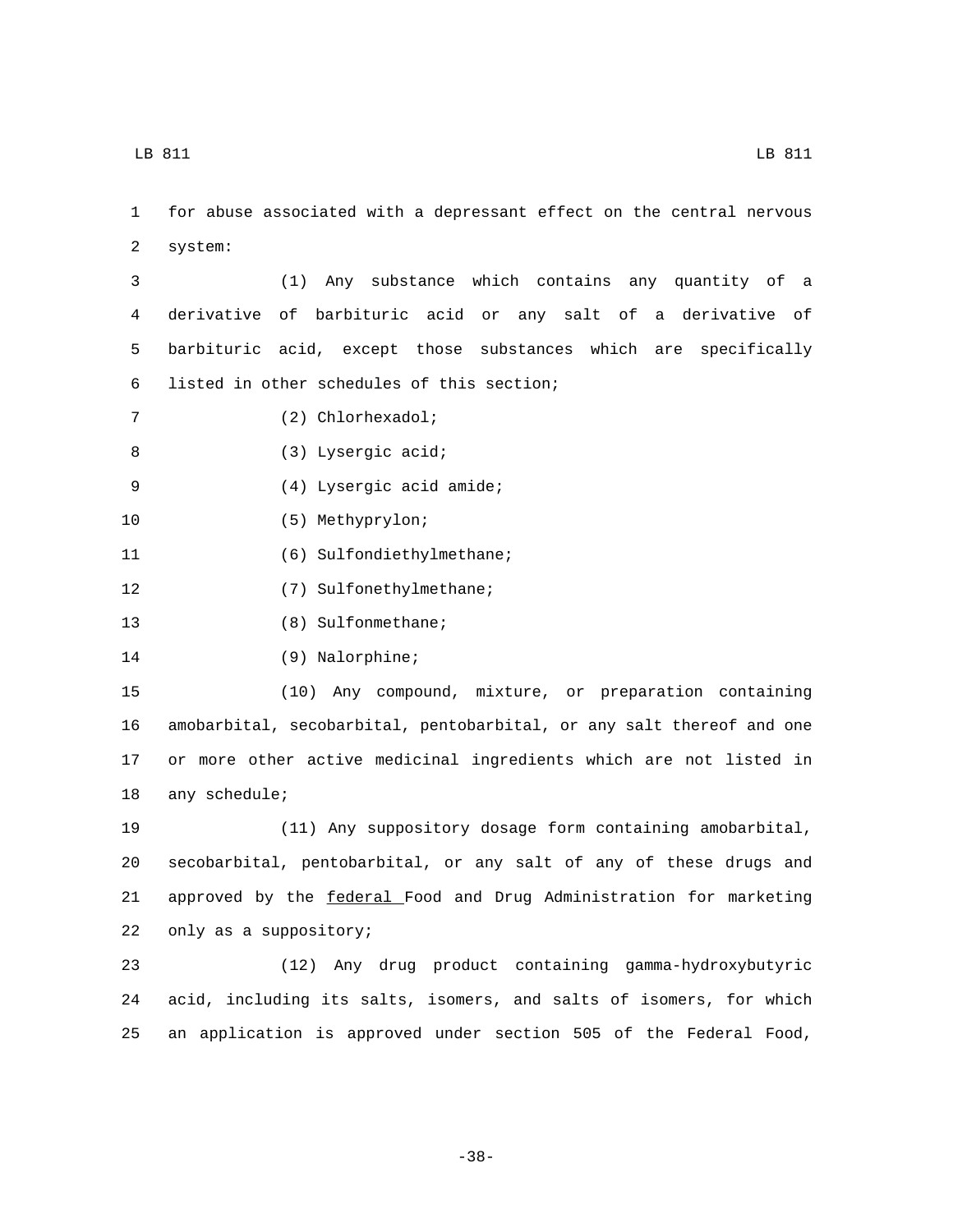for abuse associated with a depressant effect on the central nervous system:

(1) Any substance which contains any quantity of a derivative of barbituric acid or any salt of a derivative of barbituric acid, except those substances which are specifically listed in other schedules of this section;

(2) Chlorhexadol;

(3) Lysergic acid;

(4) Lysergic acid amide;

(5) Methyprylon;

(6) Sulfondiethylmethane;

(7) Sulfonethylmethane;

(8) Sulfonmethane;

(9) Nalorphine;

(10) Any compound, mixture, or preparation containing amobarbital, secobarbital, pentobarbital, or any salt thereof and one or more other active medicinal ingredients which are not listed in any schedule;

(11) Any suppository dosage form containing amobarbital, secobarbital, pentobarbital, or any salt of any of these drugs and approved by the federal Food and Drug Administration for marketing only as a suppository;

(12) Any drug product containing gamma-hydroxybutyric acid, including its salts, isomers, and salts of isomers, for which an application is approved under section 505 of the Federal Food,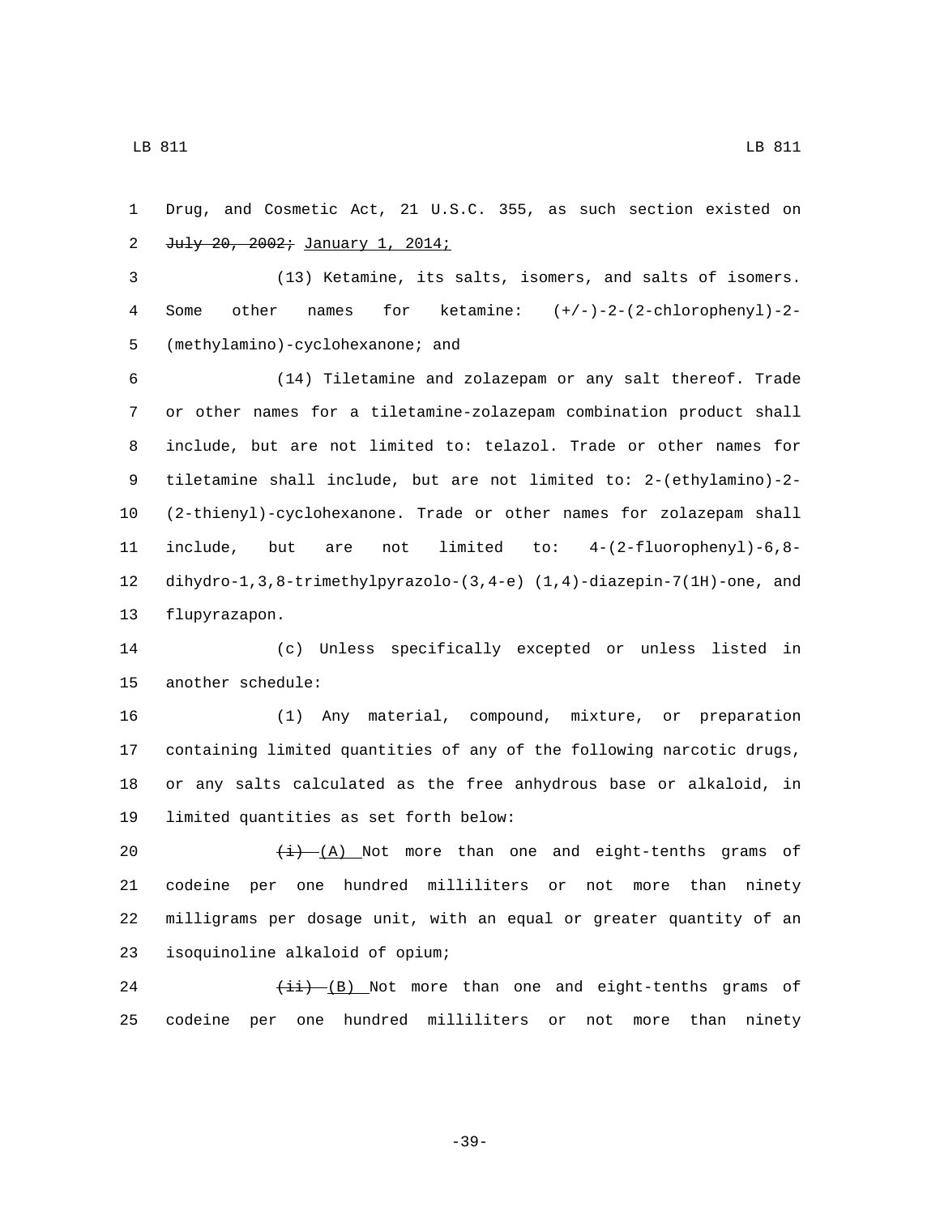Drug, and Cosmetic Act, 21 U.S.C. 355, as such section existed on ~~July 20, 2002;~~ January 1, 2014;

(13) Ketamine, its salts, isomers, and salts of isomers. Some other names for ketamine: (+/-)-2-(2-chlorophenyl)-2-(methylamino)-cyclohexanone; and

(14) Tiletamine and zolazepam or any salt thereof. Trade or other names for a tiletamine-zolazepam combination product shall include, but are not limited to: telazol. Trade or other names for tiletamine shall include, but are not limited to: 2-(ethylamino)-2-(2-thienyl)-cyclohexanone. Trade or other names for zolazepam shall include, but are not limited to: 4-(2-fluorophenyl)-6,8-dihydro-1,3,8-trimethylpyrazolo-(3,4-e) (1,4)-diazepin-7(1H)-one, and flupyrazapon.

(c) Unless specifically excepted or unless listed in another schedule:

(1) Any material, compound, mixture, or preparation containing limited quantities of any of the following narcotic drugs, or any salts calculated as the free anhydrous base or alkaloid, in limited quantities as set forth below:

~~(i)~~ (A) Not more than one and eight-tenths grams of codeine per one hundred milliliters or not more than ninety milligrams per dosage unit, with an equal or greater quantity of an isoquinoline alkaloid of opium;

~~(ii)~~ (B) Not more than one and eight-tenths grams of codeine per one hundred milliliters or not more than ninety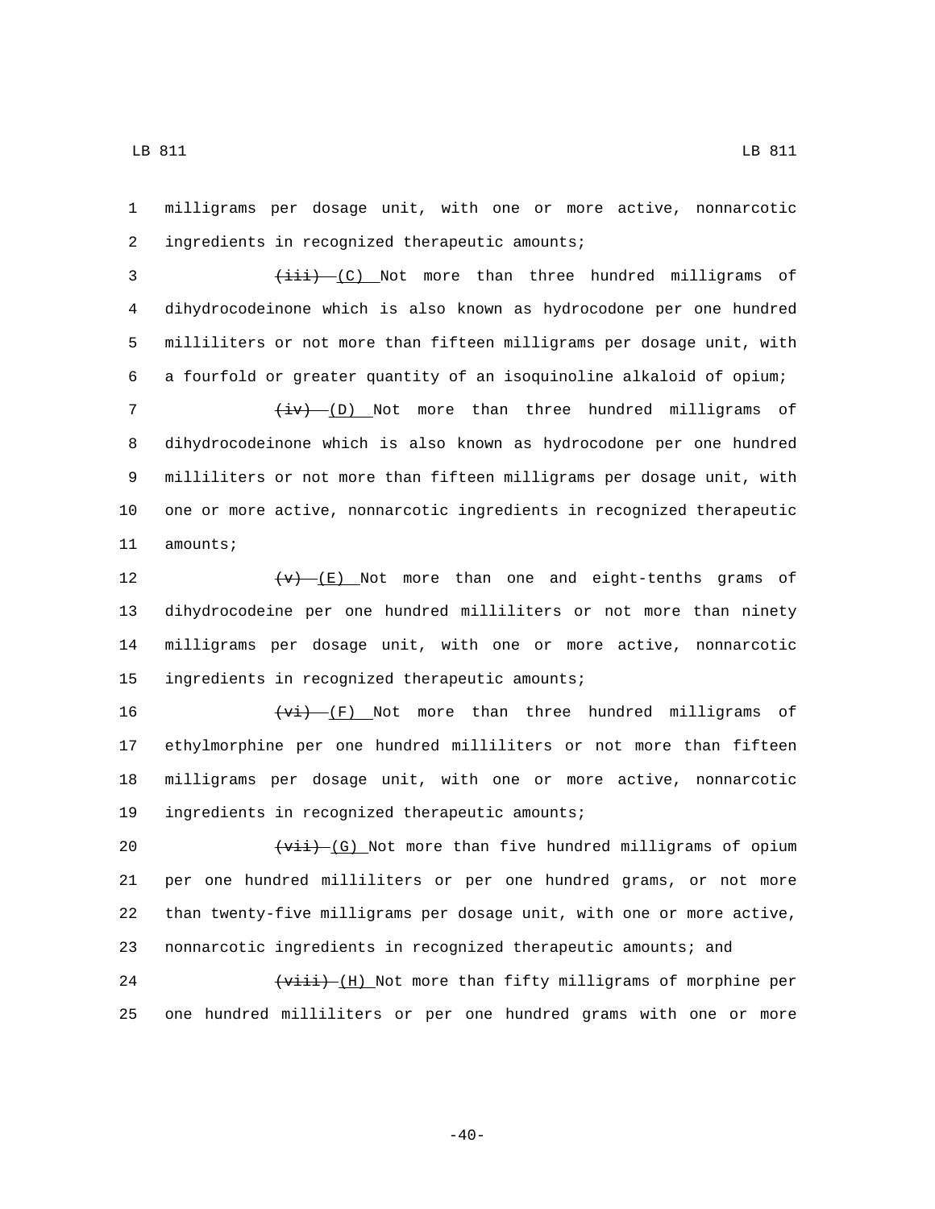milligrams per dosage unit, with one or more active, nonnarcotic ingredients in recognized therapeutic amounts;

~~(iii)~~ (C) Not more than three hundred milligrams of dihydrocodeinone which is also known as hydrocodone per one hundred milliliters or not more than fifteen milligrams per dosage unit, with a fourfold or greater quantity of an isoquinoline alkaloid of opium;

~~(iv)~~ (D) Not more than three hundred milligrams of dihydrocodeinone which is also known as hydrocodone per one hundred milliliters or not more than fifteen milligrams per dosage unit, with one or more active, nonnarcotic ingredients in recognized therapeutic amounts;

~~(v)~~ (E) Not more than one and eight-tenths grams of dihydrocodeine per one hundred milliliters or not more than ninety milligrams per dosage unit, with one or more active, nonnarcotic ingredients in recognized therapeutic amounts;

~~(vi)~~ (F) Not more than three hundred milligrams of ethylmorphine per one hundred milliliters or not more than fifteen milligrams per dosage unit, with one or more active, nonnarcotic ingredients in recognized therapeutic amounts;

~~(vii)~~ (G) Not more than five hundred milligrams of opium per one hundred milliliters or per one hundred grams, or not more than twenty-five milligrams per dosage unit, with one or more active, nonnarcotic ingredients in recognized therapeutic amounts; and

~~(viii)~~ (H) Not more than fifty milligrams of morphine per one hundred milliliters or per one hundred grams with one or more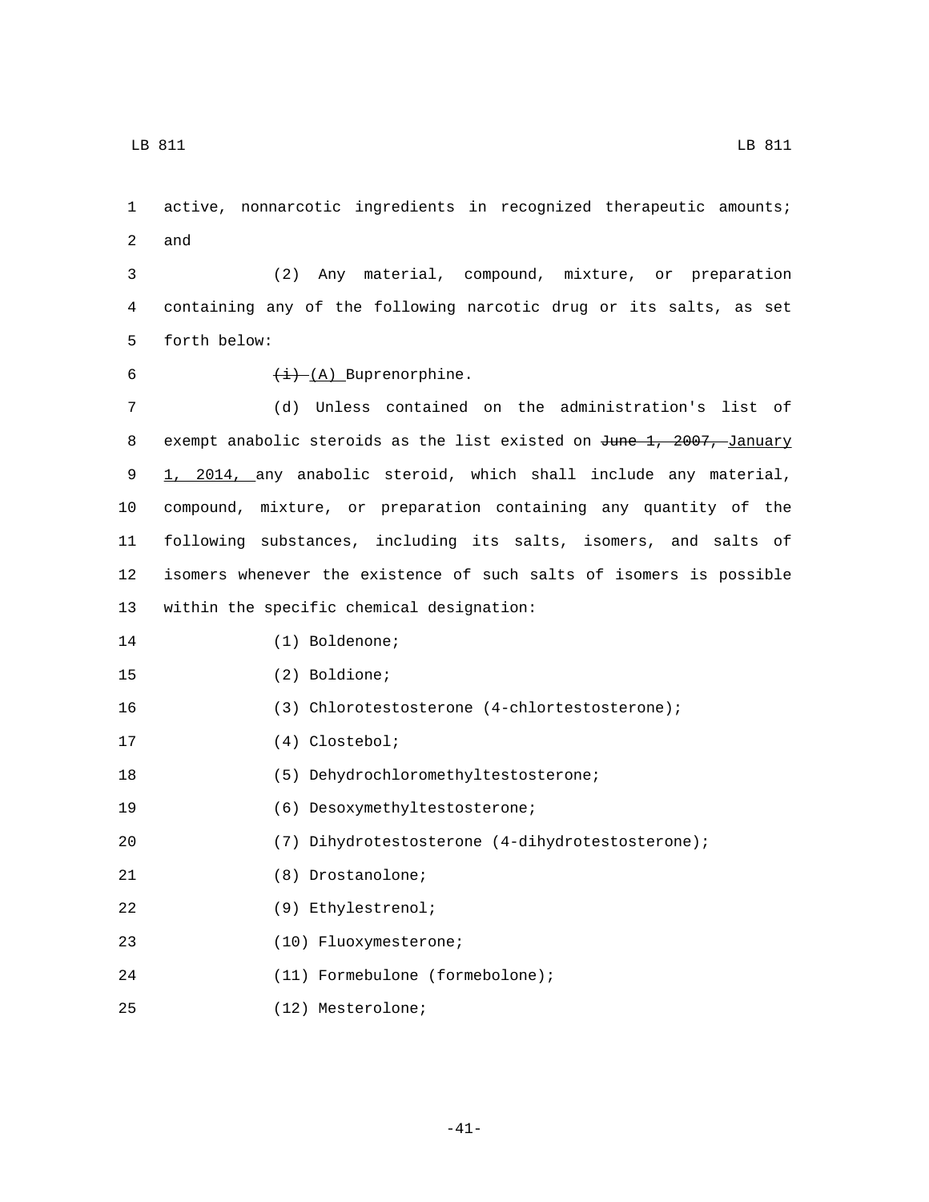active, nonnarcotic ingredients in recognized therapeutic amounts; and

(2) Any material, compound, mixture, or preparation containing any of the following narcotic drug or its salts, as set forth below:

~~(i)~~ (A) Buprenorphine.

(d) Unless contained on the administration's list of exempt anabolic steroids as the list existed on ~~June 1, 2007,~~ January 1, 2014, any anabolic steroid, which shall include any material, compound, mixture, or preparation containing any quantity of the following substances, including its salts, isomers, and salts of isomers whenever the existence of such salts of isomers is possible within the specific chemical designation:

(1) Boldenone;

(2) Boldione;

(3) Chlorotestosterone (4-chlortestosterone);

(4) Clostebol;

(5) Dehydrochloromethyltestosterone;

(6) Desoxymethyltestosterone;

(7) Dihydrotestosterone (4-dihydrotestosterone);

(8) Drostanolone;

(9) Ethylestrenol;

(10) Fluoxymesterone;

(11) Formebulone (formebolone);

(12) Mesterolone;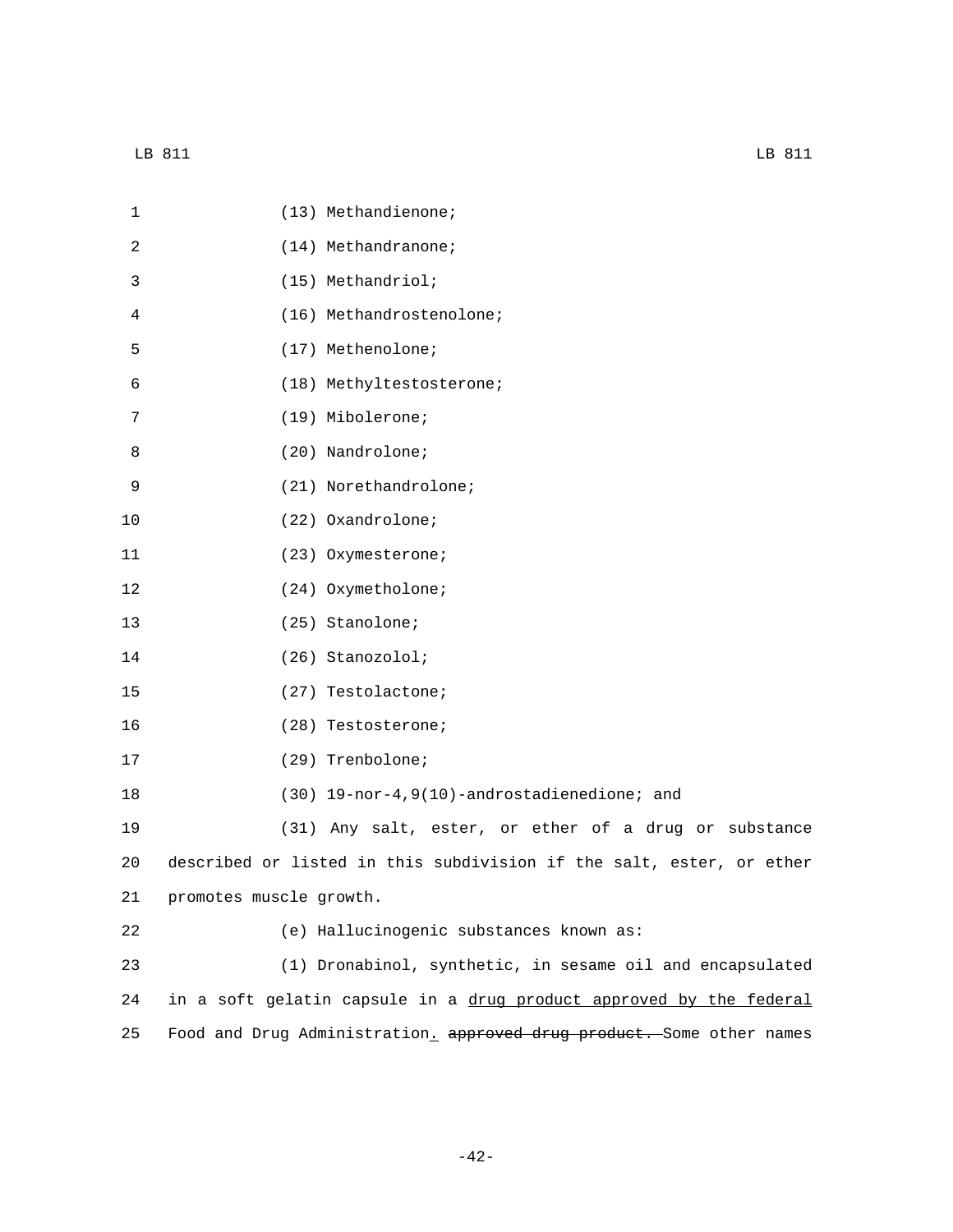(13) Methandienone;

(14) Methandranone;

(15) Methandriol;

(16) Methandrostenolone;

(17) Methenolone;

(18) Methyltestosterone;

(19) Mibolerone;

(20) Nandrolone;

(21) Norethandrolone;

(22) Oxandrolone;

(23) Oxymesterone;

(24) Oxymetholone;

(25) Stanolone;

(26) Stanozolol;

(27) Testolactone;

(28) Testosterone;

(29) Trenbolone;

(30) 19-nor-4,9(10)-androstadienedione; and

(31) Any salt, ester, or ether of a drug or substance described or listed in this subdivision if the salt, ester, or ether promotes muscle growth.

(e) Hallucinogenic substances known as:

(1) Dronabinol, synthetic, in sesame oil and encapsulated in a soft gelatin capsule in a drug product approved by the federal Food and Drug Administration. ~~approved drug product.~~ Some other names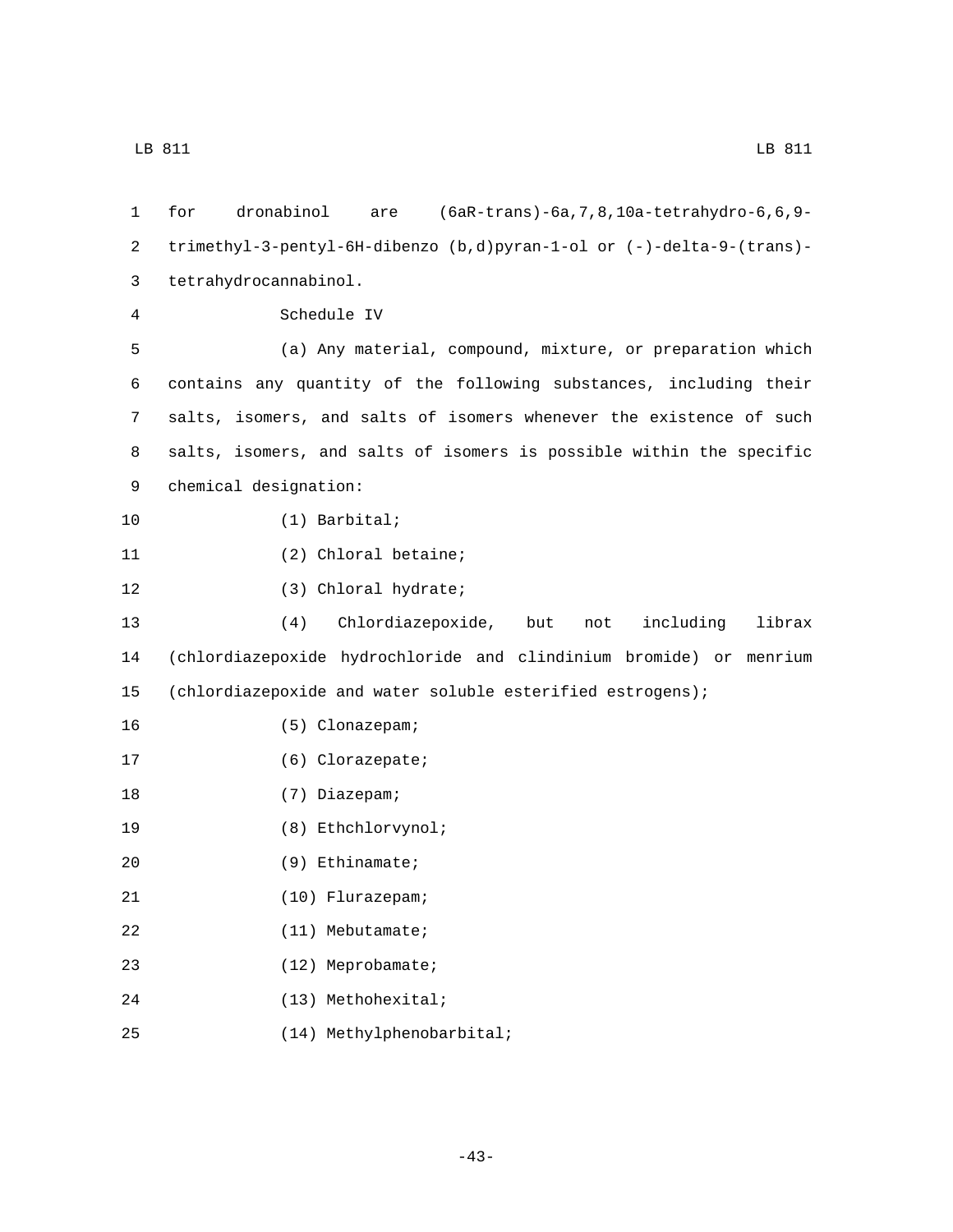for dronabinol are (6aR-trans)-6a,7,8,10a-tetrahydro-6,6,9-trimethyl-3-pentyl-6H-dibenzo (b,d)pyran-1-ol or (-)-delta-9-(trans)-tetrahydrocannabinol.

Schedule IV

(a) Any material, compound, mixture, or preparation which contains any quantity of the following substances, including their salts, isomers, and salts of isomers whenever the existence of such salts, isomers, and salts of isomers is possible within the specific chemical designation:

(1) Barbital;

(2) Chloral betaine;

(3) Chloral hydrate;

(4) Chlordiazepoxide, but not including librax (chlordiazepoxide hydrochloride and clindinium bromide) or menrium (chlordiazepoxide and water soluble esterified estrogens);

(5) Clonazepam;

(6) Clorazepate;

(7) Diazepam;

(8) Ethchlorvynol;

(9) Ethinamate;

(10) Flurazepam;

(11) Mebutamate;

(12) Meprobamate;

(13) Methohexital;

(14) Methylphenobarbital;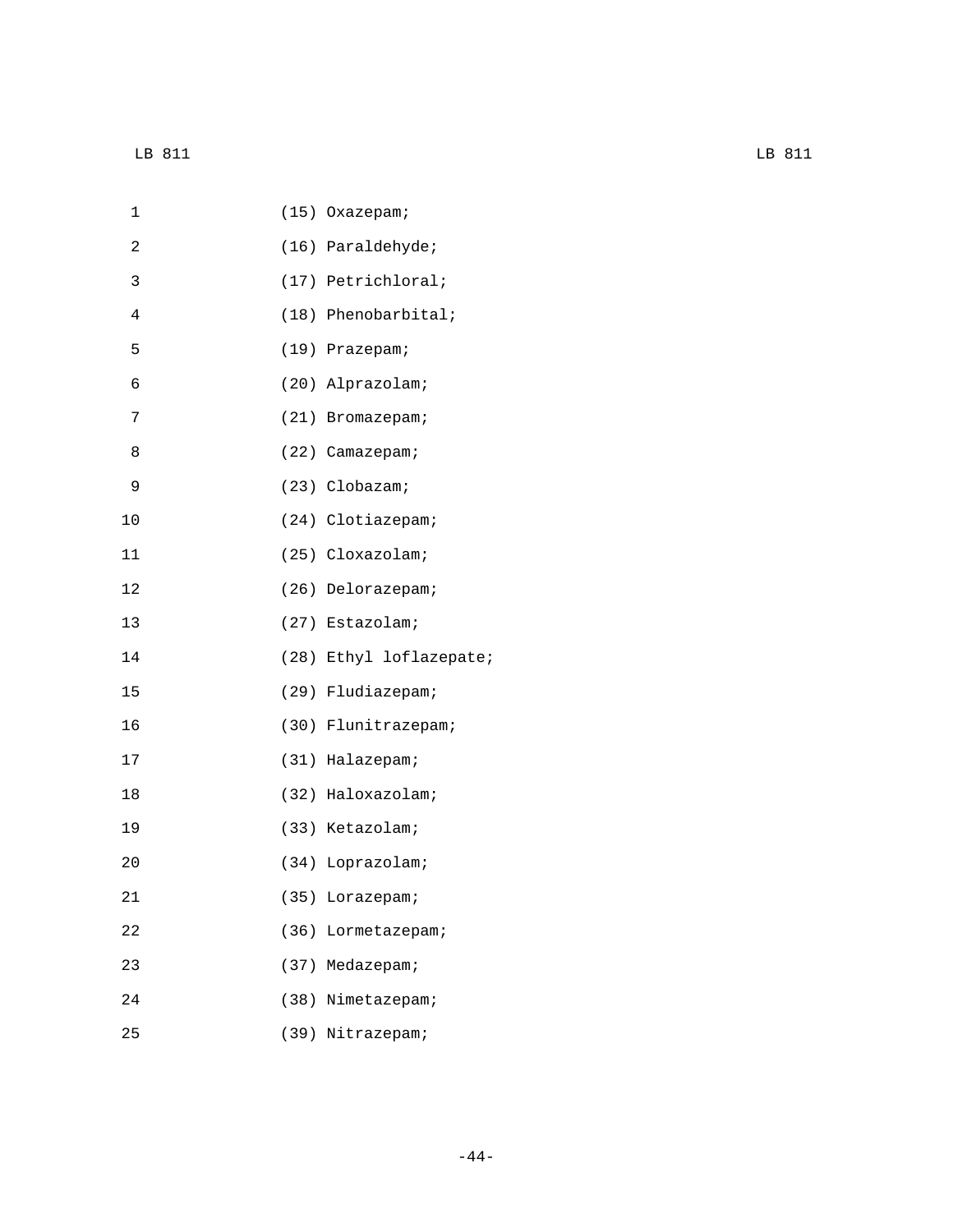(15) Oxazepam;

(16) Paraldehyde;

(17) Petrichloral;

(18) Phenobarbital;

(19) Prazepam;

(20) Alprazolam;

(21) Bromazepam;

(22) Camazepam;

(23) Clobazam;

(24) Clotiazepam;

(25) Cloxazolam;

(26) Delorazepam;

(27) Estazolam;

(28) Ethyl loflazepate;

(29) Fludiazepam;

(30) Flunitrazepam;

(31) Halazepam;

(32) Haloxazolam;

(33) Ketazolam;

(34) Loprazolam;

(35) Lorazepam;

(36) Lormetazepam;

(37) Medazepam;

(38) Nimetazepam;

(39) Nitrazepam;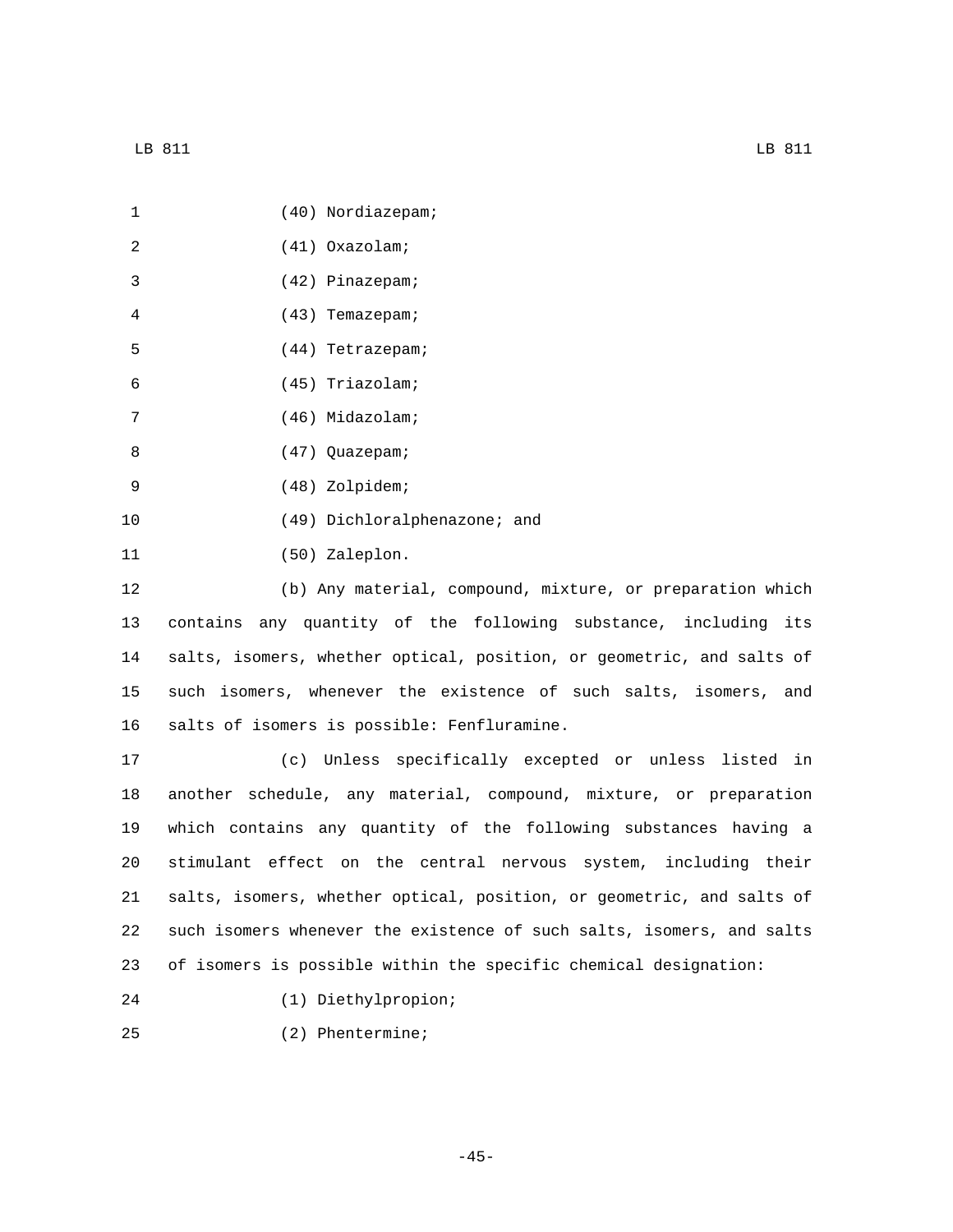(40) Nordiazepam;

(41) Oxazolam;

(42) Pinazepam;

(43) Temazepam;

(44) Tetrazepam;

(45) Triazolam;

(46) Midazolam;

(47) Quazepam;

(48) Zolpidem;

(49) Dichloralphenazone; and

(50) Zaleplon.

(b) Any material, compound, mixture, or preparation which contains any quantity of the following substance, including its salts, isomers, whether optical, position, or geometric, and salts of such isomers, whenever the existence of such salts, isomers, and salts of isomers is possible: Fenfluramine.

(c) Unless specifically excepted or unless listed in another schedule, any material, compound, mixture, or preparation which contains any quantity of the following substances having a stimulant effect on the central nervous system, including their salts, isomers, whether optical, position, or geometric, and salts of such isomers whenever the existence of such salts, isomers, and salts of isomers is possible within the specific chemical designation:

(1) Diethylpropion;

(2) Phentermine;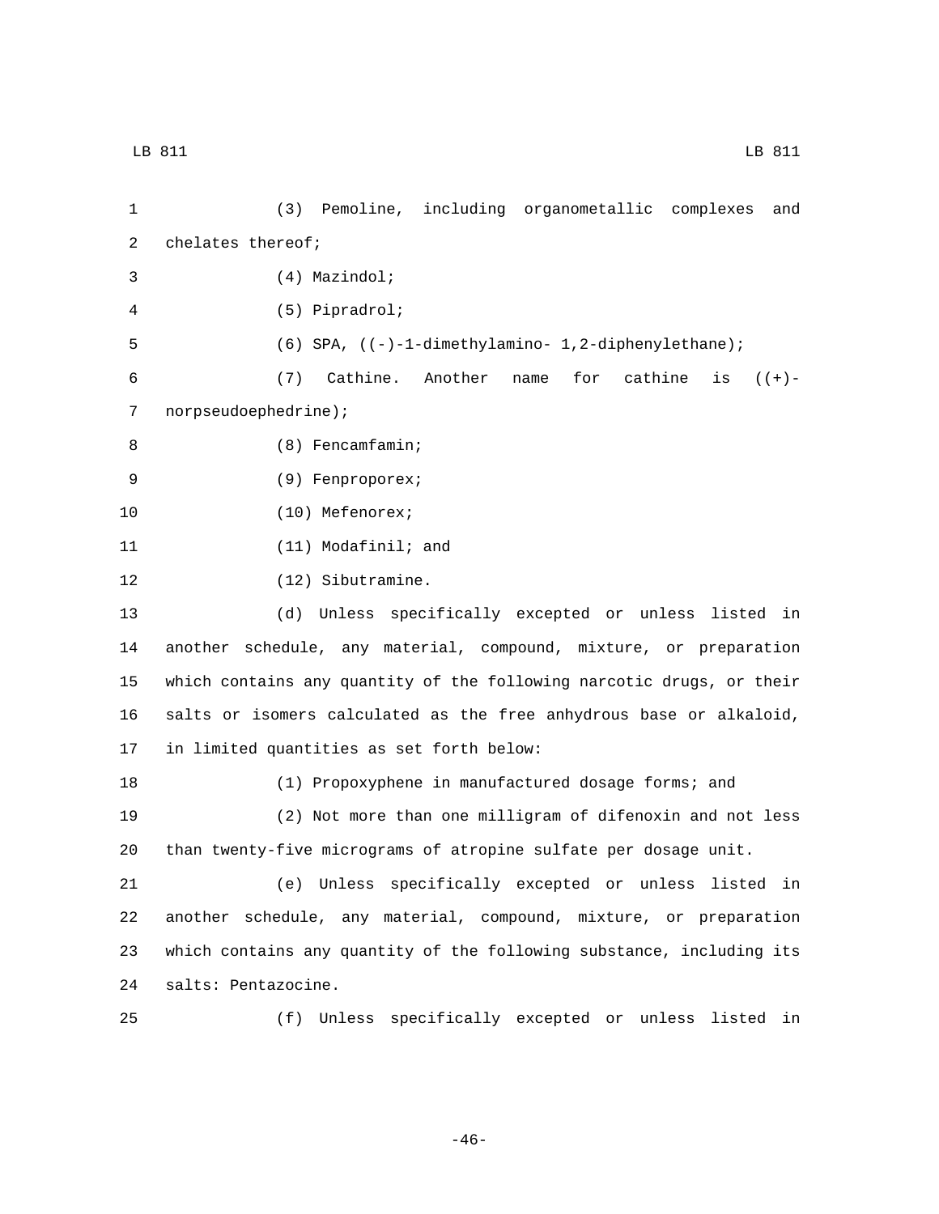(3) Pemoline, including organometallic complexes and chelates thereof;

(4) Mazindol;

(5) Pipradrol;

(6) SPA, ((-)-1-dimethylamino- 1,2-diphenylethane);

(7) Cathine. Another name for cathine is ((+)-norpseudoephedrine);

(8) Fencamfamin;

(9) Fenproporex;

(10) Mefenorex;

(11) Modafinil; and

(12) Sibutramine.

(d) Unless specifically excepted or unless listed in another schedule, any material, compound, mixture, or preparation which contains any quantity of the following narcotic drugs, or their salts or isomers calculated as the free anhydrous base or alkaloid, in limited quantities as set forth below:

(1) Propoxyphene in manufactured dosage forms; and

(2) Not more than one milligram of difenoxin and not less than twenty-five micrograms of atropine sulfate per dosage unit.

(e) Unless specifically excepted or unless listed in another schedule, any material, compound, mixture, or preparation which contains any quantity of the following substance, including its salts: Pentazocine.

(f) Unless specifically excepted or unless listed in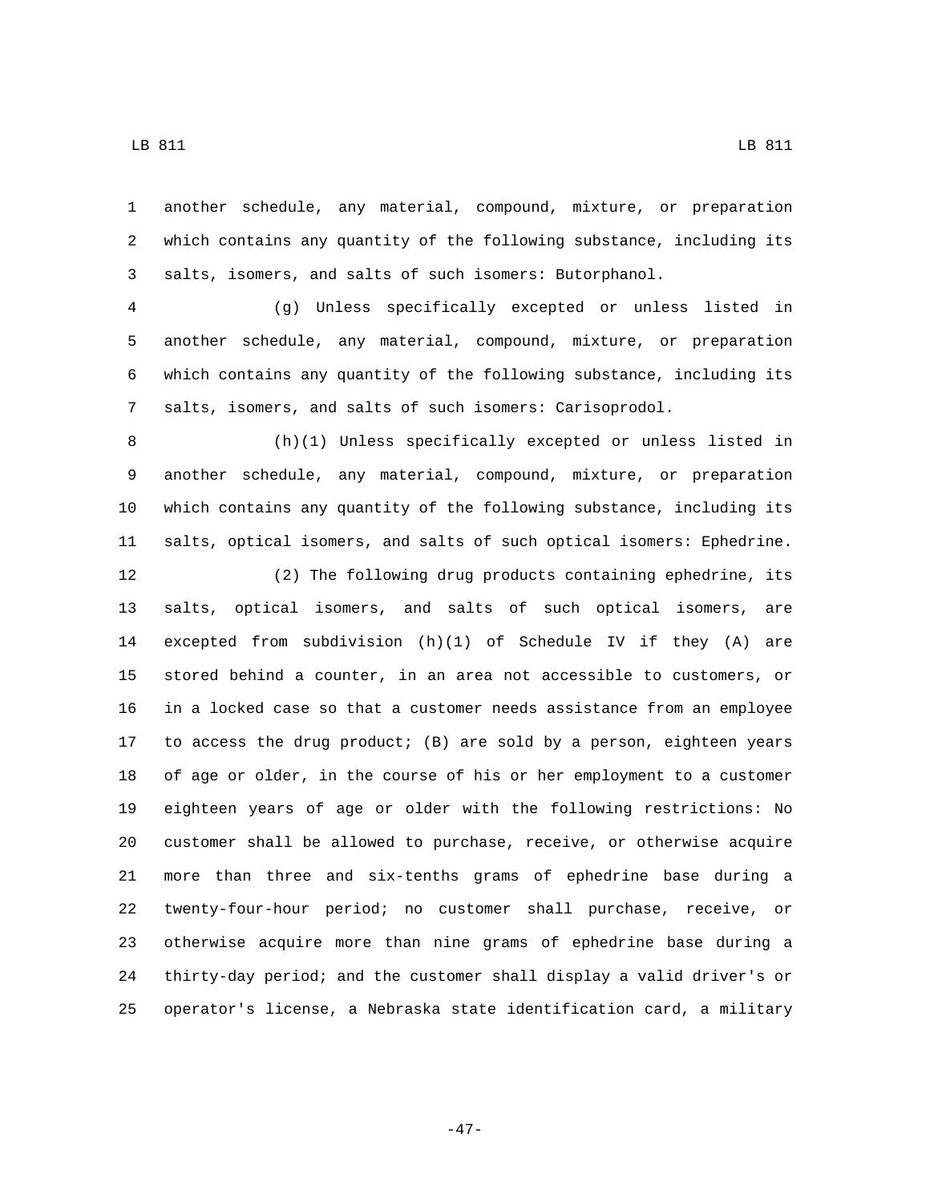another schedule, any material, compound, mixture, or preparation which contains any quantity of the following substance, including its salts, isomers, and salts of such isomers: Butorphanol.

(g) Unless specifically excepted or unless listed in another schedule, any material, compound, mixture, or preparation which contains any quantity of the following substance, including its salts, isomers, and salts of such isomers: Carisoprodol.

(h)(1) Unless specifically excepted or unless listed in another schedule, any material, compound, mixture, or preparation which contains any quantity of the following substance, including its salts, optical isomers, and salts of such optical isomers: Ephedrine.

(2) The following drug products containing ephedrine, its salts, optical isomers, and salts of such optical isomers, are excepted from subdivision (h)(1) of Schedule IV if they (A) are stored behind a counter, in an area not accessible to customers, or in a locked case so that a customer needs assistance from an employee to access the drug product; (B) are sold by a person, eighteen years of age or older, in the course of his or her employment to a customer eighteen years of age or older with the following restrictions: No customer shall be allowed to purchase, receive, or otherwise acquire more than three and six-tenths grams of ephedrine base during a twenty-four-hour period; no customer shall purchase, receive, or otherwise acquire more than nine grams of ephedrine base during a thirty-day period; and the customer shall display a valid driver's or operator's license, a Nebraska state identification card, a military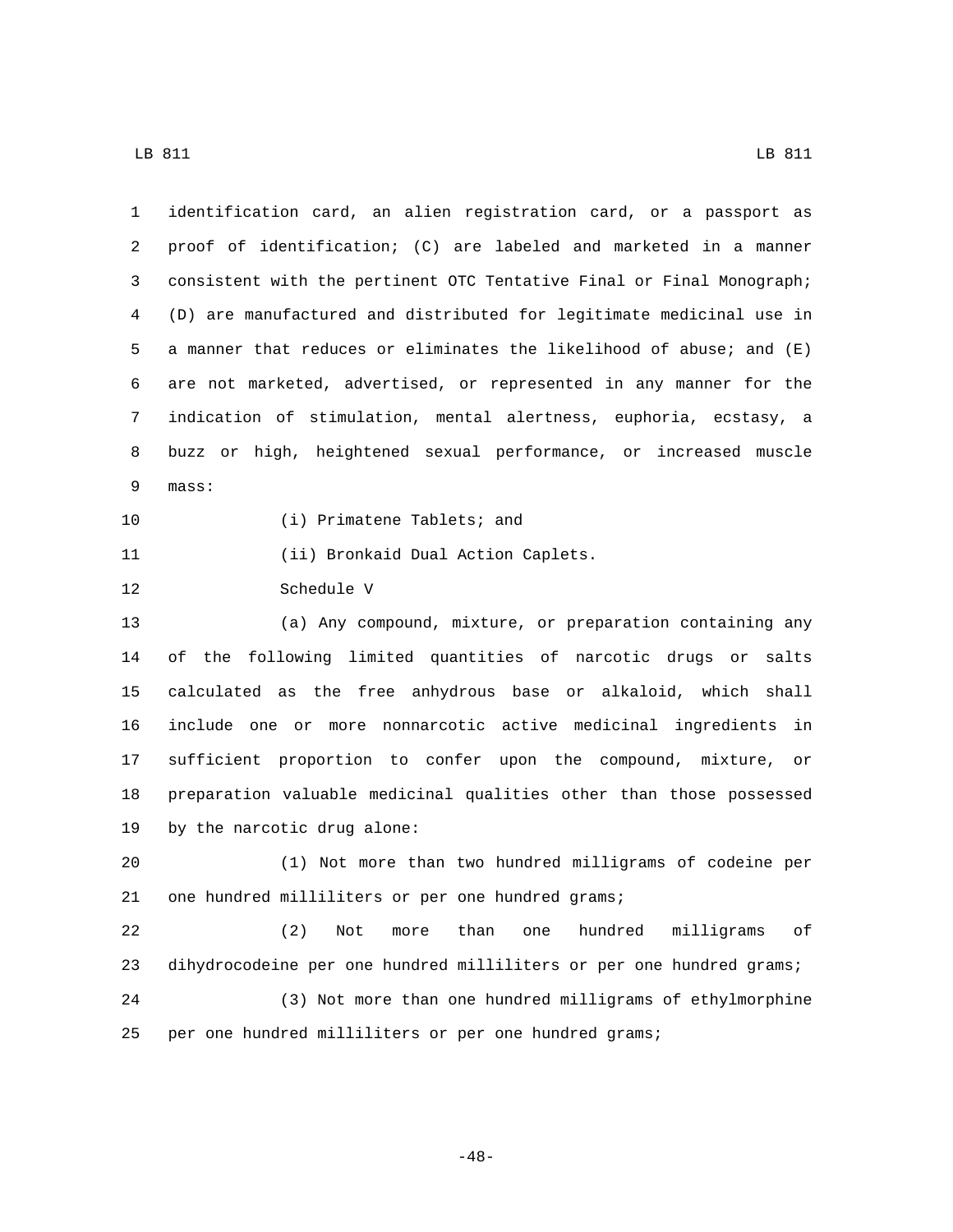identification card, an alien registration card, or a passport as proof of identification; (C) are labeled and marketed in a manner consistent with the pertinent OTC Tentative Final or Final Monograph; (D) are manufactured and distributed for legitimate medicinal use in a manner that reduces or eliminates the likelihood of abuse; and (E) are not marketed, advertised, or represented in any manner for the indication of stimulation, mental alertness, euphoria, ecstasy, a buzz or high, heightened sexual performance, or increased muscle mass:

(i) Primatene Tablets; and

(ii) Bronkaid Dual Action Caplets.

Schedule V

(a) Any compound, mixture, or preparation containing any of the following limited quantities of narcotic drugs or salts calculated as the free anhydrous base or alkaloid, which shall include one or more nonnarcotic active medicinal ingredients in sufficient proportion to confer upon the compound, mixture, or preparation valuable medicinal qualities other than those possessed by the narcotic drug alone:

(1) Not more than two hundred milligrams of codeine per one hundred milliliters or per one hundred grams;

(2) Not more than one hundred milligrams of dihydrocodeine per one hundred milliliters or per one hundred grams;

(3) Not more than one hundred milligrams of ethylmorphine per one hundred milliliters or per one hundred grams;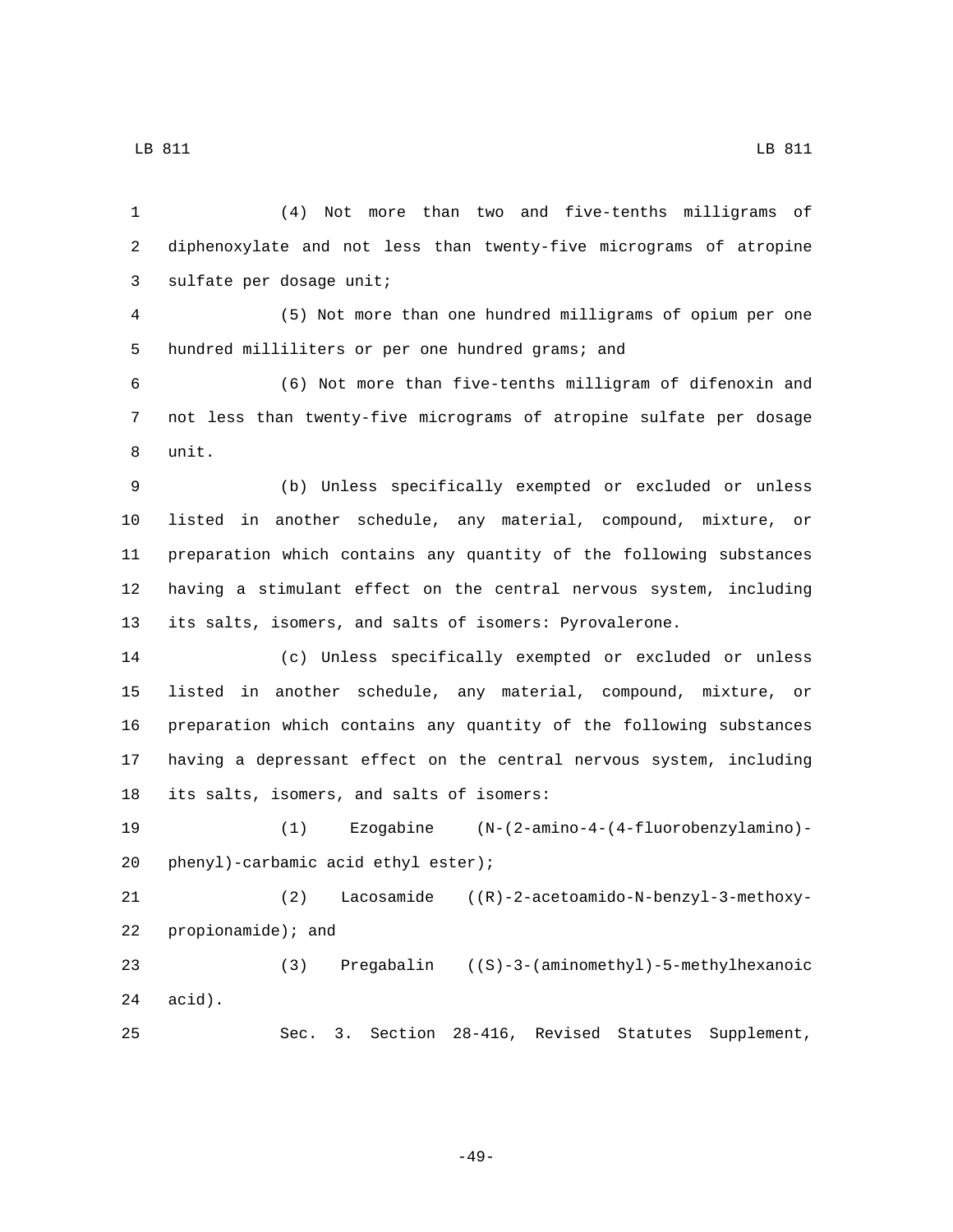(4) Not more than two and five-tenths milligrams of diphenoxylate and not less than twenty-five micrograms of atropine sulfate per dosage unit;

(5) Not more than one hundred milligrams of opium per one hundred milliliters or per one hundred grams; and

(6) Not more than five-tenths milligram of difenoxin and not less than twenty-five micrograms of atropine sulfate per dosage unit.

(b) Unless specifically exempted or excluded or unless listed in another schedule, any material, compound, mixture, or preparation which contains any quantity of the following substances having a stimulant effect on the central nervous system, including its salts, isomers, and salts of isomers: Pyrovalerone.

(c) Unless specifically exempted or excluded or unless listed in another schedule, any material, compound, mixture, or preparation which contains any quantity of the following substances having a depressant effect on the central nervous system, including its salts, isomers, and salts of isomers:

(1) Ezogabine (N-(2-amino-4-(4-fluorobenzylamino)-phenyl)-carbamic acid ethyl ester);

(2) Lacosamide ((R)-2-acetoamido-N-benzyl-3-methoxy-propionamide); and

(3) Pregabalin ((S)-3-(aminomethyl)-5-methylhexanoic acid).

Sec. 3. Section 28-416, Revised Statutes Supplement,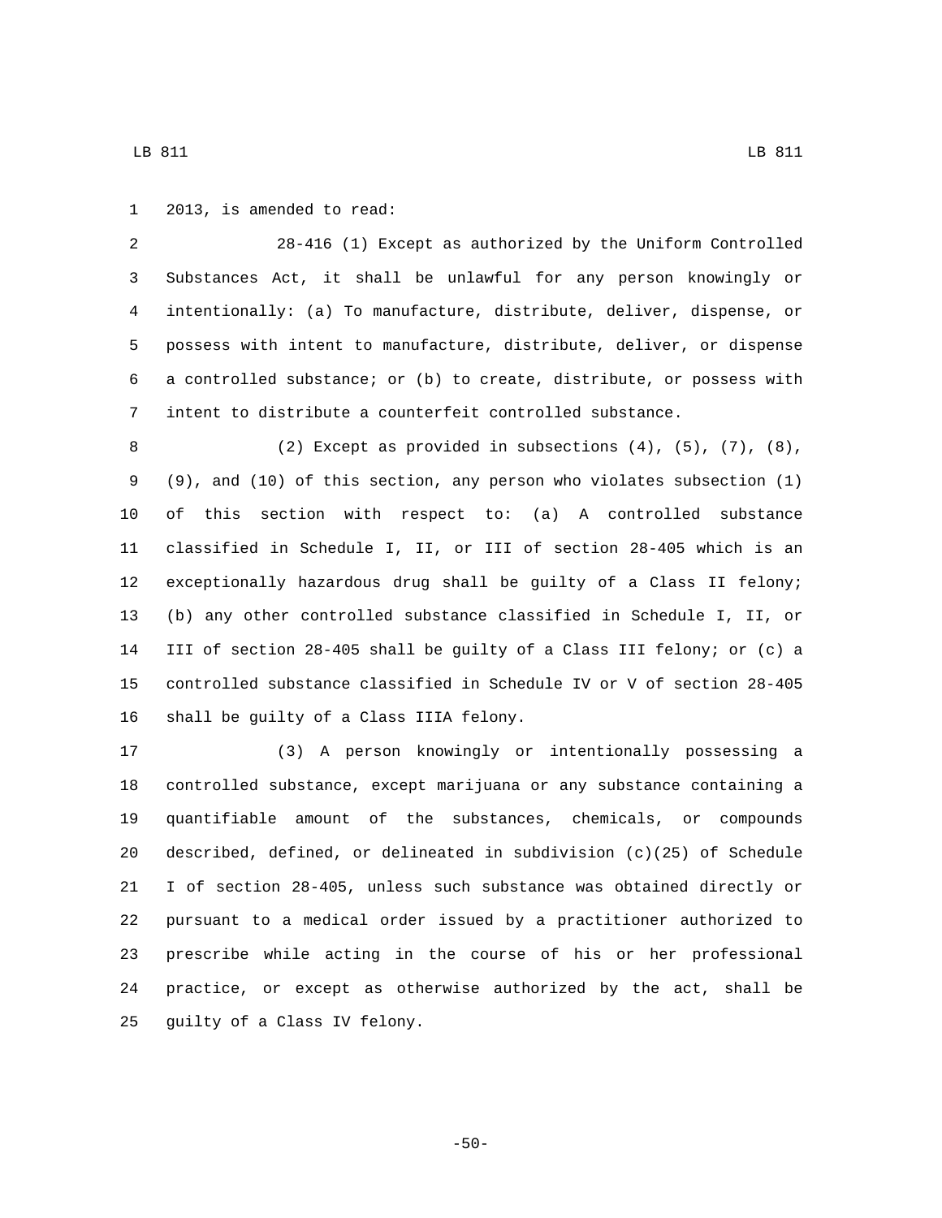2013, is amended to read:

28-416 (1) Except as authorized by the Uniform Controlled Substances Act, it shall be unlawful for any person knowingly or intentionally: (a) To manufacture, distribute, deliver, dispense, or possess with intent to manufacture, distribute, deliver, or dispense a controlled substance; or (b) to create, distribute, or possess with intent to distribute a counterfeit controlled substance.

(2) Except as provided in subsections (4), (5), (7), (8), (9), and (10) of this section, any person who violates subsection (1) of this section with respect to: (a) A controlled substance classified in Schedule I, II, or III of section 28-405 which is an exceptionally hazardous drug shall be guilty of a Class II felony; (b) any other controlled substance classified in Schedule I, II, or III of section 28-405 shall be guilty of a Class III felony; or (c) a controlled substance classified in Schedule IV or V of section 28-405 shall be guilty of a Class IIIA felony.

(3) A person knowingly or intentionally possessing a controlled substance, except marijuana or any substance containing a quantifiable amount of the substances, chemicals, or compounds described, defined, or delineated in subdivision (c)(25) of Schedule I of section 28-405, unless such substance was obtained directly or pursuant to a medical order issued by a practitioner authorized to prescribe while acting in the course of his or her professional practice, or except as otherwise authorized by the act, shall be guilty of a Class IV felony.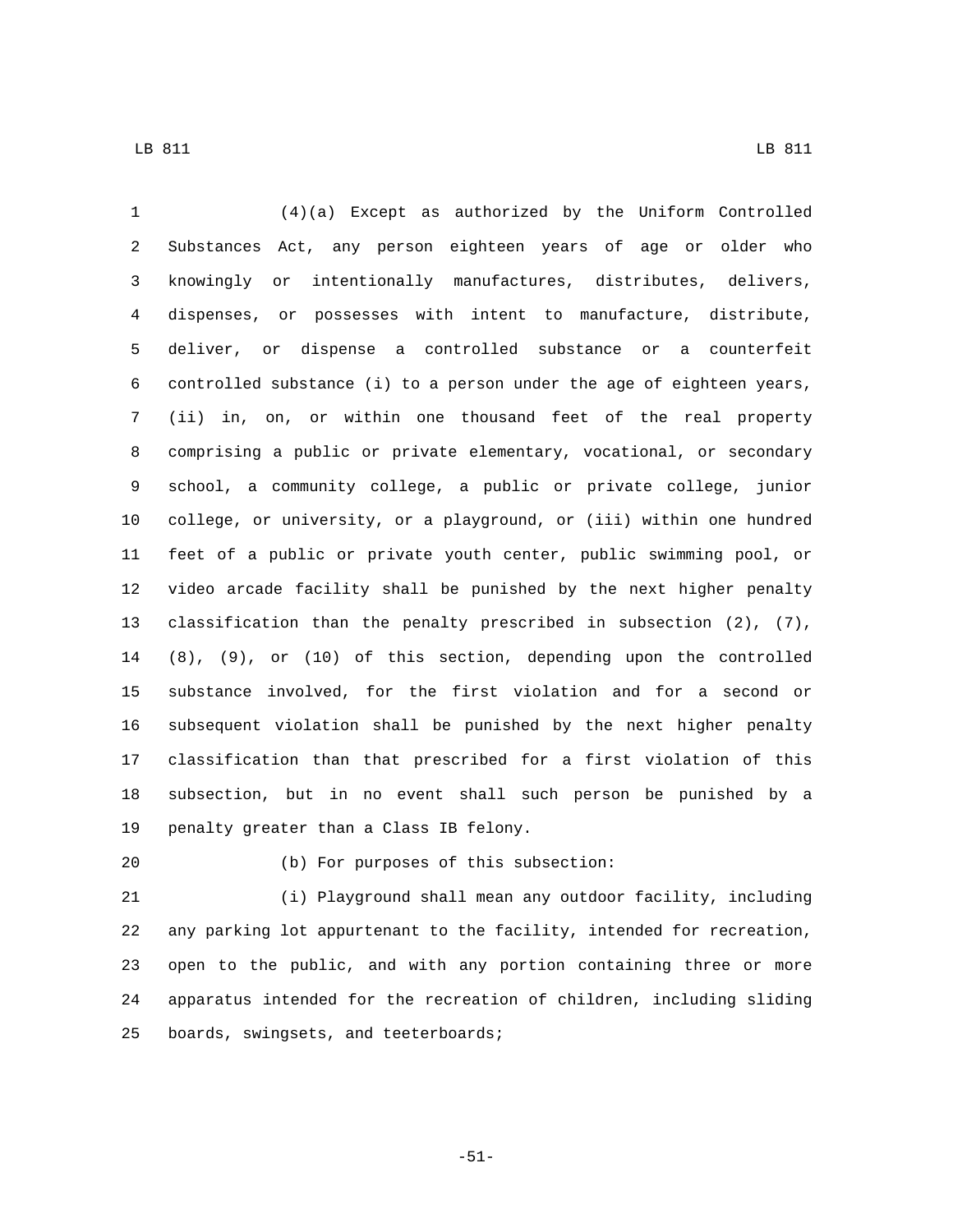(4)(a) Except as authorized by the Uniform Controlled Substances Act, any person eighteen years of age or older who knowingly or intentionally manufactures, distributes, delivers, dispenses, or possesses with intent to manufacture, distribute, deliver, or dispense a controlled substance or a counterfeit controlled substance (i) to a person under the age of eighteen years, (ii) in, on, or within one thousand feet of the real property comprising a public or private elementary, vocational, or secondary school, a community college, a public or private college, junior college, or university, or a playground, or (iii) within one hundred feet of a public or private youth center, public swimming pool, or video arcade facility shall be punished by the next higher penalty classification than the penalty prescribed in subsection (2), (7), (8), (9), or (10) of this section, depending upon the controlled substance involved, for the first violation and for a second or subsequent violation shall be punished by the next higher penalty classification than that prescribed for a first violation of this subsection, but in no event shall such person be punished by a penalty greater than a Class IB felony.

(b) For purposes of this subsection:

(i) Playground shall mean any outdoor facility, including any parking lot appurtenant to the facility, intended for recreation, open to the public, and with any portion containing three or more apparatus intended for the recreation of children, including sliding boards, swingsets, and teeterboards;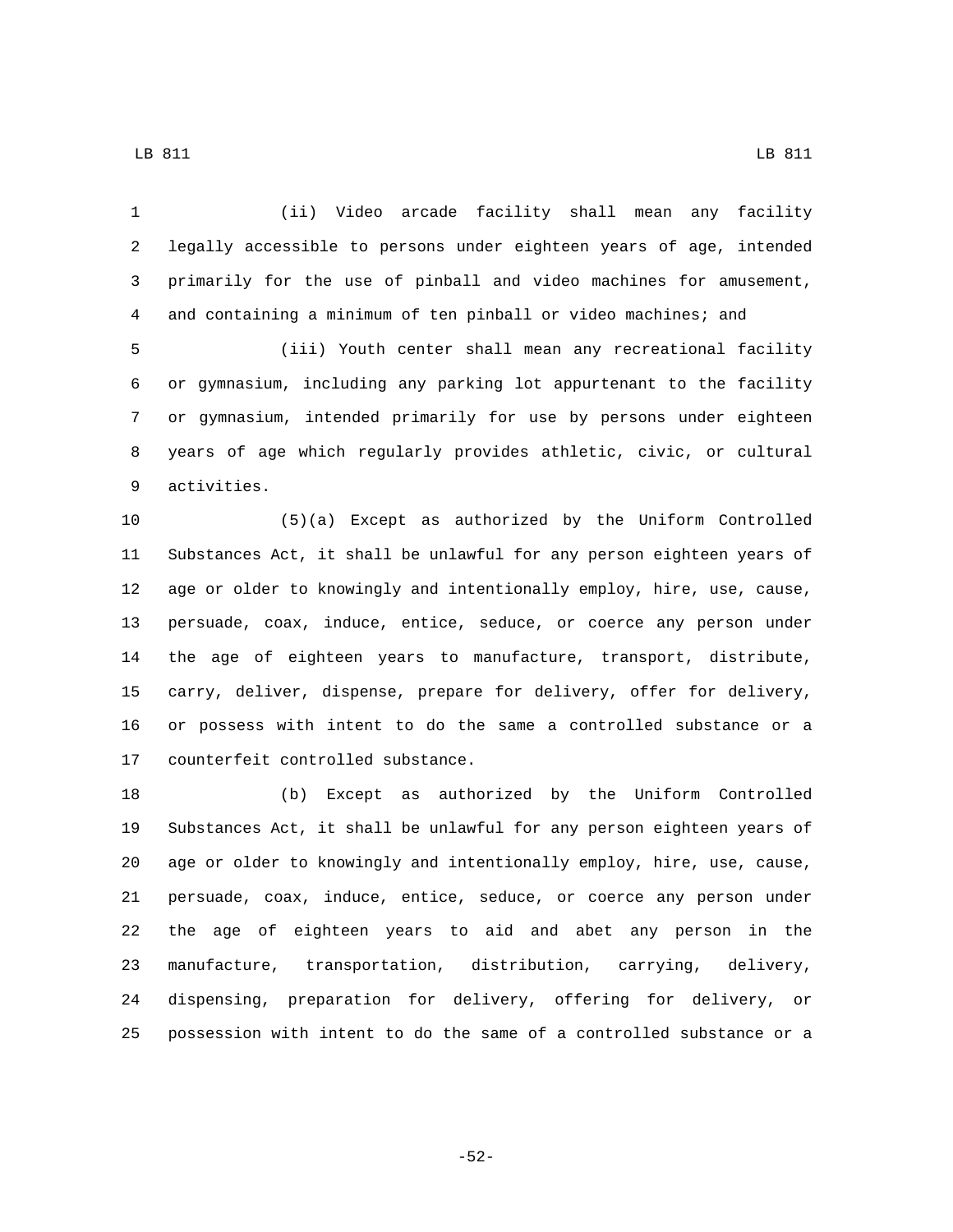(ii) Video arcade facility shall mean any facility legally accessible to persons under eighteen years of age, intended primarily for the use of pinball and video machines for amusement, and containing a minimum of ten pinball or video machines; and

(iii) Youth center shall mean any recreational facility or gymnasium, including any parking lot appurtenant to the facility or gymnasium, intended primarily for use by persons under eighteen years of age which regularly provides athletic, civic, or cultural activities.

(5)(a) Except as authorized by the Uniform Controlled Substances Act, it shall be unlawful for any person eighteen years of age or older to knowingly and intentionally employ, hire, use, cause, persuade, coax, induce, entice, seduce, or coerce any person under the age of eighteen years to manufacture, transport, distribute, carry, deliver, dispense, prepare for delivery, offer for delivery, or possess with intent to do the same a controlled substance or a counterfeit controlled substance.

(b) Except as authorized by the Uniform Controlled Substances Act, it shall be unlawful for any person eighteen years of age or older to knowingly and intentionally employ, hire, use, cause, persuade, coax, induce, entice, seduce, or coerce any person under the age of eighteen years to aid and abet any person in the manufacture, transportation, distribution, carrying, delivery, dispensing, preparation for delivery, offering for delivery, or possession with intent to do the same of a controlled substance or a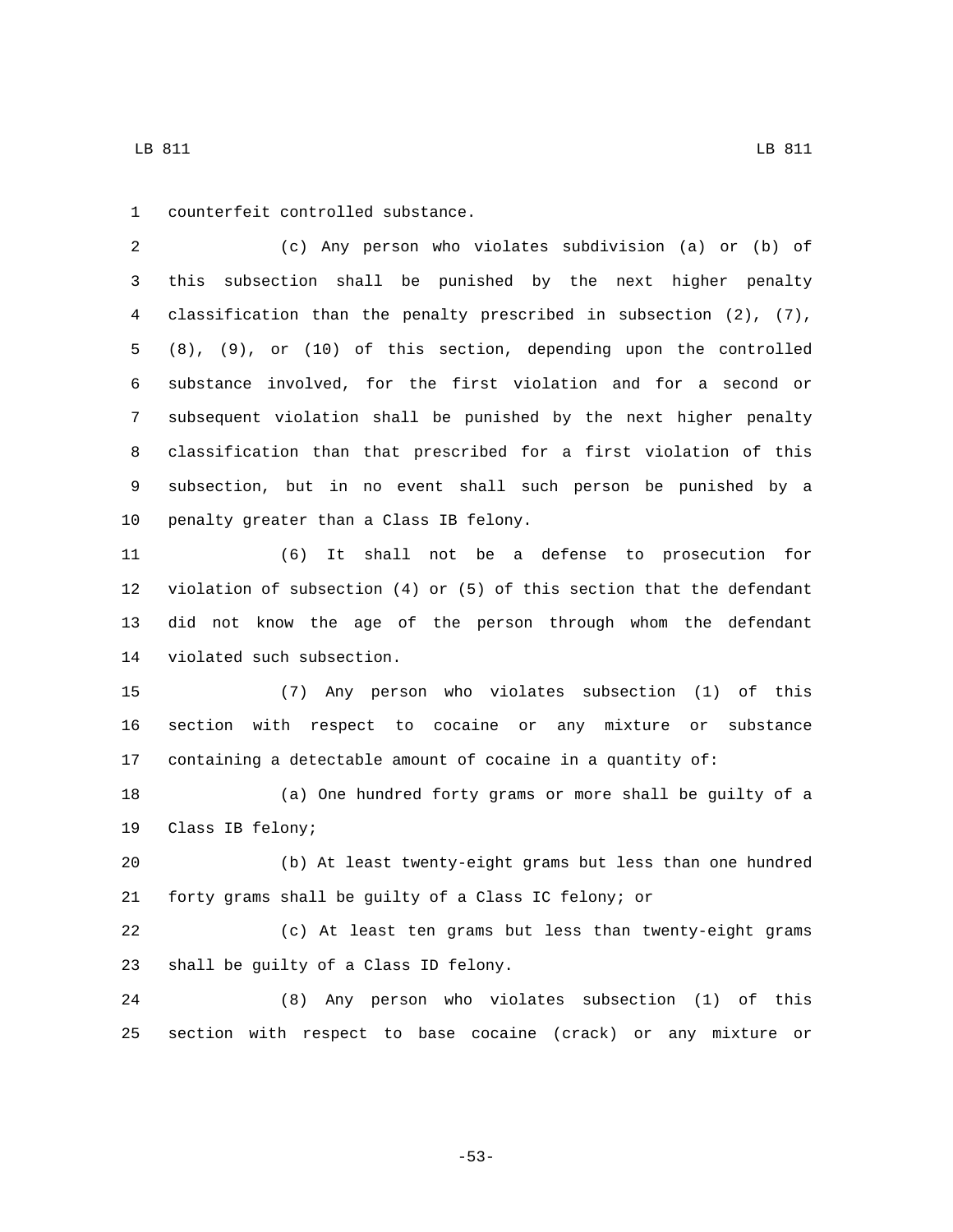counterfeit controlled substance.

(c) Any person who violates subdivision (a) or (b) of this subsection shall be punished by the next higher penalty classification than the penalty prescribed in subsection (2), (7), (8), (9), or (10) of this section, depending upon the controlled substance involved, for the first violation and for a second or subsequent violation shall be punished by the next higher penalty classification than that prescribed for a first violation of this subsection, but in no event shall such person be punished by a penalty greater than a Class IB felony.

(6) It shall not be a defense to prosecution for violation of subsection (4) or (5) of this section that the defendant did not know the age of the person through whom the defendant violated such subsection.

(7) Any person who violates subsection (1) of this section with respect to cocaine or any mixture or substance containing a detectable amount of cocaine in a quantity of:

(a) One hundred forty grams or more shall be guilty of a Class IB felony;

(b) At least twenty-eight grams but less than one hundred forty grams shall be guilty of a Class IC felony; or

(c) At least ten grams but less than twenty-eight grams shall be guilty of a Class ID felony.

(8) Any person who violates subsection (1) of this section with respect to base cocaine (crack) or any mixture or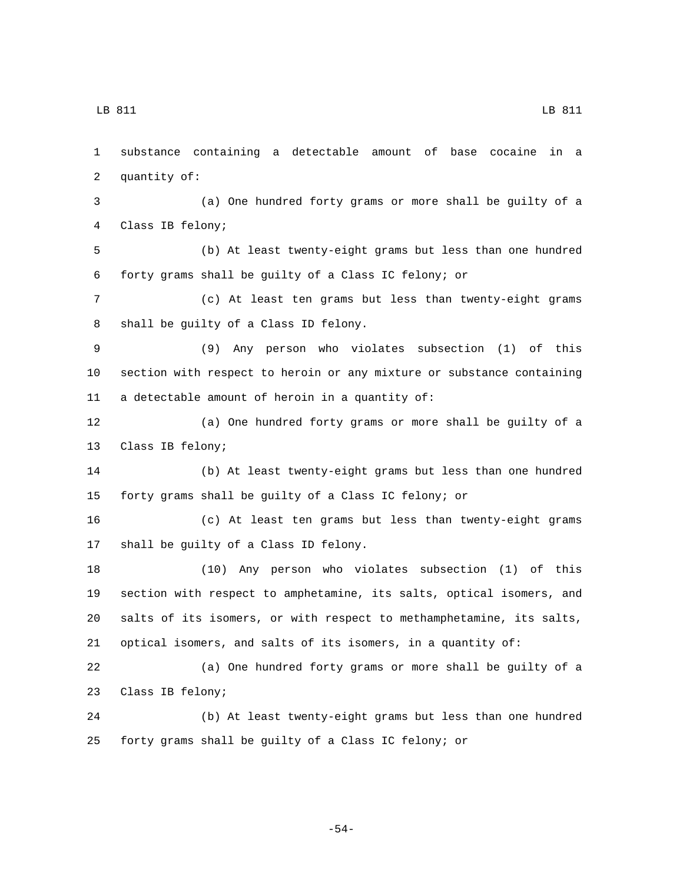substance containing a detectable amount of base cocaine in a quantity of:

(a) One hundred forty grams or more shall be guilty of a Class IB felony;

(b) At least twenty-eight grams but less than one hundred forty grams shall be guilty of a Class IC felony; or

(c) At least ten grams but less than twenty-eight grams shall be guilty of a Class ID felony.

(9) Any person who violates subsection (1) of this section with respect to heroin or any mixture or substance containing a detectable amount of heroin in a quantity of:

(a) One hundred forty grams or more shall be guilty of a Class IB felony;

(b) At least twenty-eight grams but less than one hundred forty grams shall be guilty of a Class IC felony; or

(c) At least ten grams but less than twenty-eight grams shall be guilty of a Class ID felony.

(10) Any person who violates subsection (1) of this section with respect to amphetamine, its salts, optical isomers, and salts of its isomers, or with respect to methamphetamine, its salts, optical isomers, and salts of its isomers, in a quantity of:

(a) One hundred forty grams or more shall be guilty of a Class IB felony;

(b) At least twenty-eight grams but less than one hundred forty grams shall be guilty of a Class IC felony; or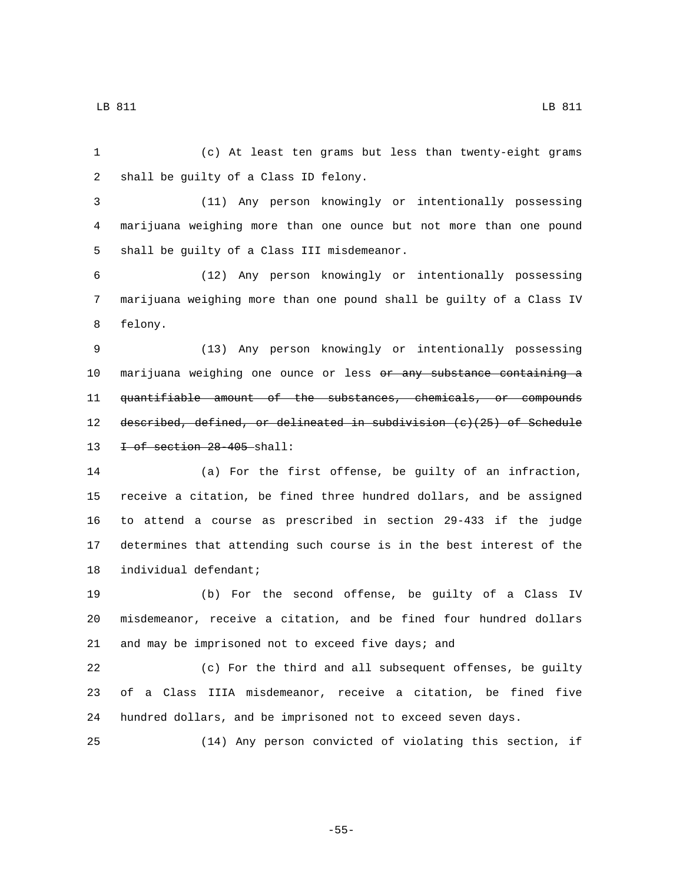(c) At least ten grams but less than twenty-eight grams shall be guilty of a Class ID felony.

(11) Any person knowingly or intentionally possessing marijuana weighing more than one ounce but not more than one pound shall be guilty of a Class III misdemeanor.

(12) Any person knowingly or intentionally possessing marijuana weighing more than one pound shall be guilty of a Class IV felony.

(13) Any person knowingly or intentionally possessing marijuana weighing one ounce or less ~~or any substance containing a quantifiable amount of the substances, chemicals, or compounds described, defined, or delineated in subdivision (c)(25) of Schedule I of section 28-405~~ shall:

(a) For the first offense, be guilty of an infraction, receive a citation, be fined three hundred dollars, and be assigned to attend a course as prescribed in section 29-433 if the judge determines that attending such course is in the best interest of the individual defendant;

(b) For the second offense, be guilty of a Class IV misdemeanor, receive a citation, and be fined four hundred dollars and may be imprisoned not to exceed five days; and

(c) For the third and all subsequent offenses, be guilty of a Class IIIA misdemeanor, receive a citation, be fined five hundred dollars, and be imprisoned not to exceed seven days.

(14) Any person convicted of violating this section, if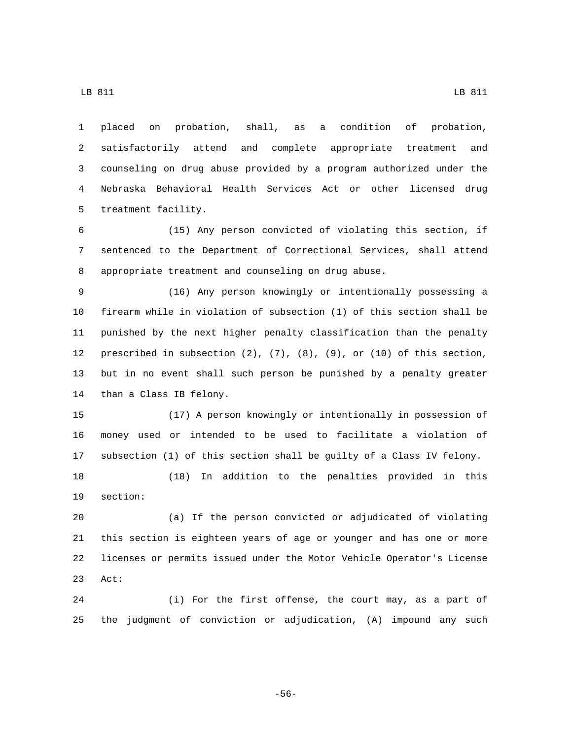placed on probation, shall, as a condition of probation, satisfactorily attend and complete appropriate treatment and counseling on drug abuse provided by a program authorized under the Nebraska Behavioral Health Services Act or other licensed drug treatment facility.

(15) Any person convicted of violating this section, if sentenced to the Department of Correctional Services, shall attend appropriate treatment and counseling on drug abuse.

(16) Any person knowingly or intentionally possessing a firearm while in violation of subsection (1) of this section shall be punished by the next higher penalty classification than the penalty prescribed in subsection (2), (7), (8), (9), or (10) of this section, but in no event shall such person be punished by a penalty greater than a Class IB felony.

(17) A person knowingly or intentionally in possession of money used or intended to be used to facilitate a violation of subsection (1) of this section shall be guilty of a Class IV felony.

(18) In addition to the penalties provided in this section:

(a) If the person convicted or adjudicated of violating this section is eighteen years of age or younger and has one or more licenses or permits issued under the Motor Vehicle Operator's License Act:

(i) For the first offense, the court may, as a part of the judgment of conviction or adjudication, (A) impound any such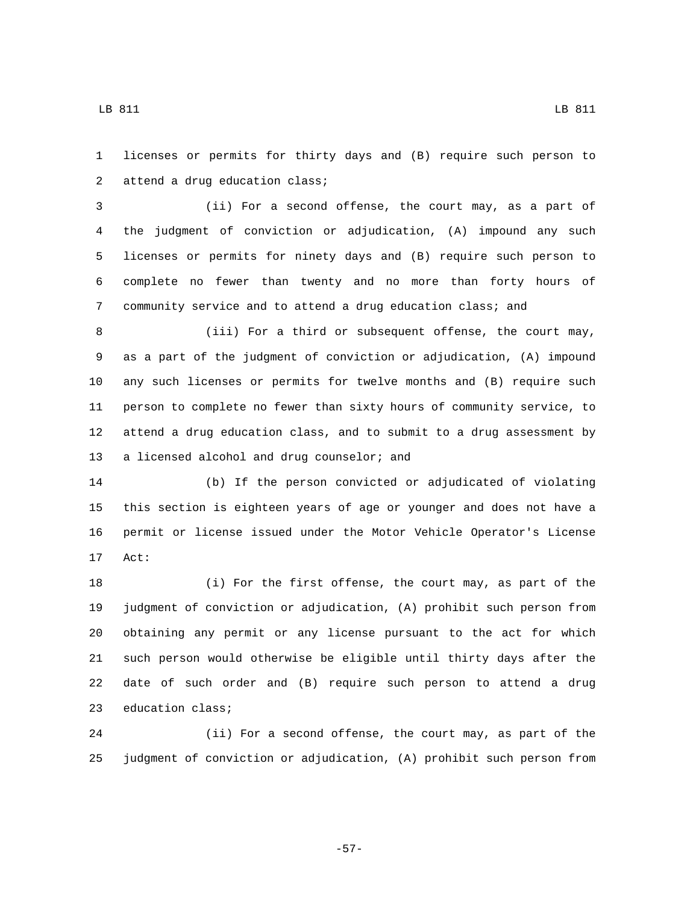licenses or permits for thirty days and (B) require such person to attend a drug education class;

(ii) For a second offense, the court may, as a part of the judgment of conviction or adjudication, (A) impound any such licenses or permits for ninety days and (B) require such person to complete no fewer than twenty and no more than forty hours of community service and to attend a drug education class; and

(iii) For a third or subsequent offense, the court may, as a part of the judgment of conviction or adjudication, (A) impound any such licenses or permits for twelve months and (B) require such person to complete no fewer than sixty hours of community service, to attend a drug education class, and to submit to a drug assessment by a licensed alcohol and drug counselor; and

(b) If the person convicted or adjudicated of violating this section is eighteen years of age or younger and does not have a permit or license issued under the Motor Vehicle Operator's License Act:

(i) For the first offense, the court may, as part of the judgment of conviction or adjudication, (A) prohibit such person from obtaining any permit or any license pursuant to the act for which such person would otherwise be eligible until thirty days after the date of such order and (B) require such person to attend a drug education class;

(ii) For a second offense, the court may, as part of the judgment of conviction or adjudication, (A) prohibit such person from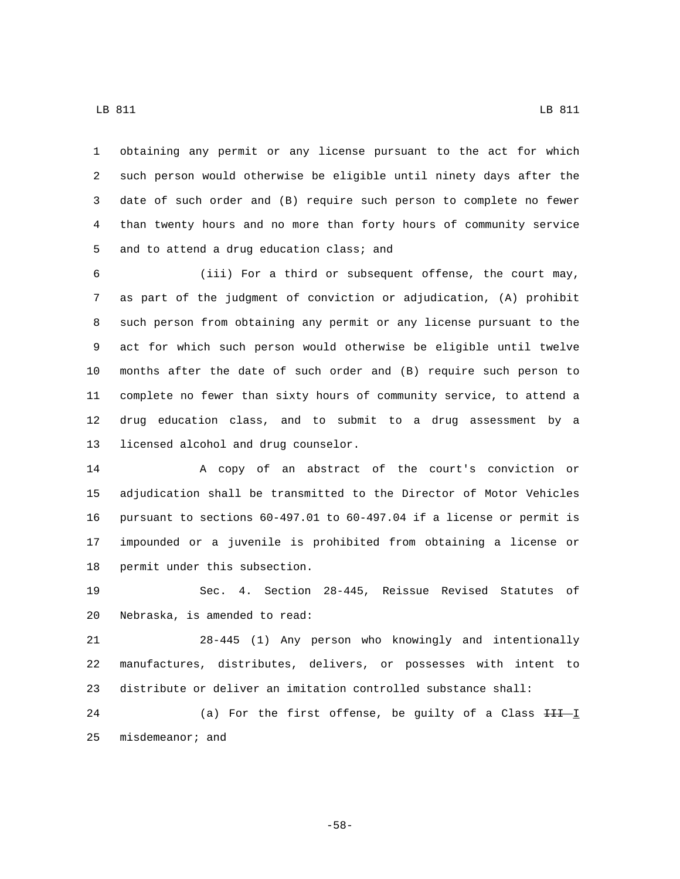obtaining any permit or any license pursuant to the act for which such person would otherwise be eligible until ninety days after the date of such order and (B) require such person to complete no fewer than twenty hours and no more than forty hours of community service and to attend a drug education class; and

(iii) For a third or subsequent offense, the court may, as part of the judgment of conviction or adjudication, (A) prohibit such person from obtaining any permit or any license pursuant to the act for which such person would otherwise be eligible until twelve months after the date of such order and (B) require such person to complete no fewer than sixty hours of community service, to attend a drug education class, and to submit to a drug assessment by a licensed alcohol and drug counselor.

A copy of an abstract of the court's conviction or adjudication shall be transmitted to the Director of Motor Vehicles pursuant to sections 60-497.01 to 60-497.04 if a license or permit is impounded or a juvenile is prohibited from obtaining a license or permit under this subsection.

Sec. 4. Section 28-445, Reissue Revised Statutes of Nebraska, is amended to read:

28-445 (1) Any person who knowingly and intentionally manufactures, distributes, delivers, or possesses with intent to distribute or deliver an imitation controlled substance shall:

(a) For the first offense, be guilty of a Class ~~III~~ I misdemeanor; and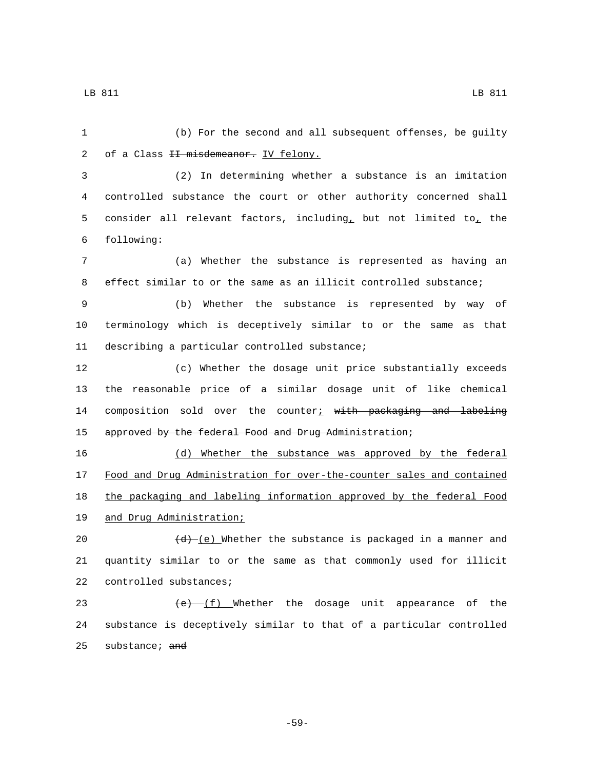(b) For the second and all subsequent offenses, be guilty of a Class ~~II misdemeanor.~~ IV felony.

(2) In determining whether a substance is an imitation controlled substance the court or other authority concerned shall consider all relevant factors, including, but not limited to, the following:

(a) Whether the substance is represented as having an effect similar to or the same as an illicit controlled substance;

(b) Whether the substance is represented by way of terminology which is deceptively similar to or the same as that describing a particular controlled substance;

(c) Whether the dosage unit price substantially exceeds the reasonable price of a similar dosage unit of like chemical composition sold over the counter; ~~with packaging and labeling approved by the federal Food and Drug Administration;~~

(d) Whether the substance was approved by the federal Food and Drug Administration for over-the-counter sales and contained the packaging and labeling information approved by the federal Food and Drug Administration;

~~(d)~~ (e) Whether the substance is packaged in a manner and quantity similar to or the same as that commonly used for illicit controlled substances;

~~(e)~~ (f) Whether the dosage unit appearance of the substance is deceptively similar to that of a particular controlled substance; ~~and~~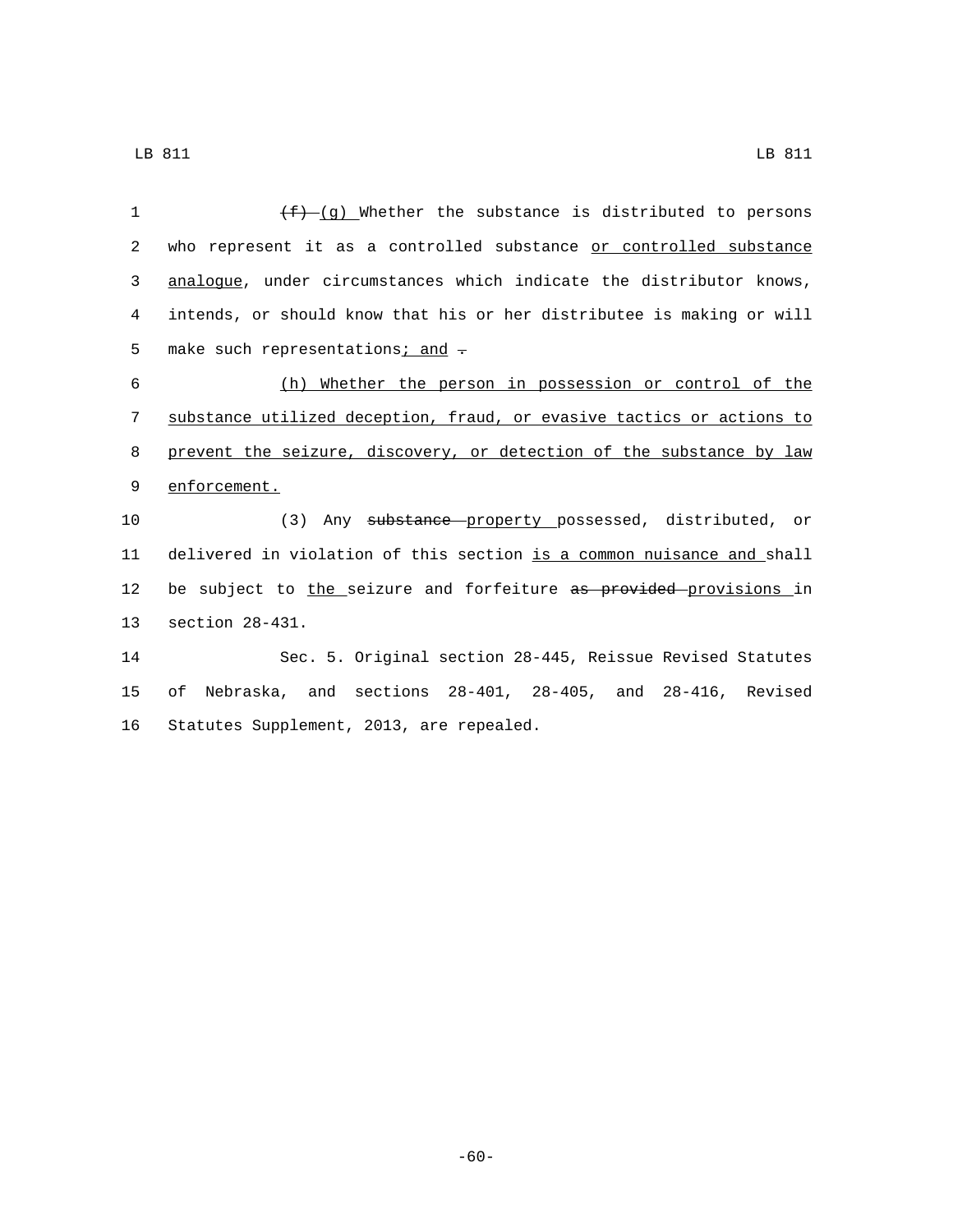~~(f)~~ (g) Whether the substance is distributed to persons who represent it as a controlled substance or controlled substance analogue, under circumstances which indicate the distributor knows, intends, or should know that his or her distributee is making or will make such representations; and ~~.~~

(h) Whether the person in possession or control of the substance utilized deception, fraud, or evasive tactics or actions to prevent the seizure, discovery, or detection of the substance by law enforcement.

(3) Any ~~substance~~ property possessed, distributed, or delivered in violation of this section is a common nuisance and shall be subject to the seizure and forfeiture ~~as provided~~ provisions in section 28-431.

Sec. 5. Original section 28-445, Reissue Revised Statutes of Nebraska, and sections 28-401, 28-405, and 28-416, Revised Statutes Supplement, 2013, are repealed.